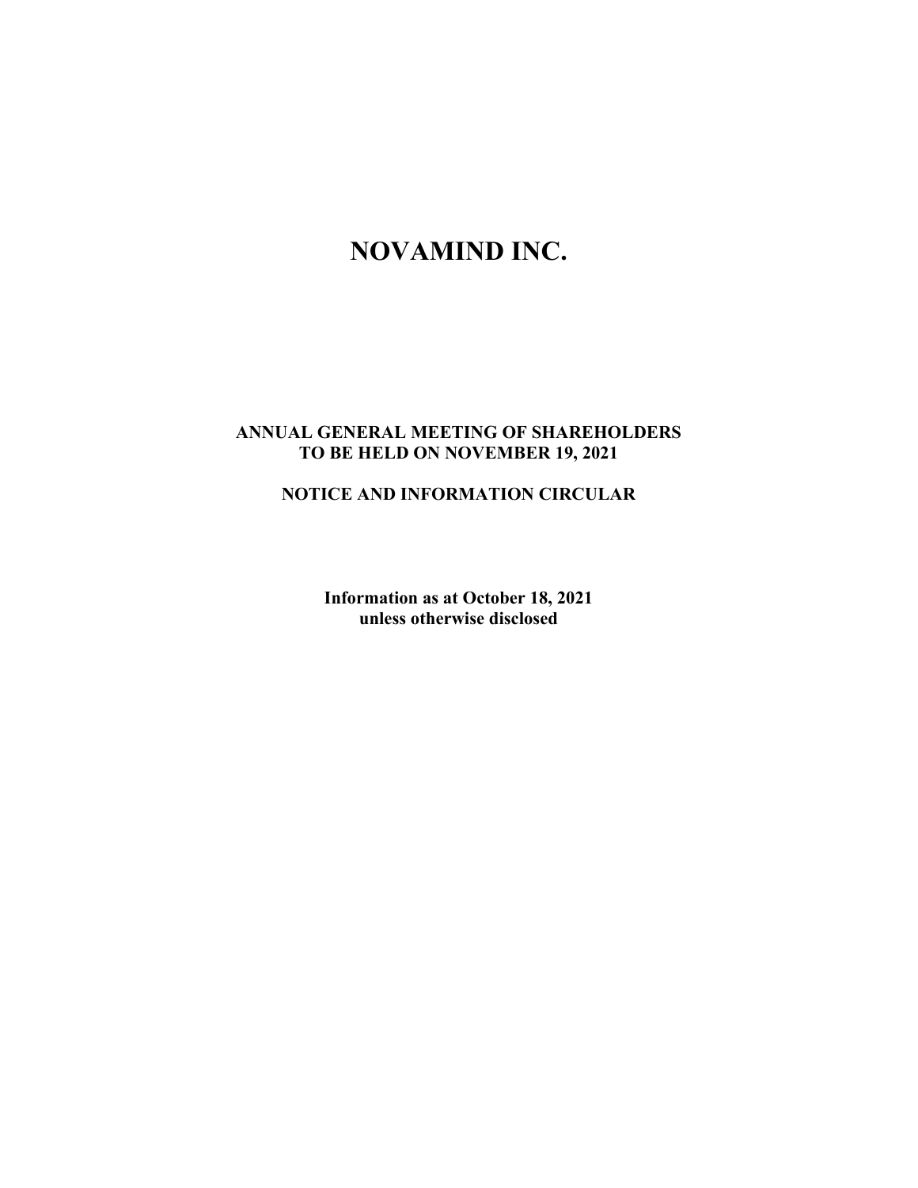# NOVAMIND INC.

**ANNUAL GENERAL MEETING OF SHAREHOLDERS**
**TO BE HELD ON NOVEMBER 19, 2021**

**NOTICE AND INFORMATION CIRCULAR**

**Information as at October 18, 2021**
**unless otherwise disclosed**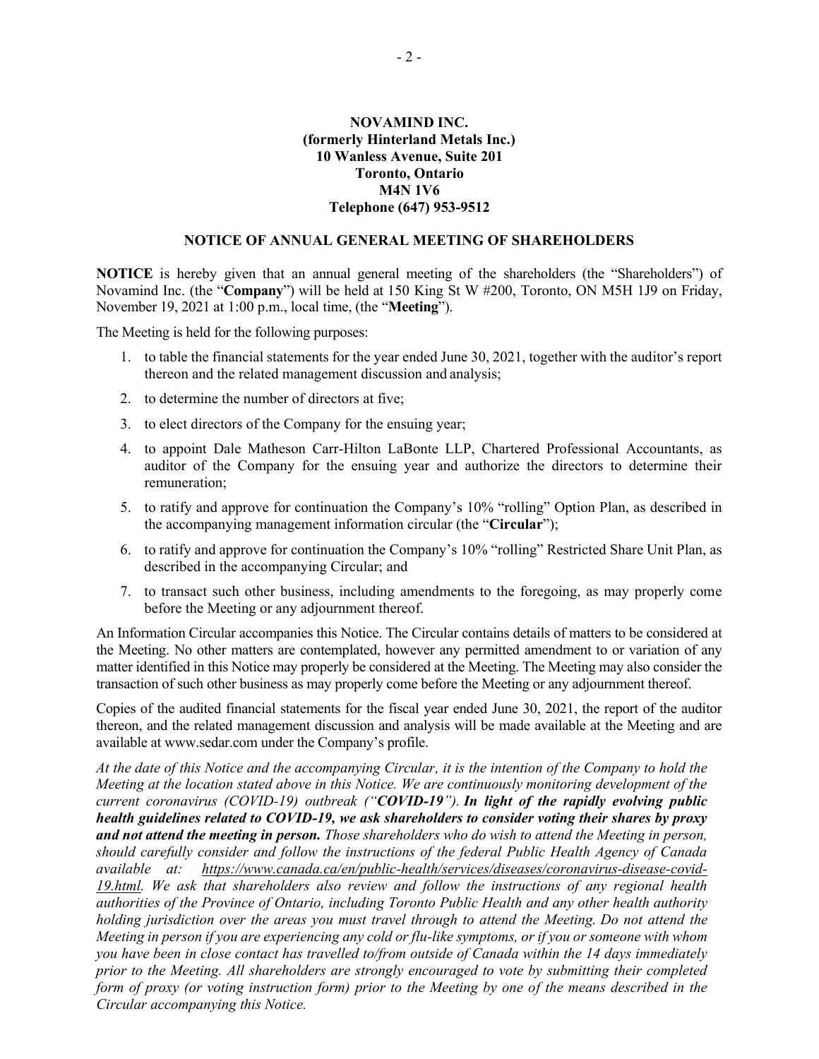**NOVAMIND INC.**
**(formerly Hinterland Metals Inc.)**
**10 Wanless Avenue, Suite 201**
**Toronto, Ontario**
**M4N 1V6**
**Telephone (647) 953-9512**

## NOTICE OF ANNUAL GENERAL MEETING OF SHAREHOLDERS

**NOTICE** is hereby given that an annual general meeting of the shareholders (the "Shareholders") of Novamind Inc. (the "**Company**") will be held at 150 King St W #200, Toronto, ON M5H 1J9 on Friday, November 19, 2021 at 1:00 p.m., local time, (the "**Meeting**").

The Meeting is held for the following purposes:

1. to table the financial statements for the year ended June 30, 2021, together with the auditor's report thereon and the related management discussion and analysis;
2. to determine the number of directors at five;
3. to elect directors of the Company for the ensuing year;
4. to appoint Dale Matheson Carr-Hilton LaBonte LLP, Chartered Professional Accountants, as auditor of the Company for the ensuing year and authorize the directors to determine their remuneration;
5. to ratify and approve for continuation the Company's 10% "rolling" Option Plan, as described in the accompanying management information circular (the "**Circular**");
6. to ratify and approve for continuation the Company's 10% "rolling" Restricted Share Unit Plan, as described in the accompanying Circular; and
7. to transact such other business, including amendments to the foregoing, as may properly come before the Meeting or any adjournment thereof.

An Information Circular accompanies this Notice. The Circular contains details of matters to be considered at the Meeting. No other matters are contemplated, however any permitted amendment to or variation of any matter identified in this Notice may properly be considered at the Meeting. The Meeting may also consider the transaction of such other business as may properly come before the Meeting or any adjournment thereof.

Copies of the audited financial statements for the fiscal year ended June 30, 2021, the report of the auditor thereon, and the related management discussion and analysis will be made available at the Meeting and are available at www.sedar.com under the Company's profile.

*At the date of this Notice and the accompanying Circular, it is the intention of the Company to hold the Meeting at the location stated above in this Notice. We are continuously monitoring development of the current coronavirus (COVID-19) outbreak ("**COVID-19**"). **In light of the rapidly evolving public health guidelines related to COVID-19, we ask shareholders to consider voting their shares by proxy and not attend the meeting in person.** Those shareholders who do wish to attend the Meeting in person, should carefully consider and follow the instructions of the federal Public Health Agency of Canada available at: https://www.canada.ca/en/public-health/services/diseases/coronavirus-disease-covid-19.html. We ask that shareholders also review and follow the instructions of any regional health authorities of the Province of Ontario, including Toronto Public Health and any other health authority holding jurisdiction over the areas you must travel through to attend the Meeting. Do not attend the Meeting in person if you are experiencing any cold or flu-like symptoms, or if you or someone with whom you have been in close contact has travelled to/from outside of Canada within the 14 days immediately prior to the Meeting. All shareholders are strongly encouraged to vote by submitting their completed form of proxy (or voting instruction form) prior to the Meeting by one of the means described in the Circular accompanying this Notice.*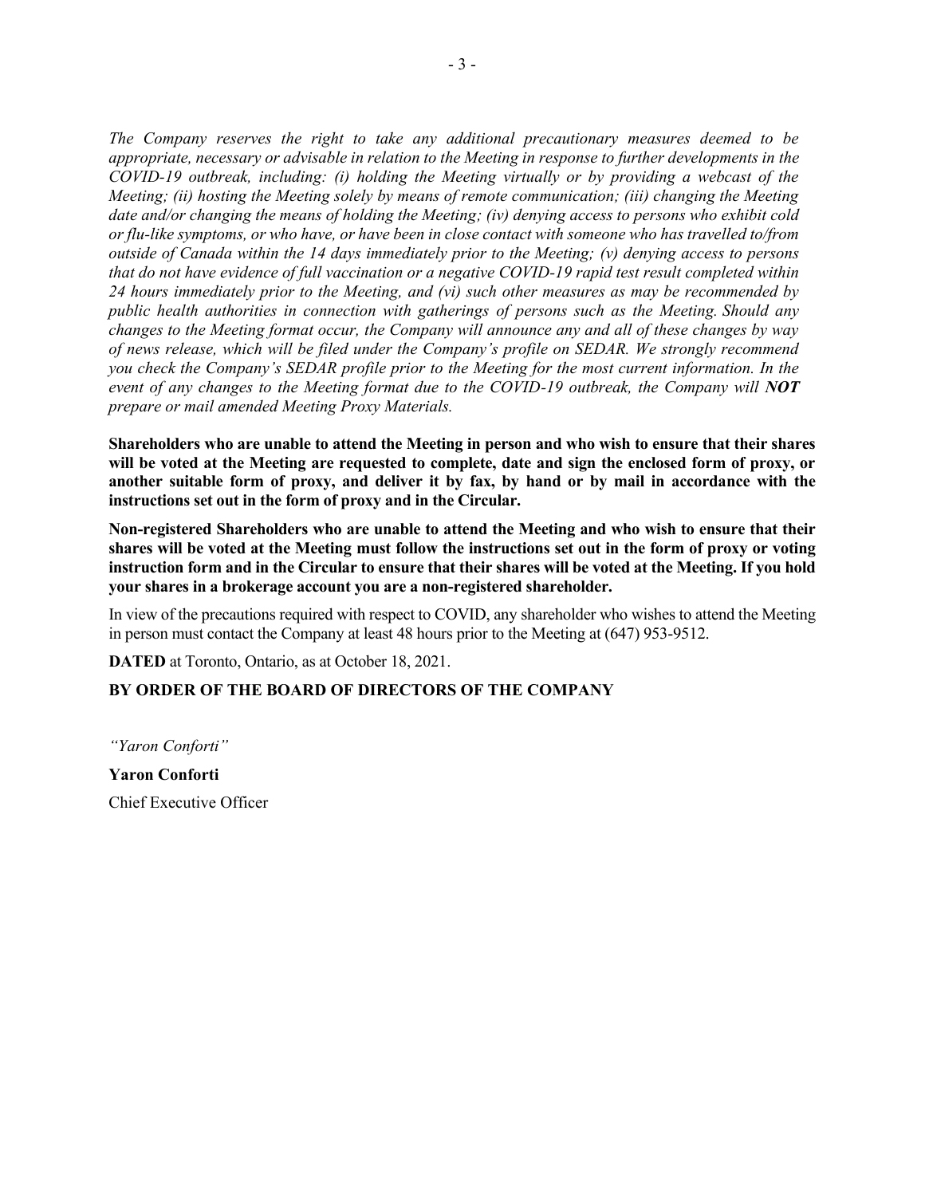*The Company reserves the right to take any additional precautionary measures deemed to be appropriate, necessary or advisable in relation to the Meeting in response to further developments in the COVID-19 outbreak, including: (i) holding the Meeting virtually or by providing a webcast of the Meeting; (ii) hosting the Meeting solely by means of remote communication; (iii) changing the Meeting date and/or changing the means of holding the Meeting; (iv) denying access to persons who exhibit cold or flu-like symptoms, or who have, or have been in close contact with someone who has travelled to/from outside of Canada within the 14 days immediately prior to the Meeting; (v) denying access to persons that do not have evidence of full vaccination or a negative COVID-19 rapid test result completed within 24 hours immediately prior to the Meeting, and (vi) such other measures as may be recommended by public health authorities in connection with gatherings of persons such as the Meeting. Should any changes to the Meeting format occur, the Company will announce any and all of these changes by way of news release, which will be filed under the Company's profile on SEDAR. We strongly recommend you check the Company's SEDAR profile prior to the Meeting for the most current information. In the event of any changes to the Meeting format due to the COVID-19 outbreak, the Company will **NOT** prepare or mail amended Meeting Proxy Materials.*

**Shareholders who are unable to attend the Meeting in person and who wish to ensure that their shares will be voted at the Meeting are requested to complete, date and sign the enclosed form of proxy, or another suitable form of proxy, and deliver it by fax, by hand or by mail in accordance with the instructions set out in the form of proxy and in the Circular.**

**Non-registered Shareholders who are unable to attend the Meeting and who wish to ensure that their shares will be voted at the Meeting must follow the instructions set out in the form of proxy or voting instruction form and in the Circular to ensure that their shares will be voted at the Meeting. If you hold your shares in a brokerage account you are a non-registered shareholder.**

In view of the precautions required with respect to COVID, any shareholder who wishes to attend the Meeting in person must contact the Company at least 48 hours prior to the Meeting at (647) 953-9512.

**DATED** at Toronto, Ontario, as at October 18, 2021.

**BY ORDER OF THE BOARD OF DIRECTORS OF THE COMPANY**

*"Yaron Conforti"*

**Yaron Conforti**

Chief Executive Officer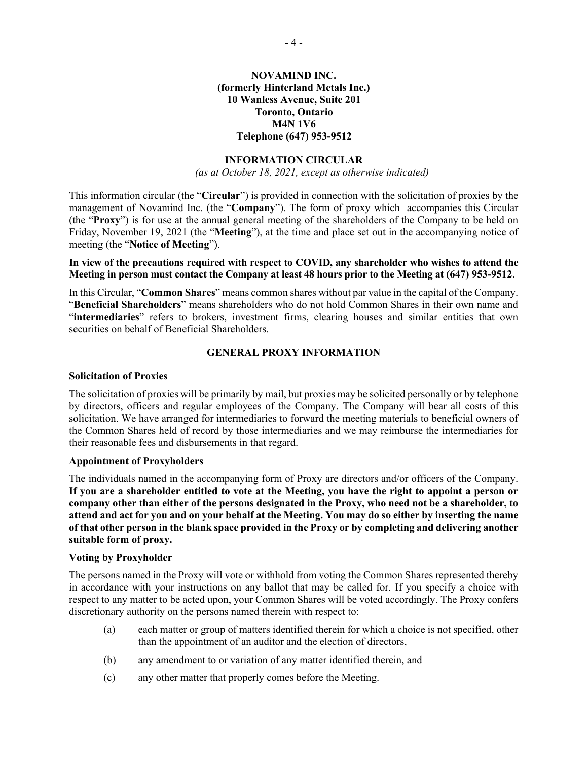**NOVAMIND INC.**
**(formerly Hinterland Metals Inc.)**
**10 Wanless Avenue, Suite 201**
**Toronto, Ontario**
**M4N 1V6**
**Telephone (647) 953-9512**

## INFORMATION CIRCULAR

*(as at October 18, 2021, except as otherwise indicated)*

This information circular (the "**Circular**") is provided in connection with the solicitation of proxies by the management of Novamind Inc. (the "**Company**"). The form of proxy which accompanies this Circular (the "**Proxy**") is for use at the annual general meeting of the shareholders of the Company to be held on Friday, November 19, 2021 (the "**Meeting**"), at the time and place set out in the accompanying notice of meeting (the "**Notice of Meeting**").

**In view of the precautions required with respect to COVID, any shareholder who wishes to attend the Meeting in person must contact the Company at least 48 hours prior to the Meeting at (647) 953-9512**.

In this Circular, "**Common Shares**" means common shares without par value in the capital of the Company. "**Beneficial Shareholders**" means shareholders who do not hold Common Shares in their own name and "**intermediaries**" refers to brokers, investment firms, clearing houses and similar entities that own securities on behalf of Beneficial Shareholders.

## GENERAL PROXY INFORMATION

### Solicitation of Proxies

The solicitation of proxies will be primarily by mail, but proxies may be solicited personally or by telephone by directors, officers and regular employees of the Company. The Company will bear all costs of this solicitation. We have arranged for intermediaries to forward the meeting materials to beneficial owners of the Common Shares held of record by those intermediaries and we may reimburse the intermediaries for their reasonable fees and disbursements in that regard.

### Appointment of Proxyholders

The individuals named in the accompanying form of Proxy are directors and/or officers of the Company. **If you are a shareholder entitled to vote at the Meeting, you have the right to appoint a person or company other than either of the persons designated in the Proxy, who need not be a shareholder, to attend and act for you and on your behalf at the Meeting. You may do so either by inserting the name of that other person in the blank space provided in the Proxy or by completing and delivering another suitable form of proxy.**

### Voting by Proxyholder

The persons named in the Proxy will vote or withhold from voting the Common Shares represented thereby in accordance with your instructions on any ballot that may be called for. If you specify a choice with respect to any matter to be acted upon, your Common Shares will be voted accordingly. The Proxy confers discretionary authority on the persons named therein with respect to:

(a) each matter or group of matters identified therein for which a choice is not specified, other than the appointment of an auditor and the election of directors,

(b) any amendment to or variation of any matter identified therein, and

(c) any other matter that properly comes before the Meeting.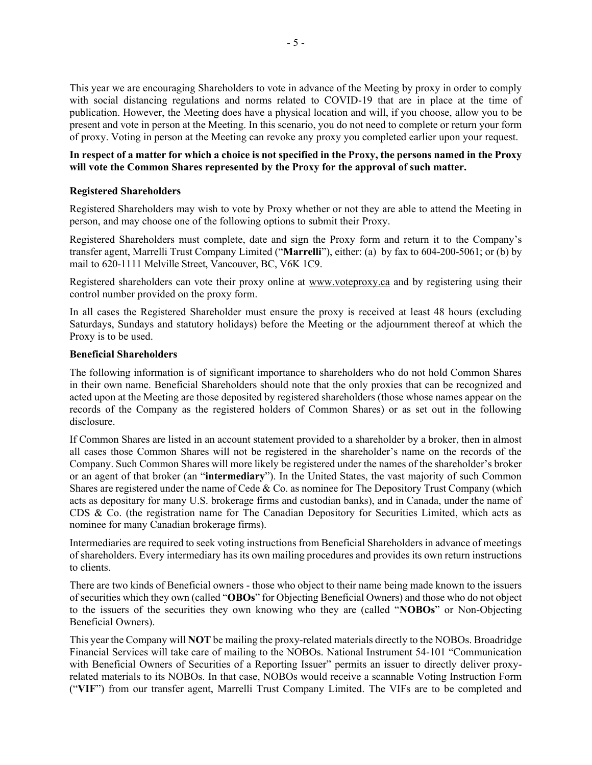This year we are encouraging Shareholders to vote in advance of the Meeting by proxy in order to comply with social distancing regulations and norms related to COVID-19 that are in place at the time of publication. However, the Meeting does have a physical location and will, if you choose, allow you to be present and vote in person at the Meeting. In this scenario, you do not need to complete or return your form of proxy. Voting in person at the Meeting can revoke any proxy you completed earlier upon your request.

**In respect of a matter for which a choice is not specified in the Proxy, the persons named in the Proxy will vote the Common Shares represented by the Proxy for the approval of such matter.**

**Registered Shareholders**

Registered Shareholders may wish to vote by Proxy whether or not they are able to attend the Meeting in person, and may choose one of the following options to submit their Proxy.

Registered Shareholders must complete, date and sign the Proxy form and return it to the Company's transfer agent, Marrelli Trust Company Limited ("**Marrelli**"), either: (a) by fax to 604-200-5061; or (b) by mail to 620-1111 Melville Street, Vancouver, BC, V6K 1C9.

Registered shareholders can vote their proxy online at www.voteproxy.ca and by registering using their control number provided on the proxy form.

In all cases the Registered Shareholder must ensure the proxy is received at least 48 hours (excluding Saturdays, Sundays and statutory holidays) before the Meeting or the adjournment thereof at which the Proxy is to be used.

**Beneficial Shareholders**

The following information is of significant importance to shareholders who do not hold Common Shares in their own name. Beneficial Shareholders should note that the only proxies that can be recognized and acted upon at the Meeting are those deposited by registered shareholders (those whose names appear on the records of the Company as the registered holders of Common Shares) or as set out in the following disclosure.

If Common Shares are listed in an account statement provided to a shareholder by a broker, then in almost all cases those Common Shares will not be registered in the shareholder's name on the records of the Company. Such Common Shares will more likely be registered under the names of the shareholder's broker or an agent of that broker (an "**intermediary**"). In the United States, the vast majority of such Common Shares are registered under the name of Cede & Co. as nominee for The Depository Trust Company (which acts as depositary for many U.S. brokerage firms and custodian banks), and in Canada, under the name of CDS & Co. (the registration name for The Canadian Depository for Securities Limited, which acts as nominee for many Canadian brokerage firms).

Intermediaries are required to seek voting instructions from Beneficial Shareholders in advance of meetings of shareholders. Every intermediary has its own mailing procedures and provides its own return instructions to clients.

There are two kinds of Beneficial owners - those who object to their name being made known to the issuers of securities which they own (called "**OBOs**" for Objecting Beneficial Owners) and those who do not object to the issuers of the securities they own knowing who they are (called "**NOBOs**" or Non-Objecting Beneficial Owners).

This year the Company will **NOT** be mailing the proxy-related materials directly to the NOBOs. Broadridge Financial Services will take care of mailing to the NOBOs. National Instrument 54-101 "Communication with Beneficial Owners of Securities of a Reporting Issuer" permits an issuer to directly deliver proxy-related materials to its NOBOs. In that case, NOBOs would receive a scannable Voting Instruction Form ("**VIF**") from our transfer agent, Marrelli Trust Company Limited. The VIFs are to be completed and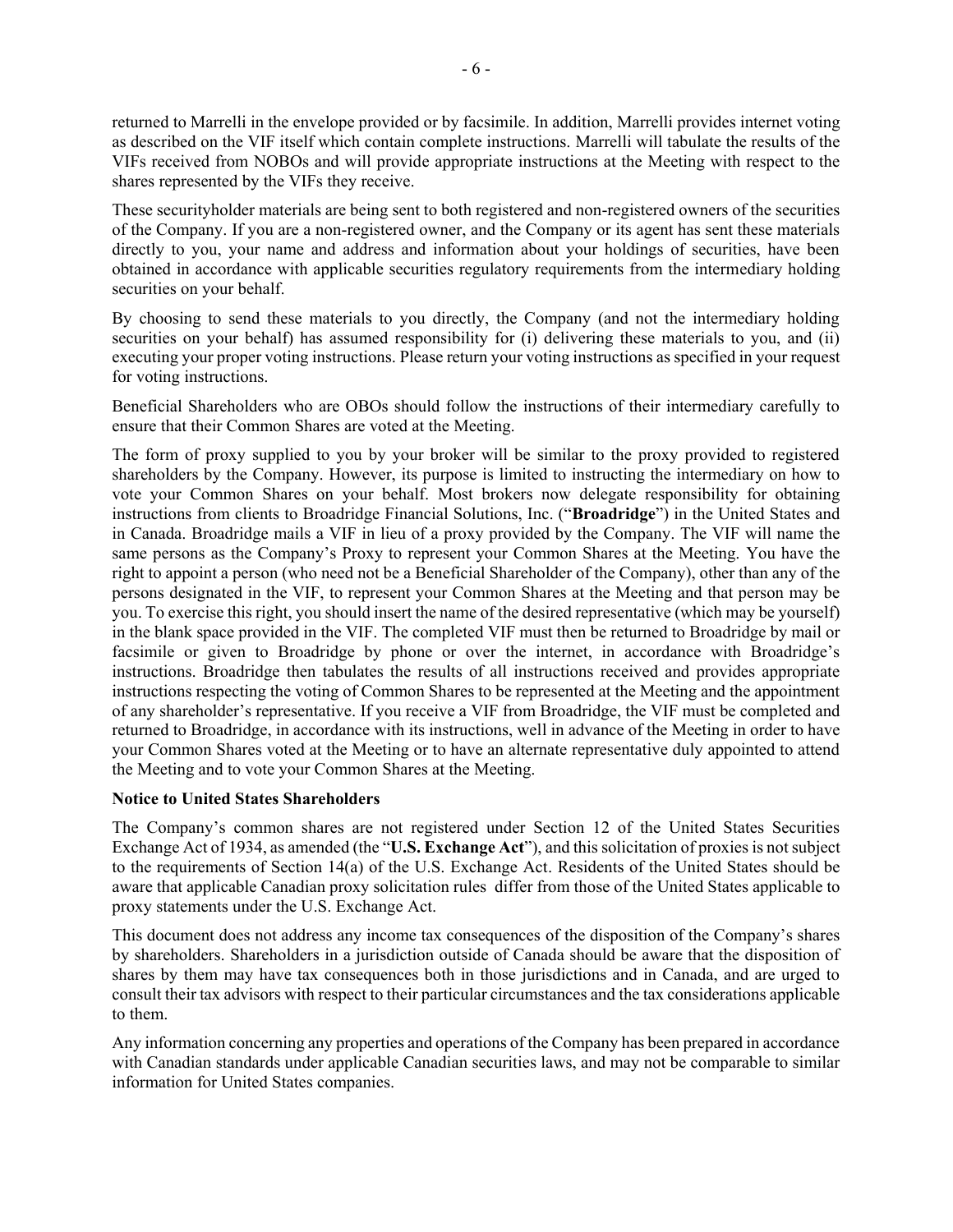returned to Marrelli in the envelope provided or by facsimile. In addition, Marrelli provides internet voting as described on the VIF itself which contain complete instructions. Marrelli will tabulate the results of the VIFs received from NOBOs and will provide appropriate instructions at the Meeting with respect to the shares represented by the VIFs they receive.

These securityholder materials are being sent to both registered and non-registered owners of the securities of the Company. If you are a non-registered owner, and the Company or its agent has sent these materials directly to you, your name and address and information about your holdings of securities, have been obtained in accordance with applicable securities regulatory requirements from the intermediary holding securities on your behalf.

By choosing to send these materials to you directly, the Company (and not the intermediary holding securities on your behalf) has assumed responsibility for (i) delivering these materials to you, and (ii) executing your proper voting instructions. Please return your voting instructions as specified in your request for voting instructions.

Beneficial Shareholders who are OBOs should follow the instructions of their intermediary carefully to ensure that their Common Shares are voted at the Meeting.

The form of proxy supplied to you by your broker will be similar to the proxy provided to registered shareholders by the Company. However, its purpose is limited to instructing the intermediary on how to vote your Common Shares on your behalf. Most brokers now delegate responsibility for obtaining instructions from clients to Broadridge Financial Solutions, Inc. ("**Broadridge**") in the United States and in Canada. Broadridge mails a VIF in lieu of a proxy provided by the Company. The VIF will name the same persons as the Company's Proxy to represent your Common Shares at the Meeting. You have the right to appoint a person (who need not be a Beneficial Shareholder of the Company), other than any of the persons designated in the VIF, to represent your Common Shares at the Meeting and that person may be you. To exercise this right, you should insert the name of the desired representative (which may be yourself) in the blank space provided in the VIF. The completed VIF must then be returned to Broadridge by mail or facsimile or given to Broadridge by phone or over the internet, in accordance with Broadridge's instructions. Broadridge then tabulates the results of all instructions received and provides appropriate instructions respecting the voting of Common Shares to be represented at the Meeting and the appointment of any shareholder's representative. If you receive a VIF from Broadridge, the VIF must be completed and returned to Broadridge, in accordance with its instructions, well in advance of the Meeting in order to have your Common Shares voted at the Meeting or to have an alternate representative duly appointed to attend the Meeting and to vote your Common Shares at the Meeting.

**Notice to United States Shareholders**

The Company's common shares are not registered under Section 12 of the United States Securities Exchange Act of 1934, as amended (the "**U.S. Exchange Act**"), and this solicitation of proxies is not subject to the requirements of Section 14(a) of the U.S. Exchange Act. Residents of the United States should be aware that applicable Canadian proxy solicitation rules differ from those of the United States applicable to proxy statements under the U.S. Exchange Act.

This document does not address any income tax consequences of the disposition of the Company's shares by shareholders. Shareholders in a jurisdiction outside of Canada should be aware that the disposition of shares by them may have tax consequences both in those jurisdictions and in Canada, and are urged to consult their tax advisors with respect to their particular circumstances and the tax considerations applicable to them.

Any information concerning any properties and operations of the Company has been prepared in accordance with Canadian standards under applicable Canadian securities laws, and may not be comparable to similar information for United States companies.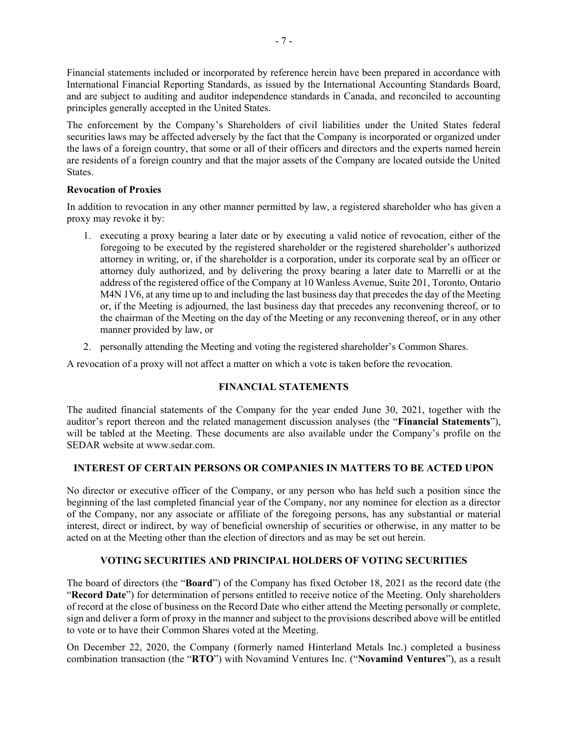Financial statements included or incorporated by reference herein have been prepared in accordance with International Financial Reporting Standards, as issued by the International Accounting Standards Board, and are subject to auditing and auditor independence standards in Canada, and reconciled to accounting principles generally accepted in the United States.

The enforcement by the Company's Shareholders of civil liabilities under the United States federal securities laws may be affected adversely by the fact that the Company is incorporated or organized under the laws of a foreign country, that some or all of their officers and directors and the experts named herein are residents of a foreign country and that the major assets of the Company are located outside the United States.

**Revocation of Proxies**

In addition to revocation in any other manner permitted by law, a registered shareholder who has given a proxy may revoke it by:

1. executing a proxy bearing a later date or by executing a valid notice of revocation, either of the foregoing to be executed by the registered shareholder or the registered shareholder's authorized attorney in writing, or, if the shareholder is a corporation, under its corporate seal by an officer or attorney duly authorized, and by delivering the proxy bearing a later date to Marrelli or at the address of the registered office of the Company at 10 Wanless Avenue, Suite 201, Toronto, Ontario M4N 1V6, at any time up to and including the last business day that precedes the day of the Meeting or, if the Meeting is adjourned, the last business day that precedes any reconvening thereof, or to the chairman of the Meeting on the day of the Meeting or any reconvening thereof, or in any other manner provided by law, or
2. personally attending the Meeting and voting the registered shareholder's Common Shares.

A revocation of a proxy will not affect a matter on which a vote is taken before the revocation.

## FINANCIAL STATEMENTS

The audited financial statements of the Company for the year ended June 30, 2021, together with the auditor's report thereon and the related management discussion analyses (the "**Financial Statements**"), will be tabled at the Meeting. These documents are also available under the Company's profile on the SEDAR website at www.sedar.com.

## INTEREST OF CERTAIN PERSONS OR COMPANIES IN MATTERS TO BE ACTED UPON

No director or executive officer of the Company, or any person who has held such a position since the beginning of the last completed financial year of the Company, nor any nominee for election as a director of the Company, nor any associate or affiliate of the foregoing persons, has any substantial or material interest, direct or indirect, by way of beneficial ownership of securities or otherwise, in any matter to be acted on at the Meeting other than the election of directors and as may be set out herein.

## VOTING SECURITIES AND PRINCIPAL HOLDERS OF VOTING SECURITIES

The board of directors (the "**Board**") of the Company has fixed October 18, 2021 as the record date (the "**Record Date**") for determination of persons entitled to receive notice of the Meeting. Only shareholders of record at the close of business on the Record Date who either attend the Meeting personally or complete, sign and deliver a form of proxy in the manner and subject to the provisions described above will be entitled to vote or to have their Common Shares voted at the Meeting.

On December 22, 2020, the Company (formerly named Hinterland Metals Inc.) completed a business combination transaction (the "**RTO**") with Novamind Ventures Inc. ("**Novamind Ventures**"), as a result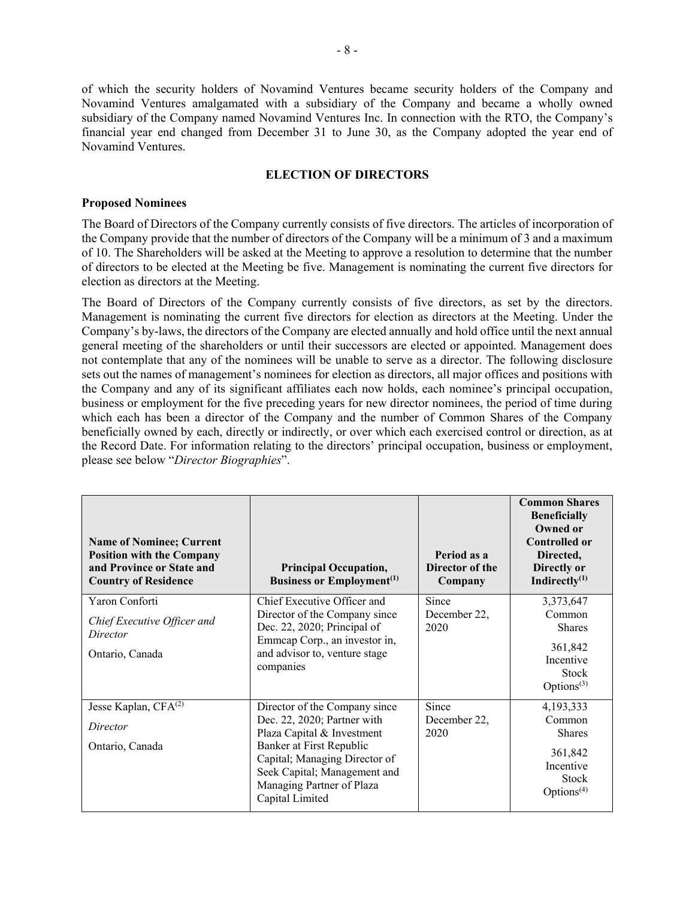of which the security holders of Novamind Ventures became security holders of the Company and Novamind Ventures amalgamated with a subsidiary of the Company and became a wholly owned subsidiary of the Company named Novamind Ventures Inc. In connection with the RTO, the Company's financial year end changed from December 31 to June 30, as the Company adopted the year end of Novamind Ventures.

## ELECTION OF DIRECTORS

### Proposed Nominees

The Board of Directors of the Company currently consists of five directors. The articles of incorporation of the Company provide that the number of directors of the Company will be a minimum of 3 and a maximum of 10. The Shareholders will be asked at the Meeting to approve a resolution to determine that the number of directors to be elected at the Meeting be five. Management is nominating the current five directors for election as directors at the Meeting.

The Board of Directors of the Company currently consists of five directors, as set by the directors. Management is nominating the current five directors for election as directors at the Meeting. Under the Company's by-laws, the directors of the Company are elected annually and hold office until the next annual general meeting of the shareholders or until their successors are elected or appointed. Management does not contemplate that any of the nominees will be unable to serve as a director. The following disclosure sets out the names of management's nominees for election as directors, all major offices and positions with the Company and any of its significant affiliates each now holds, each nominee's principal occupation, business or employment for the five preceding years for new director nominees, the period of time during which each has been a director of the Company and the number of Common Shares of the Company beneficially owned by each, directly or indirectly, or over which each exercised control or direction, as at the Record Date. For information relating to the directors' principal occupation, business or employment, please see below "*Director Biographies*".

| Name of Nominee; Current Position with the Company and Province or State and Country of Residence | Principal Occupation, Business or Employment[(1)] | Period as a Director of the Company | Common Shares Beneficially Owned or Controlled or Directed, Directly or Indirectly[(1)] |
|---|---|---|---|
| Yaron Conforti<br>*Chief Executive Officer and Director*<br>Ontario, Canada | Chief Executive Officer and Director of the Company since Dec. 22, 2020; Principal of Emmcap Corp., an investor in, and advisor to, venture stage companies | Since December 22, 2020 | 3,373,647 Common Shares<br>361,842 Incentive Stock Options[(3)] |
| Jesse Kaplan, CFA[(2)]<br>*Director*<br>Ontario, Canada | Director of the Company since Dec. 22, 2020; Partner with Plaza Capital & Investment Banker at First Republic Capital; Managing Director of Seek Capital; Management and Managing Partner of Plaza Capital Limited | Since December 22, 2020 | 4,193,333 Common Shares<br>361,842 Incentive Stock Options[(4)] |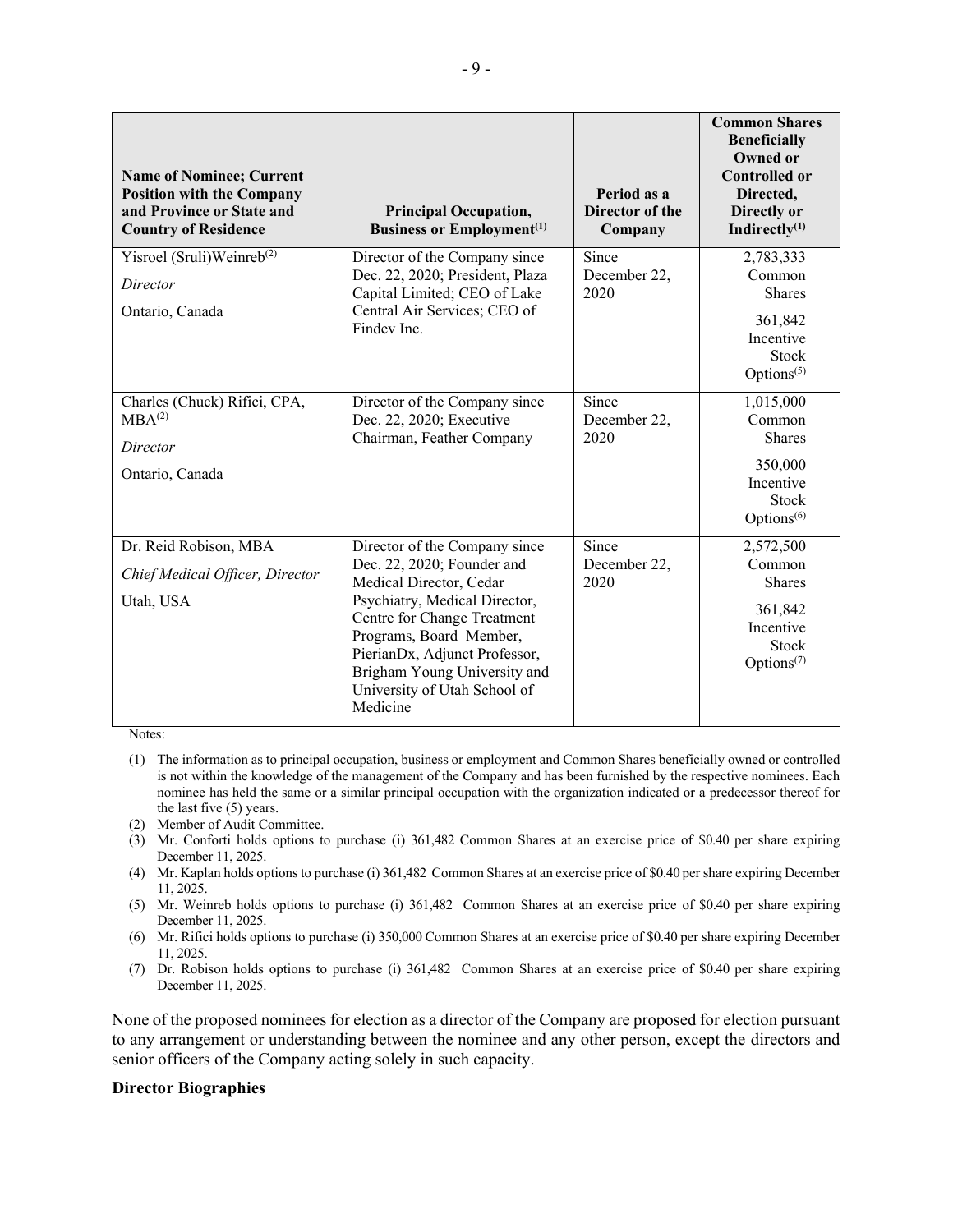| Name of Nominee; Current Position with the Company and Province or State and Country of Residence | Principal Occupation, Business or Employment[(1)] | Period as a Director of the Company | Common Shares Beneficially Owned or Controlled or Directed, Directly or Indirectly[(1)] |
| --- | --- | --- | --- |
| Yisroel (Sruli)Weinreb[(2)] *Director* Ontario, Canada | Director of the Company since Dec. 22, 2020; President, Plaza Capital Limited; CEO of Lake Central Air Services; CEO of Findev Inc. | Since December 22, 2020 | 2,783,333 Common Shares 361,842 Incentive Stock Options[(5)] |
| Charles (Chuck) Rifici, CPA, MBA[(2)] *Director* Ontario, Canada | Director of the Company since Dec. 22, 2020; Executive Chairman, Feather Company | Since December 22, 2020 | 1,015,000 Common Shares 350,000 Incentive Stock Options[(6)] |
| Dr. Reid Robison, MBA *Chief Medical Officer, Director* Utah, USA | Director of the Company since Dec. 22, 2020; Founder and Medical Director, Cedar Psychiatry, Medical Director, Centre for Change Treatment Programs, Board Member, PierianDx, Adjunct Professor, Brigham Young University and University of Utah School of Medicine | Since December 22, 2020 | 2,572,500 Common Shares 361,842 Incentive Stock Options[(7)] |

Notes:

(1) The information as to principal occupation, business or employment and Common Shares beneficially owned or controlled is not within the knowledge of the management of the Company and has been furnished by the respective nominees. Each nominee has held the same or a similar principal occupation with the organization indicated or a predecessor thereof for the last five (5) years.
(2) Member of Audit Committee.
(3) Mr. Conforti holds options to purchase (i) 361,482 Common Shares at an exercise price of $0.40 per share expiring December 11, 2025.
(4) Mr. Kaplan holds options to purchase (i) 361,482 Common Shares at an exercise price of $0.40 per share expiring December 11, 2025.
(5) Mr. Weinreb holds options to purchase (i) 361,482 Common Shares at an exercise price of $0.40 per share expiring December 11, 2025.
(6) Mr. Rifici holds options to purchase (i) 350,000 Common Shares at an exercise price of $0.40 per share expiring December 11, 2025.
(7) Dr. Robison holds options to purchase (i) 361,482 Common Shares at an exercise price of $0.40 per share expiring December 11, 2025.

None of the proposed nominees for election as a director of the Company are proposed for election pursuant to any arrangement or understanding between the nominee and any other person, except the directors and senior officers of the Company acting solely in such capacity.

**Director Biographies**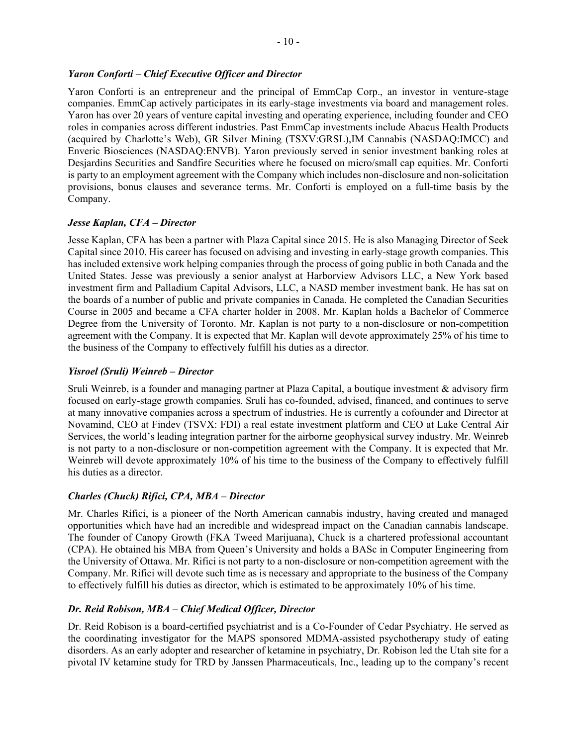### *Yaron Conforti – Chief Executive Officer and Director*

Yaron Conforti is an entrepreneur and the principal of EmmCap Corp., an investor in venture-stage companies. EmmCap actively participates in its early-stage investments via board and management roles. Yaron has over 20 years of venture capital investing and operating experience, including founder and CEO roles in companies across different industries. Past EmmCap investments include Abacus Health Products (acquired by Charlotte's Web), GR Silver Mining (TSXV:GRSL),IM Cannabis (NASDAQ:IMCC) and Enveric Biosciences (NASDAQ:ENVB). Yaron previously served in senior investment banking roles at Desjardins Securities and Sandfire Securities where he focused on micro/small cap equities. Mr. Conforti is party to an employment agreement with the Company which includes non-disclosure and non-solicitation provisions, bonus clauses and severance terms. Mr. Conforti is employed on a full-time basis by the Company.

### *Jesse Kaplan, CFA – Director*

Jesse Kaplan, CFA has been a partner with Plaza Capital since 2015. He is also Managing Director of Seek Capital since 2010. His career has focused on advising and investing in early-stage growth companies. This has included extensive work helping companies through the process of going public in both Canada and the United States. Jesse was previously a senior analyst at Harborview Advisors LLC, a New York based investment firm and Palladium Capital Advisors, LLC, a NASD member investment bank. He has sat on the boards of a number of public and private companies in Canada. He completed the Canadian Securities Course in 2005 and became a CFA charter holder in 2008. Mr. Kaplan holds a Bachelor of Commerce Degree from the University of Toronto. Mr. Kaplan is not party to a non-disclosure or non-competition agreement with the Company. It is expected that Mr. Kaplan will devote approximately 25% of his time to the business of the Company to effectively fulfill his duties as a director.

### *Yisroel (Sruli) Weinreb – Director*

Sruli Weinreb, is a founder and managing partner at Plaza Capital, a boutique investment & advisory firm focused on early-stage growth companies. Sruli has co-founded, advised, financed, and continues to serve at many innovative companies across a spectrum of industries. He is currently a cofounder and Director at Novamind, CEO at Findev (TSVX: FDI) a real estate investment platform and CEO at Lake Central Air Services, the world's leading integration partner for the airborne geophysical survey industry. Mr. Weinreb is not party to a non-disclosure or non-competition agreement with the Company. It is expected that Mr. Weinreb will devote approximately 10% of his time to the business of the Company to effectively fulfill his duties as a director.

### *Charles (Chuck) Rifici, CPA, MBA – Director*

Mr. Charles Rifici, is a pioneer of the North American cannabis industry, having created and managed opportunities which have had an incredible and widespread impact on the Canadian cannabis landscape. The founder of Canopy Growth (FKA Tweed Marijuana), Chuck is a chartered professional accountant (CPA). He obtained his MBA from Queen's University and holds a BASc in Computer Engineering from the University of Ottawa. Mr. Rifici is not party to a non-disclosure or non-competition agreement with the Company. Mr. Rifici will devote such time as is necessary and appropriate to the business of the Company to effectively fulfill his duties as director, which is estimated to be approximately 10% of his time.

### *Dr. Reid Robison, MBA – Chief Medical Officer, Director*

Dr. Reid Robison is a board-certified psychiatrist and is a Co-Founder of Cedar Psychiatry. He served as the coordinating investigator for the MAPS sponsored MDMA-assisted psychotherapy study of eating disorders. As an early adopter and researcher of ketamine in psychiatry, Dr. Robison led the Utah site for a pivotal IV ketamine study for TRD by Janssen Pharmaceuticals, Inc., leading up to the company's recent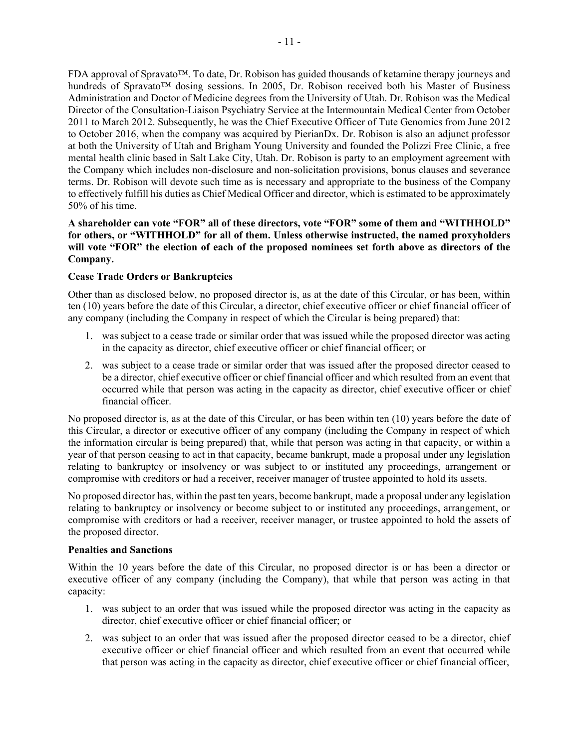FDA approval of Spravato™. To date, Dr. Robison has guided thousands of ketamine therapy journeys and hundreds of Spravato™ dosing sessions. In 2005, Dr. Robison received both his Master of Business Administration and Doctor of Medicine degrees from the University of Utah. Dr. Robison was the Medical Director of the Consultation-Liaison Psychiatry Service at the Intermountain Medical Center from October 2011 to March 2012. Subsequently, he was the Chief Executive Officer of Tute Genomics from June 2012 to October 2016, when the company was acquired by PierianDx. Dr. Robison is also an adjunct professor at both the University of Utah and Brigham Young University and founded the Polizzi Free Clinic, a free mental health clinic based in Salt Lake City, Utah. Dr. Robison is party to an employment agreement with the Company which includes non-disclosure and non-solicitation provisions, bonus clauses and severance terms. Dr. Robison will devote such time as is necessary and appropriate to the business of the Company to effectively fulfill his duties as Chief Medical Officer and director, which is estimated to be approximately 50% of his time.

**A shareholder can vote "FOR" all of these directors, vote "FOR" some of them and "WITHHOLD" for others, or "WITHHOLD" for all of them. Unless otherwise instructed, the named proxyholders will vote "FOR" the election of each of the proposed nominees set forth above as directors of the Company.**

**Cease Trade Orders or Bankruptcies**

Other than as disclosed below, no proposed director is, as at the date of this Circular, or has been, within ten (10) years before the date of this Circular, a director, chief executive officer or chief financial officer of any company (including the Company in respect of which the Circular is being prepared) that:

1. was subject to a cease trade or similar order that was issued while the proposed director was acting in the capacity as director, chief executive officer or chief financial officer; or
2. was subject to a cease trade or similar order that was issued after the proposed director ceased to be a director, chief executive officer or chief financial officer and which resulted from an event that occurred while that person was acting in the capacity as director, chief executive officer or chief financial officer.

No proposed director is, as at the date of this Circular, or has been within ten (10) years before the date of this Circular, a director or executive officer of any company (including the Company in respect of which the information circular is being prepared) that, while that person was acting in that capacity, or within a year of that person ceasing to act in that capacity, became bankrupt, made a proposal under any legislation relating to bankruptcy or insolvency or was subject to or instituted any proceedings, arrangement or compromise with creditors or had a receiver, receiver manager of trustee appointed to hold its assets.

No proposed director has, within the past ten years, become bankrupt, made a proposal under any legislation relating to bankruptcy or insolvency or become subject to or instituted any proceedings, arrangement, or compromise with creditors or had a receiver, receiver manager, or trustee appointed to hold the assets of the proposed director.

**Penalties and Sanctions**

Within the 10 years before the date of this Circular, no proposed director is or has been a director or executive officer of any company (including the Company), that while that person was acting in that capacity:

1. was subject to an order that was issued while the proposed director was acting in the capacity as director, chief executive officer or chief financial officer; or
2. was subject to an order that was issued after the proposed director ceased to be a director, chief executive officer or chief financial officer and which resulted from an event that occurred while that person was acting in the capacity as director, chief executive officer or chief financial officer,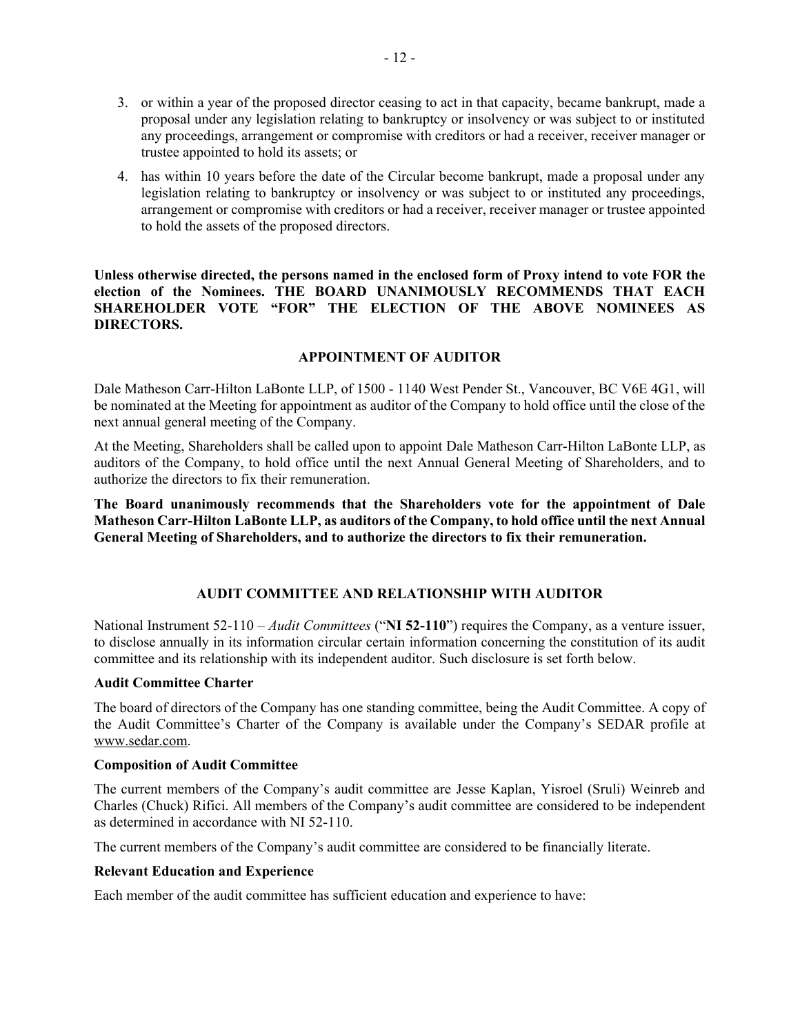3. or within a year of the proposed director ceasing to act in that capacity, became bankrupt, made a proposal under any legislation relating to bankruptcy or insolvency or was subject to or instituted any proceedings, arrangement or compromise with creditors or had a receiver, receiver manager or trustee appointed to hold its assets; or
4. has within 10 years before the date of the Circular become bankrupt, made a proposal under any legislation relating to bankruptcy or insolvency or was subject to or instituted any proceedings, arrangement or compromise with creditors or had a receiver, receiver manager or trustee appointed to hold the assets of the proposed directors.

**Unless otherwise directed, the persons named in the enclosed form of Proxy intend to vote FOR the election of the Nominees. THE BOARD UNANIMOUSLY RECOMMENDS THAT EACH SHAREHOLDER VOTE "FOR" THE ELECTION OF THE ABOVE NOMINEES AS DIRECTORS.**

## APPOINTMENT OF AUDITOR

Dale Matheson Carr-Hilton LaBonte LLP, of 1500 - 1140 West Pender St., Vancouver, BC V6E 4G1, will be nominated at the Meeting for appointment as auditor of the Company to hold office until the close of the next annual general meeting of the Company.

At the Meeting, Shareholders shall be called upon to appoint Dale Matheson Carr-Hilton LaBonte LLP, as auditors of the Company, to hold office until the next Annual General Meeting of Shareholders, and to authorize the directors to fix their remuneration.

**The Board unanimously recommends that the Shareholders vote for the appointment of Dale Matheson Carr-Hilton LaBonte LLP, as auditors of the Company, to hold office until the next Annual General Meeting of Shareholders, and to authorize the directors to fix their remuneration.**

## AUDIT COMMITTEE AND RELATIONSHIP WITH AUDITOR

National Instrument 52-110 – *Audit Committees* ("**NI 52-110**") requires the Company, as a venture issuer, to disclose annually in its information circular certain information concerning the constitution of its audit committee and its relationship with its independent auditor. Such disclosure is set forth below.

### Audit Committee Charter

The board of directors of the Company has one standing committee, being the Audit Committee. A copy of the Audit Committee's Charter of the Company is available under the Company's SEDAR profile at www.sedar.com.

### Composition of Audit Committee

The current members of the Company's audit committee are Jesse Kaplan, Yisroel (Sruli) Weinreb and Charles (Chuck) Rifici. All members of the Company's audit committee are considered to be independent as determined in accordance with NI 52-110.

The current members of the Company's audit committee are considered to be financially literate.

### Relevant Education and Experience

Each member of the audit committee has sufficient education and experience to have: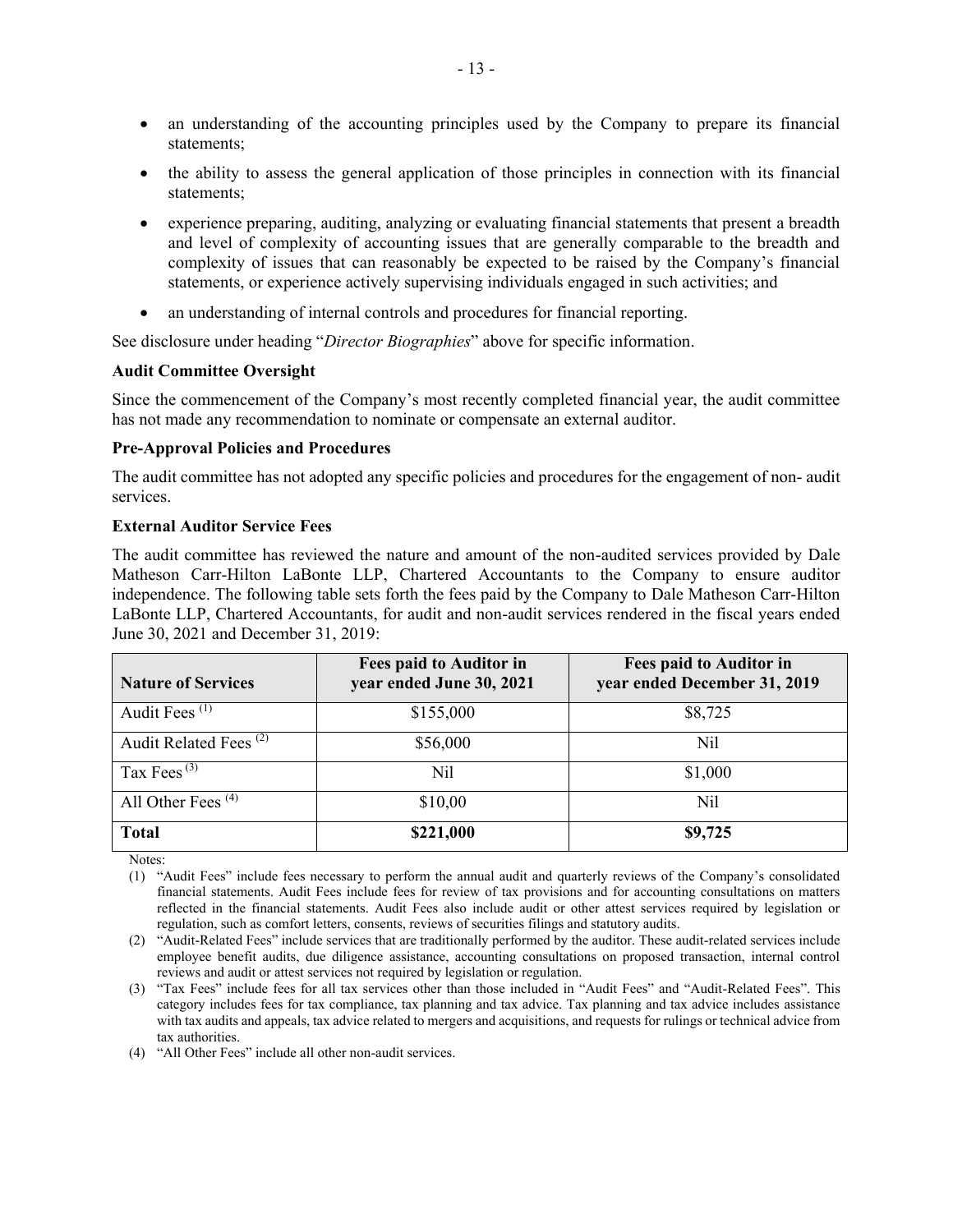- an understanding of the accounting principles used by the Company to prepare its financial statements;
- the ability to assess the general application of those principles in connection with its financial statements;
- experience preparing, auditing, analyzing or evaluating financial statements that present a breadth and level of complexity of accounting issues that are generally comparable to the breadth and complexity of issues that can reasonably be expected to be raised by the Company's financial statements, or experience actively supervising individuals engaged in such activities; and
- an understanding of internal controls and procedures for financial reporting.

See disclosure under heading "*Director Biographies*" above for specific information.

**Audit Committee Oversight**

Since the commencement of the Company's most recently completed financial year, the audit committee has not made any recommendation to nominate or compensate an external auditor.

**Pre-Approval Policies and Procedures**

The audit committee has not adopted any specific policies and procedures for the engagement of non- audit services.

**External Auditor Service Fees**

The audit committee has reviewed the nature and amount of the non-audited services provided by Dale Matheson Carr-Hilton LaBonte LLP, Chartered Accountants to the Company to ensure auditor independence. The following table sets forth the fees paid by the Company to Dale Matheson Carr-Hilton LaBonte LLP, Chartered Accountants, for audit and non-audit services rendered in the fiscal years ended June 30, 2021 and December 31, 2019:

| Nature of Services | Fees paid to Auditor in year ended June 30, 2021 | Fees paid to Auditor in year ended December 31, 2019 |
| --- | --- | --- |
| Audit Fees (1) | $155,000 | $8,725 |
| Audit Related Fees (2) | $56,000 | Nil |
| Tax Fees (3) | Nil | $1,000 |
| All Other Fees (4) | $10,00 | Nil |
| **Total** | **$221,000** | **$9,725** |

Notes:

(1) "Audit Fees" include fees necessary to perform the annual audit and quarterly reviews of the Company's consolidated financial statements. Audit Fees include fees for review of tax provisions and for accounting consultations on matters reflected in the financial statements. Audit Fees also include audit or other attest services required by legislation or regulation, such as comfort letters, consents, reviews of securities filings and statutory audits.

(2) "Audit-Related Fees" include services that are traditionally performed by the auditor. These audit-related services include employee benefit audits, due diligence assistance, accounting consultations on proposed transaction, internal control reviews and audit or attest services not required by legislation or regulation.

(3) "Tax Fees" include fees for all tax services other than those included in "Audit Fees" and "Audit-Related Fees". This category includes fees for tax compliance, tax planning and tax advice. Tax planning and tax advice includes assistance with tax audits and appeals, tax advice related to mergers and acquisitions, and requests for rulings or technical advice from tax authorities.

(4) "All Other Fees" include all other non-audit services.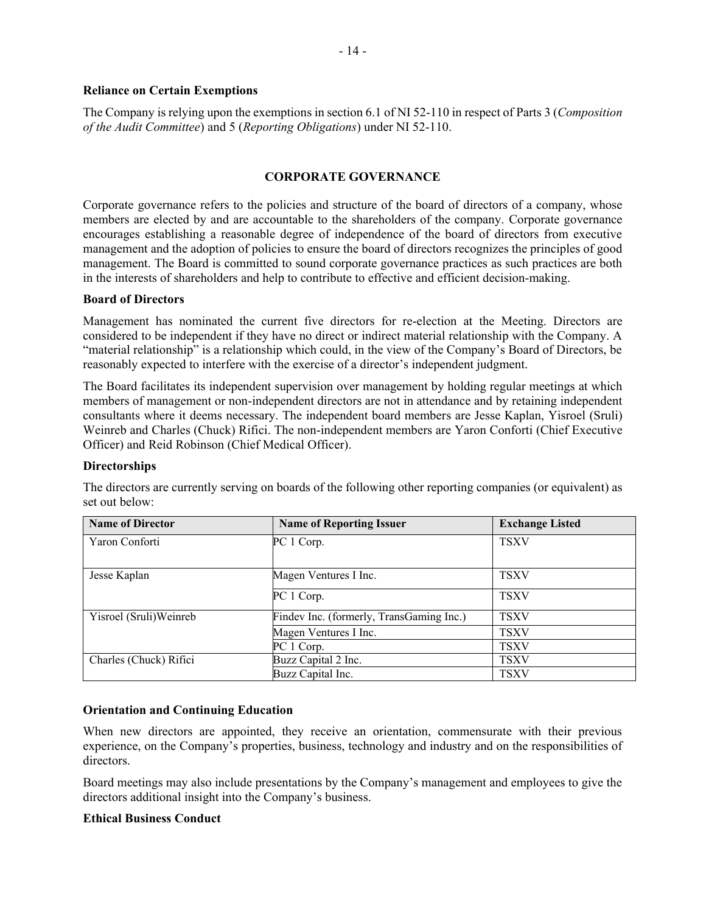**Reliance on Certain Exemptions**

The Company is relying upon the exemptions in section 6.1 of NI 52-110 in respect of Parts 3 (*Composition of the Audit Committee*) and 5 (*Reporting Obligations*) under NI 52-110.

## CORPORATE GOVERNANCE

Corporate governance refers to the policies and structure of the board of directors of a company, whose members are elected by and are accountable to the shareholders of the company. Corporate governance encourages establishing a reasonable degree of independence of the board of directors from executive management and the adoption of policies to ensure the board of directors recognizes the principles of good management. The Board is committed to sound corporate governance practices as such practices are both in the interests of shareholders and help to contribute to effective and efficient decision-making.

**Board of Directors**

Management has nominated the current five directors for re-election at the Meeting. Directors are considered to be independent if they have no direct or indirect material relationship with the Company. A "material relationship" is a relationship which could, in the view of the Company's Board of Directors, be reasonably expected to interfere with the exercise of a director's independent judgment.

The Board facilitates its independent supervision over management by holding regular meetings at which members of management or non-independent directors are not in attendance and by retaining independent consultants where it deems necessary. The independent board members are Jesse Kaplan, Yisroel (Sruli) Weinreb and Charles (Chuck) Rifici. The non-independent members are Yaron Conforti (Chief Executive Officer) and Reid Robinson (Chief Medical Officer).

**Directorships**

The directors are currently serving on boards of the following other reporting companies (or equivalent) as set out below:

| Name of Director | Name of Reporting Issuer | Exchange Listed |
|---|---|---|
| Yaron Conforti | PC 1 Corp. | TSXV |
| Jesse Kaplan | Magen Ventures I Inc. | TSXV |
| | PC 1 Corp. | TSXV |
| Yisroel (Sruli)Weinreb | Findev Inc. (formerly, TransGaming Inc.) | TSXV |
| | Magen Ventures I Inc. | TSXV |
| | PC 1 Corp. | TSXV |
| Charles (Chuck) Rifici | Buzz Capital 2 Inc. | TSXV |
| | Buzz Capital Inc. | TSXV |

**Orientation and Continuing Education**

When new directors are appointed, they receive an orientation, commensurate with their previous experience, on the Company's properties, business, technology and industry and on the responsibilities of directors.

Board meetings may also include presentations by the Company's management and employees to give the directors additional insight into the Company's business.

**Ethical Business Conduct**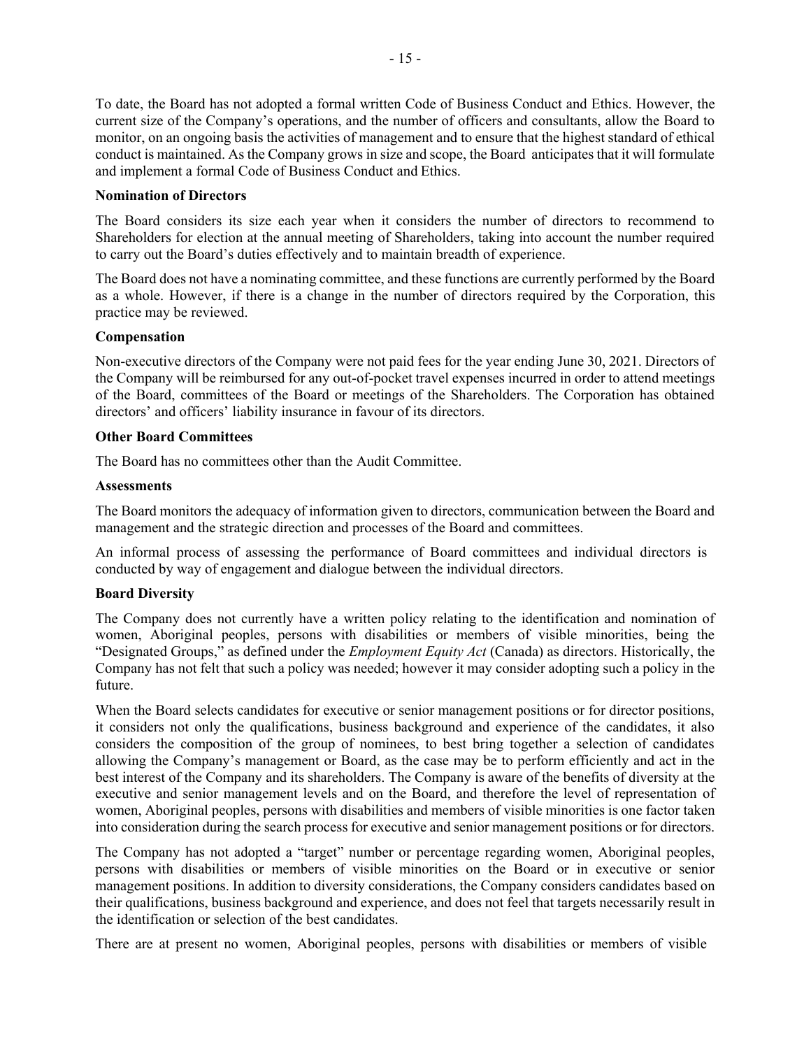To date, the Board has not adopted a formal written Code of Business Conduct and Ethics. However, the current size of the Company's operations, and the number of officers and consultants, allow the Board to monitor, on an ongoing basis the activities of management and to ensure that the highest standard of ethical conduct is maintained. As the Company grows in size and scope, the Board anticipates that it will formulate and implement a formal Code of Business Conduct and Ethics.

**Nomination of Directors**

The Board considers its size each year when it considers the number of directors to recommend to Shareholders for election at the annual meeting of Shareholders, taking into account the number required to carry out the Board's duties effectively and to maintain breadth of experience.

The Board does not have a nominating committee, and these functions are currently performed by the Board as a whole. However, if there is a change in the number of directors required by the Corporation, this practice may be reviewed.

**Compensation**

Non-executive directors of the Company were not paid fees for the year ending June 30, 2021. Directors of the Company will be reimbursed for any out-of-pocket travel expenses incurred in order to attend meetings of the Board, committees of the Board or meetings of the Shareholders. The Corporation has obtained directors' and officers' liability insurance in favour of its directors.

**Other Board Committees**

The Board has no committees other than the Audit Committee.

**Assessments**

The Board monitors the adequacy of information given to directors, communication between the Board and management and the strategic direction and processes of the Board and committees.

An informal process of assessing the performance of Board committees and individual directors is conducted by way of engagement and dialogue between the individual directors.

**Board Diversity**

The Company does not currently have a written policy relating to the identification and nomination of women, Aboriginal peoples, persons with disabilities or members of visible minorities, being the "Designated Groups," as defined under the *Employment Equity Act* (Canada) as directors. Historically, the Company has not felt that such a policy was needed; however it may consider adopting such a policy in the future.

When the Board selects candidates for executive or senior management positions or for director positions, it considers not only the qualifications, business background and experience of the candidates, it also considers the composition of the group of nominees, to best bring together a selection of candidates allowing the Company's management or Board, as the case may be to perform efficiently and act in the best interest of the Company and its shareholders. The Company is aware of the benefits of diversity at the executive and senior management levels and on the Board, and therefore the level of representation of women, Aboriginal peoples, persons with disabilities and members of visible minorities is one factor taken into consideration during the search process for executive and senior management positions or for directors.

The Company has not adopted a "target" number or percentage regarding women, Aboriginal peoples, persons with disabilities or members of visible minorities on the Board or in executive or senior management positions. In addition to diversity considerations, the Company considers candidates based on their qualifications, business background and experience, and does not feel that targets necessarily result in the identification or selection of the best candidates.

There are at present no women, Aboriginal peoples, persons with disabilities or members of visible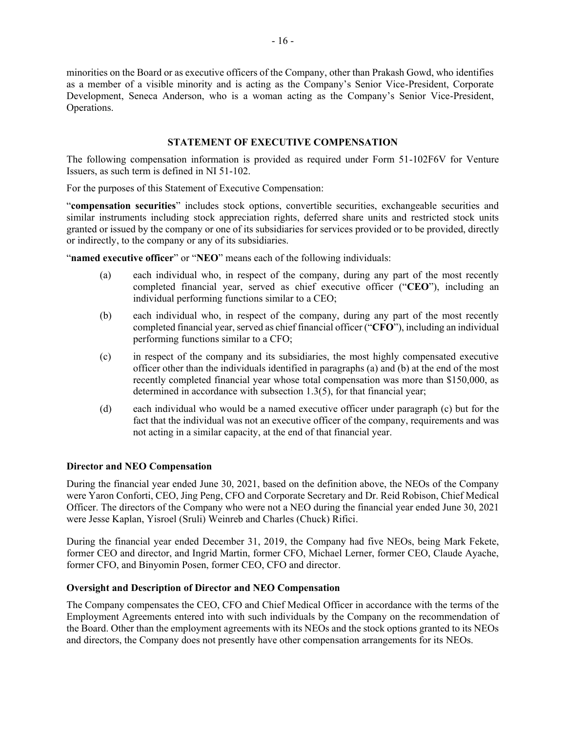minorities on the Board or as executive officers of the Company, other than Prakash Gowd, who identifies as a member of a visible minority and is acting as the Company's Senior Vice-President, Corporate Development, Seneca Anderson, who is a woman acting as the Company's Senior Vice-President, Operations.

## STATEMENT OF EXECUTIVE COMPENSATION

The following compensation information is provided as required under Form 51-102F6V for Venture Issuers, as such term is defined in NI 51-102.

For the purposes of this Statement of Executive Compensation:

"**compensation securities**" includes stock options, convertible securities, exchangeable securities and similar instruments including stock appreciation rights, deferred share units and restricted stock units granted or issued by the company or one of its subsidiaries for services provided or to be provided, directly or indirectly, to the company or any of its subsidiaries.

"**named executive officer**" or "**NEO**" means each of the following individuals:

(a) each individual who, in respect of the company, during any part of the most recently completed financial year, served as chief executive officer ("**CEO**"), including an individual performing functions similar to a CEO;

(b) each individual who, in respect of the company, during any part of the most recently completed financial year, served as chief financial officer ("**CFO**"), including an individual performing functions similar to a CFO;

(c) in respect of the company and its subsidiaries, the most highly compensated executive officer other than the individuals identified in paragraphs (a) and (b) at the end of the most recently completed financial year whose total compensation was more than $150,000, as determined in accordance with subsection 1.3(5), for that financial year;

(d) each individual who would be a named executive officer under paragraph (c) but for the fact that the individual was not an executive officer of the company, requirements and was not acting in a similar capacity, at the end of that financial year.

### Director and NEO Compensation

During the financial year ended June 30, 2021, based on the definition above, the NEOs of the Company were Yaron Conforti, CEO, Jing Peng, CFO and Corporate Secretary and Dr. Reid Robison, Chief Medical Officer. The directors of the Company who were not a NEO during the financial year ended June 30, 2021 were Jesse Kaplan, Yisroel (Sruli) Weinreb and Charles (Chuck) Rifici.

During the financial year ended December 31, 2019, the Company had five NEOs, being Mark Fekete, former CEO and director, and Ingrid Martin, former CFO, Michael Lerner, former CEO, Claude Ayache, former CFO, and Binyomin Posen, former CEO, CFO and director.

### Oversight and Description of Director and NEO Compensation

The Company compensates the CEO, CFO and Chief Medical Officer in accordance with the terms of the Employment Agreements entered into with such individuals by the Company on the recommendation of the Board. Other than the employment agreements with its NEOs and the stock options granted to its NEOs and directors, the Company does not presently have other compensation arrangements for its NEOs.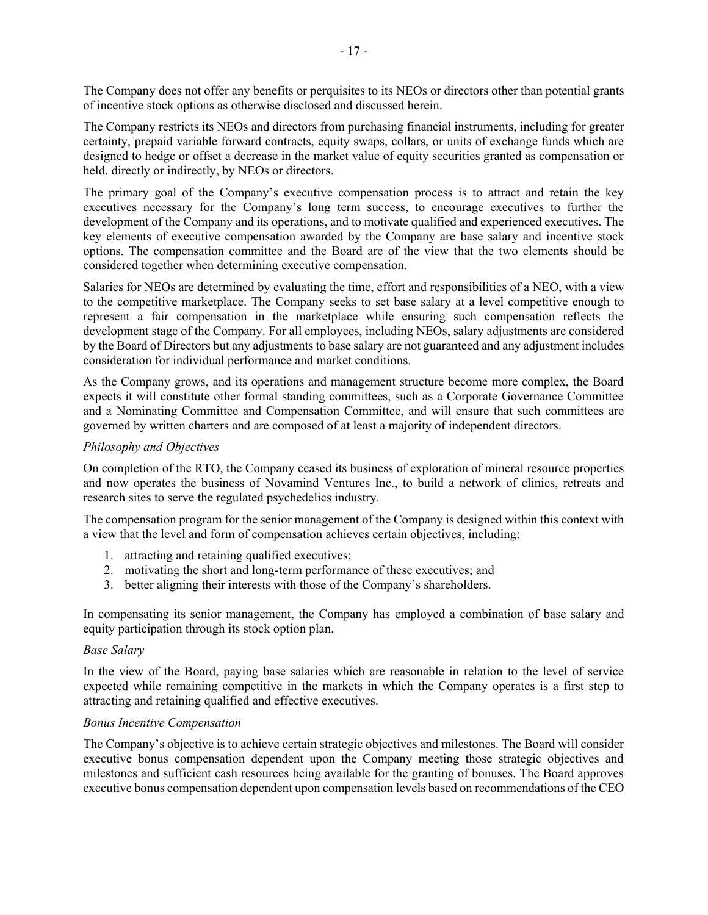The Company does not offer any benefits or perquisites to its NEOs or directors other than potential grants of incentive stock options as otherwise disclosed and discussed herein.

The Company restricts its NEOs and directors from purchasing financial instruments, including for greater certainty, prepaid variable forward contracts, equity swaps, collars, or units of exchange funds which are designed to hedge or offset a decrease in the market value of equity securities granted as compensation or held, directly or indirectly, by NEOs or directors.

The primary goal of the Company's executive compensation process is to attract and retain the key executives necessary for the Company's long term success, to encourage executives to further the development of the Company and its operations, and to motivate qualified and experienced executives. The key elements of executive compensation awarded by the Company are base salary and incentive stock options. The compensation committee and the Board are of the view that the two elements should be considered together when determining executive compensation.

Salaries for NEOs are determined by evaluating the time, effort and responsibilities of a NEO, with a view to the competitive marketplace. The Company seeks to set base salary at a level competitive enough to represent a fair compensation in the marketplace while ensuring such compensation reflects the development stage of the Company. For all employees, including NEOs, salary adjustments are considered by the Board of Directors but any adjustments to base salary are not guaranteed and any adjustment includes consideration for individual performance and market conditions.

As the Company grows, and its operations and management structure become more complex, the Board expects it will constitute other formal standing committees, such as a Corporate Governance Committee and a Nominating Committee and Compensation Committee, and will ensure that such committees are governed by written charters and are composed of at least a majority of independent directors.

*Philosophy and Objectives*

On completion of the RTO, the Company ceased its business of exploration of mineral resource properties and now operates the business of Novamind Ventures Inc., to build a network of clinics, retreats and research sites to serve the regulated psychedelics industry.

The compensation program for the senior management of the Company is designed within this context with a view that the level and form of compensation achieves certain objectives, including:

1. attracting and retaining qualified executives;
2. motivating the short and long-term performance of these executives; and
3. better aligning their interests with those of the Company's shareholders.

In compensating its senior management, the Company has employed a combination of base salary and equity participation through its stock option plan.

*Base Salary*

In the view of the Board, paying base salaries which are reasonable in relation to the level of service expected while remaining competitive in the markets in which the Company operates is a first step to attracting and retaining qualified and effective executives.

*Bonus Incentive Compensation*

The Company's objective is to achieve certain strategic objectives and milestones. The Board will consider executive bonus compensation dependent upon the Company meeting those strategic objectives and milestones and sufficient cash resources being available for the granting of bonuses. The Board approves executive bonus compensation dependent upon compensation levels based on recommendations of the CEO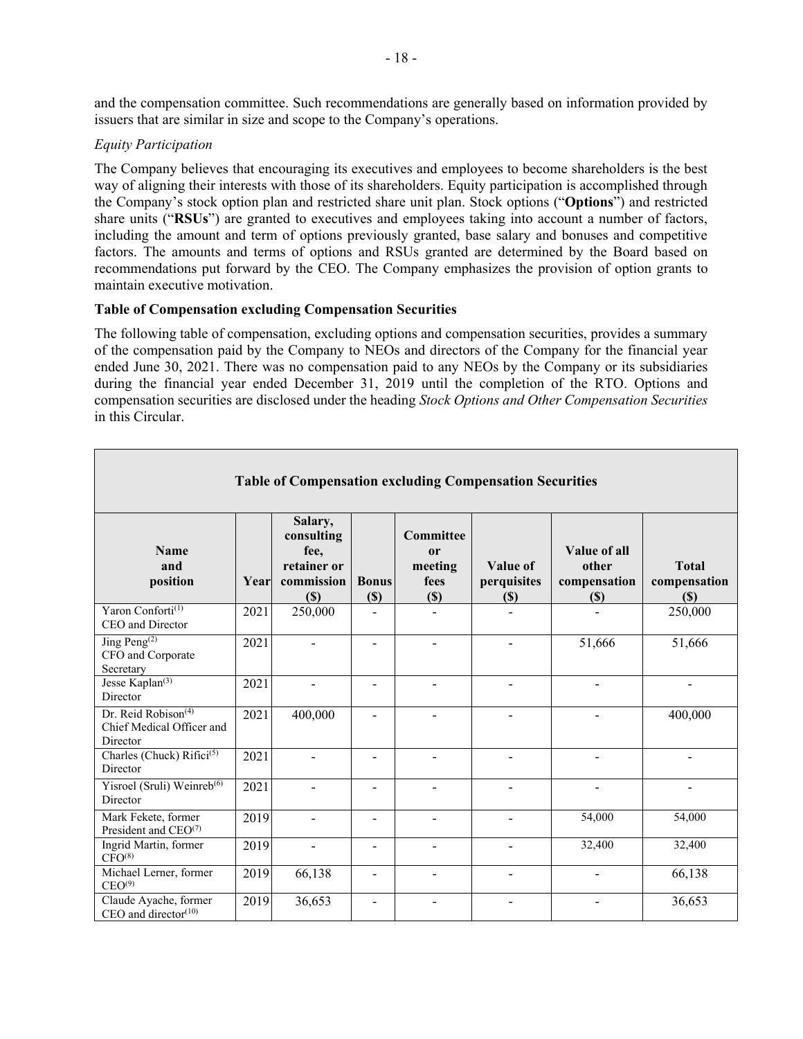and the compensation committee. Such recommendations are generally based on information provided by issuers that are similar in size and scope to the Company's operations.

*Equity Participation*

The Company believes that encouraging its executives and employees to become shareholders is the best way of aligning their interests with those of its shareholders. Equity participation is accomplished through the Company's stock option plan and restricted share unit plan. Stock options ("**Options**") and restricted share units ("**RSUs**") are granted to executives and employees taking into account a number of factors, including the amount and term of options previously granted, base salary and bonuses and competitive factors. The amounts and terms of options and RSUs granted are determined by the Board based on recommendations put forward by the CEO. The Company emphasizes the provision of option grants to maintain executive motivation.

**Table of Compensation excluding Compensation Securities**

The following table of compensation, excluding options and compensation securities, provides a summary of the compensation paid by the Company to NEOs and directors of the Company for the financial year ended June 30, 2021. There was no compensation paid to any NEOs by the Company or its subsidiaries during the financial year ended December 31, 2019 until the completion of the RTO. Options and compensation securities are disclosed under the heading *Stock Options and Other Compensation Securities* in this Circular.

| Name and position | Year | Salary, consulting fee, retainer or commission ($) | Bonus ($) | Committee or meeting fees ($) | Value of perquisites ($) | Value of all other compensation ($) | Total compensation ($) |
|---|---|---|---|---|---|---|---|
| Yaron Conforti[(1)] CEO and Director | 2021 | 250,000 | - | - | - | - | 250,000 |
| Jing Peng[(2)] CFO and Corporate Secretary | 2021 | - | - | - | - | 51,666 | 51,666 |
| Jesse Kaplan[(3)] Director | 2021 | - | - | - | - | - | - |
| Dr. Reid Robison[(4)] Chief Medical Officer and Director | 2021 | 400,000 | - | - | - | - | 400,000 |
| Charles (Chuck) Rifici[(5)] Director | 2021 | - | - | - | - | - | - |
| Yisroel (Sruli) Weinreb[(6)] Director | 2021 | - | - | - | - | - | - |
| Mark Fekete, former President and CEO[(7)] | 2019 | - | - | - | - | 54,000 | 54,000 |
| Ingrid Martin, former CFO[(8)] | 2019 | - | - | - | - | 32,400 | 32,400 |
| Michael Lerner, former CEO[(9)] | 2019 | 66,138 | - | - | - | - | 66,138 |
| Claude Ayache, former CEO and director[(10)] | 2019 | 36,653 | - | - | - | - | 36,653 |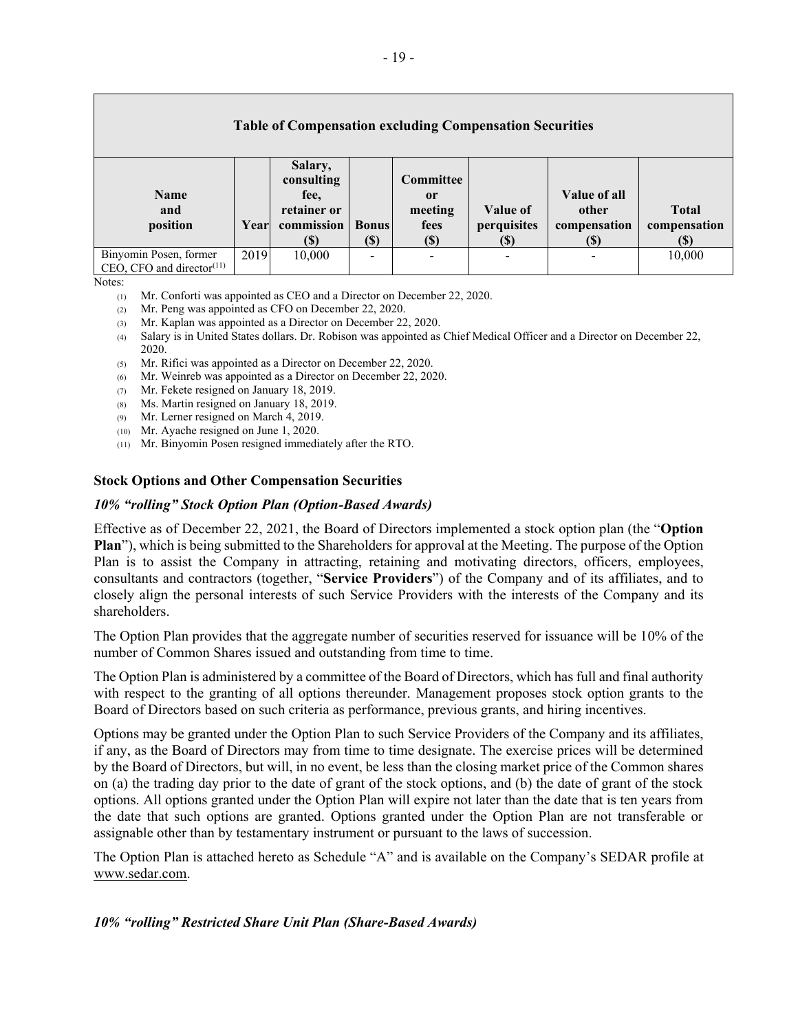| Table of Compensation excluding Compensation Securities | | | | | | | |
|---|---|---|---|---|---|---|---|
| Name and position | Year | Salary, consulting fee, retainer or commission ($) | Bonus ($) | Committee or meeting fees ($) | Value of perquisites ($) | Value of all other compensation ($) | Total compensation ($) |
| Binyomin Posen, former CEO, CFO and director[11] | 2019 | 10,000 | - | - | - | - | 10,000 |

Notes:

(1) Mr. Conforti was appointed as CEO and a Director on December 22, 2020.
(2) Mr. Peng was appointed as CFO on December 22, 2020.
(3) Mr. Kaplan was appointed as a Director on December 22, 2020.
(4) Salary is in United States dollars. Dr. Robison was appointed as Chief Medical Officer and a Director on December 22, 2020.
(5) Mr. Rifici was appointed as a Director on December 22, 2020.
(6) Mr. Weinreb was appointed as a Director on December 22, 2020.
(7) Mr. Fekete resigned on January 18, 2019.
(8) Ms. Martin resigned on January 18, 2019.
(9) Mr. Lerner resigned on March 4, 2019.
(10) Mr. Ayache resigned on June 1, 2020.
(11) Mr. Binyomin Posen resigned immediately after the RTO.

### Stock Options and Other Compensation Securities

#### *10% "rolling" Stock Option Plan (Option-Based Awards)*

Effective as of December 22, 2021, the Board of Directors implemented a stock option plan (the "**Option Plan**"), which is being submitted to the Shareholders for approval at the Meeting. The purpose of the Option Plan is to assist the Company in attracting, retaining and motivating directors, officers, employees, consultants and contractors (together, "**Service Providers**") of the Company and of its affiliates, and to closely align the personal interests of such Service Providers with the interests of the Company and its shareholders.

The Option Plan provides that the aggregate number of securities reserved for issuance will be 10% of the number of Common Shares issued and outstanding from time to time.

The Option Plan is administered by a committee of the Board of Directors, which has full and final authority with respect to the granting of all options thereunder. Management proposes stock option grants to the Board of Directors based on such criteria as performance, previous grants, and hiring incentives.

Options may be granted under the Option Plan to such Service Providers of the Company and its affiliates, if any, as the Board of Directors may from time to time designate. The exercise prices will be determined by the Board of Directors, but will, in no event, be less than the closing market price of the Common shares on (a) the trading day prior to the date of grant of the stock options, and (b) the date of grant of the stock options. All options granted under the Option Plan will expire not later than the date that is ten years from the date that such options are granted. Options granted under the Option Plan are not transferable or assignable other than by testamentary instrument or pursuant to the laws of succession.

The Option Plan is attached hereto as Schedule "A" and is available on the Company's SEDAR profile at www.sedar.com.

#### *10% "rolling" Restricted Share Unit Plan (Share-Based Awards)*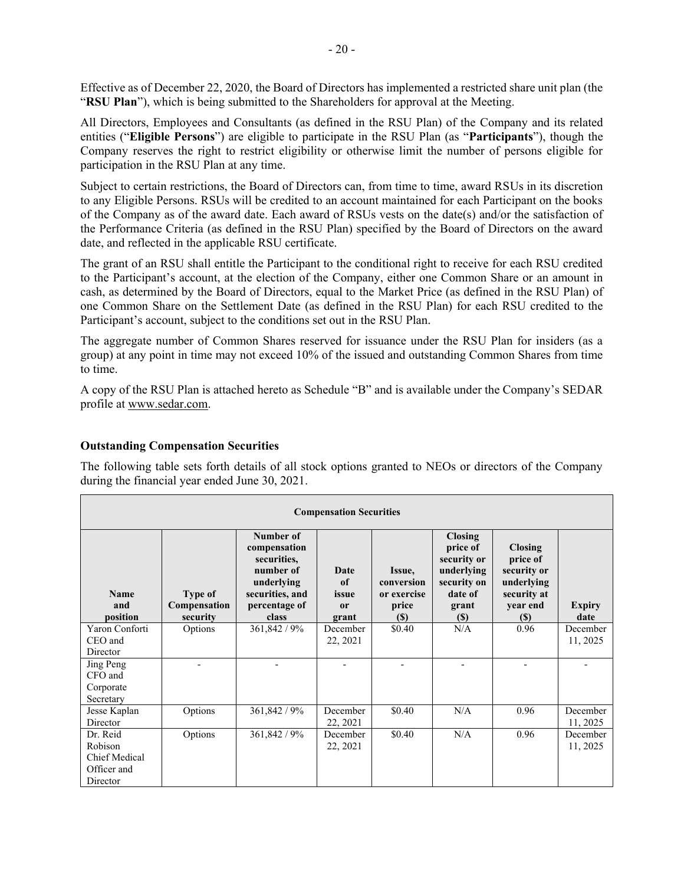Effective as of December 22, 2020, the Board of Directors has implemented a restricted share unit plan (the "**RSU Plan**"), which is being submitted to the Shareholders for approval at the Meeting.

All Directors, Employees and Consultants (as defined in the RSU Plan) of the Company and its related entities ("**Eligible Persons**") are eligible to participate in the RSU Plan (as "**Participants**"), though the Company reserves the right to restrict eligibility or otherwise limit the number of persons eligible for participation in the RSU Plan at any time.

Subject to certain restrictions, the Board of Directors can, from time to time, award RSUs in its discretion to any Eligible Persons. RSUs will be credited to an account maintained for each Participant on the books of the Company as of the award date. Each award of RSUs vests on the date(s) and/or the satisfaction of the Performance Criteria (as defined in the RSU Plan) specified by the Board of Directors on the award date, and reflected in the applicable RSU certificate.

The grant of an RSU shall entitle the Participant to the conditional right to receive for each RSU credited to the Participant's account, at the election of the Company, either one Common Share or an amount in cash, as determined by the Board of Directors, equal to the Market Price (as defined in the RSU Plan) of one Common Share on the Settlement Date (as defined in the RSU Plan) for each RSU credited to the Participant's account, subject to the conditions set out in the RSU Plan.

The aggregate number of Common Shares reserved for issuance under the RSU Plan for insiders (as a group) at any point in time may not exceed 10% of the issued and outstanding Common Shares from time to time.

A copy of the RSU Plan is attached hereto as Schedule "B" and is available under the Company's SEDAR profile at www.sedar.com.

### Outstanding Compensation Securities

The following table sets forth details of all stock options granted to NEOs or directors of the Company during the financial year ended June 30, 2021.

| Compensation Securities | | | | | | | |
|---|---|---|---|---|---|---|---|
| **Name and position** | **Type of Compensation security** | **Number of compensation securities, number of underlying securities, and percentage of class** | **Date of issue or grant** | **Issue, conversion or exercise price ($)** | **Closing price of security or underlying security on date of grant ($)** | **Closing price of security or underlying security at year end ($)** | **Expiry date** |
| Yaron Conforti CEO and Director | Options | 361,842 / 9% | December 22, 2021 | $0.40 | N/A | 0.96 | December 11, 2025 |
| Jing Peng CFO and Corporate Secretary | - | - | - | - | - | - | - |
| Jesse Kaplan Director | Options | 361,842 / 9% | December 22, 2021 | $0.40 | N/A | 0.96 | December 11, 2025 |
| Dr. Reid Robison Chief Medical Officer and Director | Options | 361,842 / 9% | December 22, 2021 | $0.40 | N/A | 0.96 | December 11, 2025 |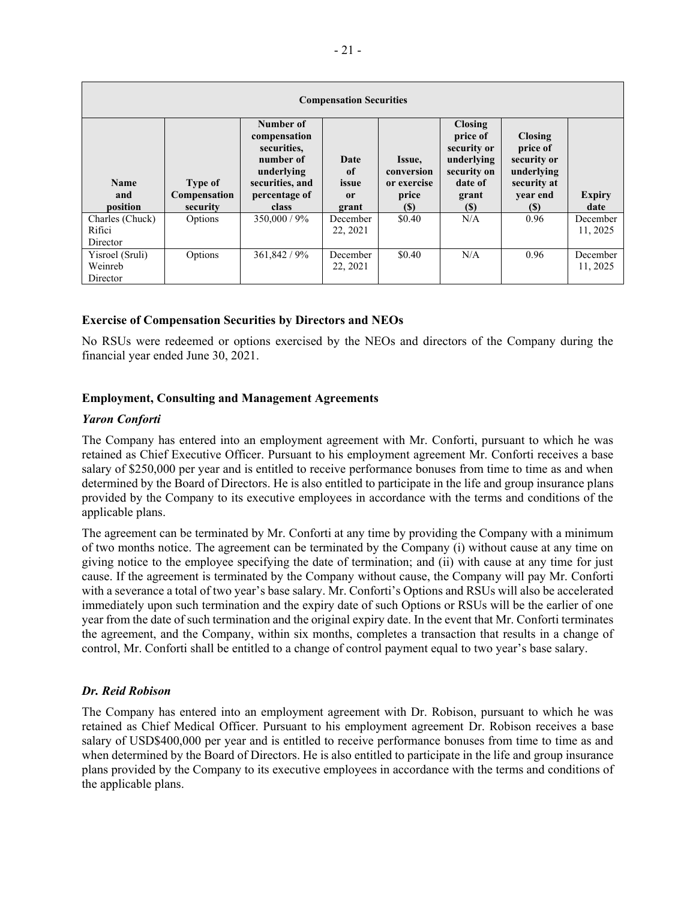| Compensation Securities | | | | | | | |
|---|---|---|---|---|---|---|---|
| Name and position | Type of Compensation security | Number of compensation securities, number of underlying securities, and percentage of class | Date of issue or grant | Issue, conversion or exercise price ($) | Closing price of security or underlying security on date of grant ($) | Closing price of security or underlying security at year end ($) | Expiry date |
| Charles (Chuck) Rifici Director | Options | 350,000 / 9% | December 22, 2021 | $0.40 | N/A | 0.96 | December 11, 2025 |
| Yisroel (Sruli) Weinreb Director | Options | 361,842 / 9% | December 22, 2021 | $0.40 | N/A | 0.96 | December 11, 2025 |

### Exercise of Compensation Securities by Directors and NEOs

No RSUs were redeemed or options exercised by the NEOs and directors of the Company during the financial year ended June 30, 2021.

### Employment, Consulting and Management Agreements

#### *Yaron Conforti*

The Company has entered into an employment agreement with Mr. Conforti, pursuant to which he was retained as Chief Executive Officer. Pursuant to his employment agreement Mr. Conforti receives a base salary of $250,000 per year and is entitled to receive performance bonuses from time to time as and when determined by the Board of Directors. He is also entitled to participate in the life and group insurance plans provided by the Company to its executive employees in accordance with the terms and conditions of the applicable plans.

The agreement can be terminated by Mr. Conforti at any time by providing the Company with a minimum of two months notice. The agreement can be terminated by the Company (i) without cause at any time on giving notice to the employee specifying the date of termination; and (ii) with cause at any time for just cause. If the agreement is terminated by the Company without cause, the Company will pay Mr. Conforti with a severance a total of two year's base salary. Mr. Conforti's Options and RSUs will also be accelerated immediately upon such termination and the expiry date of such Options or RSUs will be the earlier of one year from the date of such termination and the original expiry date. In the event that Mr. Conforti terminates the agreement, and the Company, within six months, completes a transaction that results in a change of control, Mr. Conforti shall be entitled to a change of control payment equal to two year's base salary.

#### *Dr. Reid Robison*

The Company has entered into an employment agreement with Dr. Robison, pursuant to which he was retained as Chief Medical Officer. Pursuant to his employment agreement Dr. Robison receives a base salary of USD$400,000 per year and is entitled to receive performance bonuses from time to time as and when determined by the Board of Directors. He is also entitled to participate in the life and group insurance plans provided by the Company to its executive employees in accordance with the terms and conditions of the applicable plans.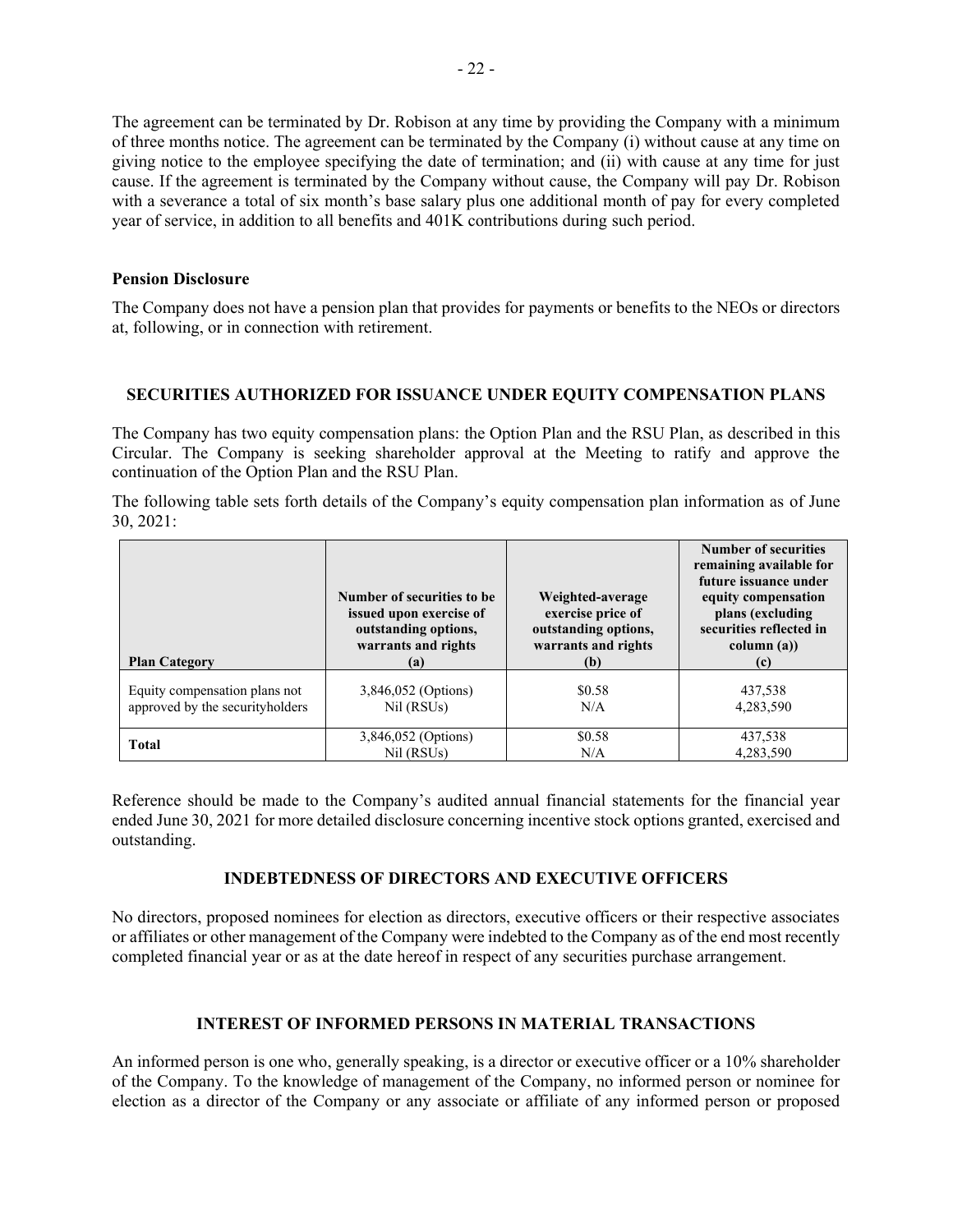The agreement can be terminated by Dr. Robison at any time by providing the Company with a minimum of three months notice. The agreement can be terminated by the Company (i) without cause at any time on giving notice to the employee specifying the date of termination; and (ii) with cause at any time for just cause. If the agreement is terminated by the Company without cause, the Company will pay Dr. Robison with a severance a total of six month's base salary plus one additional month of pay for every completed year of service, in addition to all benefits and 401K contributions during such period.

### Pension Disclosure

The Company does not have a pension plan that provides for payments or benefits to the NEOs or directors at, following, or in connection with retirement.

## SECURITIES AUTHORIZED FOR ISSUANCE UNDER EQUITY COMPENSATION PLANS

The Company has two equity compensation plans: the Option Plan and the RSU Plan, as described in this Circular. The Company is seeking shareholder approval at the Meeting to ratify and approve the continuation of the Option Plan and the RSU Plan.

The following table sets forth details of the Company's equity compensation plan information as of June 30, 2021:

| Plan Category | Number of securities to be issued upon exercise of outstanding options, warrants and rights (a) | Weighted-average exercise price of outstanding options, warrants and rights (b) | Number of securities remaining available for future issuance under equity compensation plans (excluding securities reflected in column (a)) (c) |
|---|---|---|---|
| Equity compensation plans not approved by the securityholders | 3,846,052 (Options)<br>Nil (RSUs) | \$0.58<br>N/A | 437,538<br>4,283,590 |
| **Total** | 3,846,052 (Options)<br>Nil (RSUs) | \$0.58<br>N/A | 437,538<br>4,283,590 |

Reference should be made to the Company's audited annual financial statements for the financial year ended June 30, 2021 for more detailed disclosure concerning incentive stock options granted, exercised and outstanding.

## INDEBTEDNESS OF DIRECTORS AND EXECUTIVE OFFICERS

No directors, proposed nominees for election as directors, executive officers or their respective associates or affiliates or other management of the Company were indebted to the Company as of the end most recently completed financial year or as at the date hereof in respect of any securities purchase arrangement.

## INTEREST OF INFORMED PERSONS IN MATERIAL TRANSACTIONS

An informed person is one who, generally speaking, is a director or executive officer or a 10% shareholder of the Company. To the knowledge of management of the Company, no informed person or nominee for election as a director of the Company or any associate or affiliate of any informed person or proposed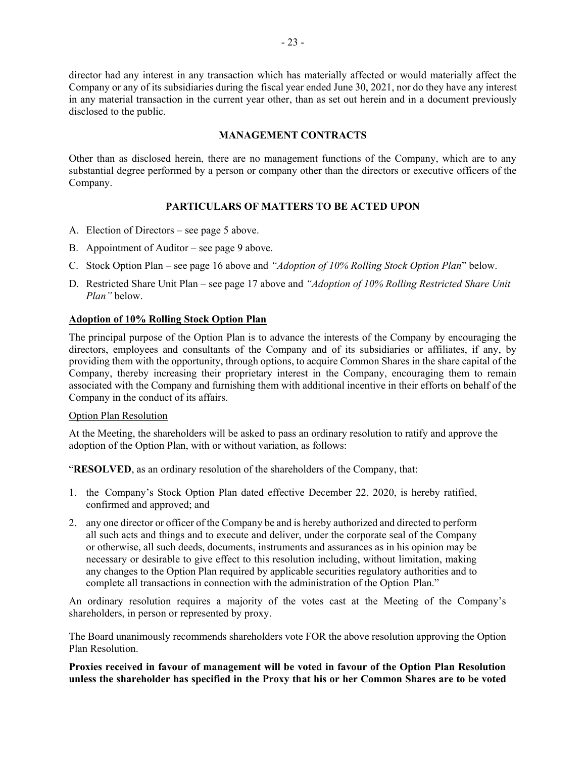director had any interest in any transaction which has materially affected or would materially affect the Company or any of its subsidiaries during the fiscal year ended June 30, 2021, nor do they have any interest in any material transaction in the current year other, than as set out herein and in a document previously disclosed to the public.

## MANAGEMENT CONTRACTS

Other than as disclosed herein, there are no management functions of the Company, which are to any substantial degree performed by a person or company other than the directors or executive officers of the Company.

## PARTICULARS OF MATTERS TO BE ACTED UPON

A. Election of Directors – see page 5 above.

B. Appointment of Auditor – see page 9 above.

C. Stock Option Plan – see page 16 above and *"Adoption of 10% Rolling Stock Option Plan*" below.

D. Restricted Share Unit Plan – see page 17 above and *"Adoption of 10% Rolling Restricted Share Unit Plan"* below.

### Adoption of 10% Rolling Stock Option Plan

The principal purpose of the Option Plan is to advance the interests of the Company by encouraging the directors, employees and consultants of the Company and of its subsidiaries or affiliates, if any, by providing them with the opportunity, through options, to acquire Common Shares in the share capital of the Company, thereby increasing their proprietary interest in the Company, encouraging them to remain associated with the Company and furnishing them with additional incentive in their efforts on behalf of the Company in the conduct of its affairs.

Option Plan Resolution

At the Meeting, the shareholders will be asked to pass an ordinary resolution to ratify and approve the adoption of the Option Plan, with or without variation, as follows:

"**RESOLVED**, as an ordinary resolution of the shareholders of the Company, that:

1. the Company's Stock Option Plan dated effective December 22, 2020, is hereby ratified, confirmed and approved; and
2. any one director or officer of the Company be and is hereby authorized and directed to perform all such acts and things and to execute and deliver, under the corporate seal of the Company or otherwise, all such deeds, documents, instruments and assurances as in his opinion may be necessary or desirable to give effect to this resolution including, without limitation, making any changes to the Option Plan required by applicable securities regulatory authorities and to complete all transactions in connection with the administration of the Option Plan."

An ordinary resolution requires a majority of the votes cast at the Meeting of the Company's shareholders, in person or represented by proxy.

The Board unanimously recommends shareholders vote FOR the above resolution approving the Option Plan Resolution.

**Proxies received in favour of management will be voted in favour of the Option Plan Resolution unless the shareholder has specified in the Proxy that his or her Common Shares are to be voted**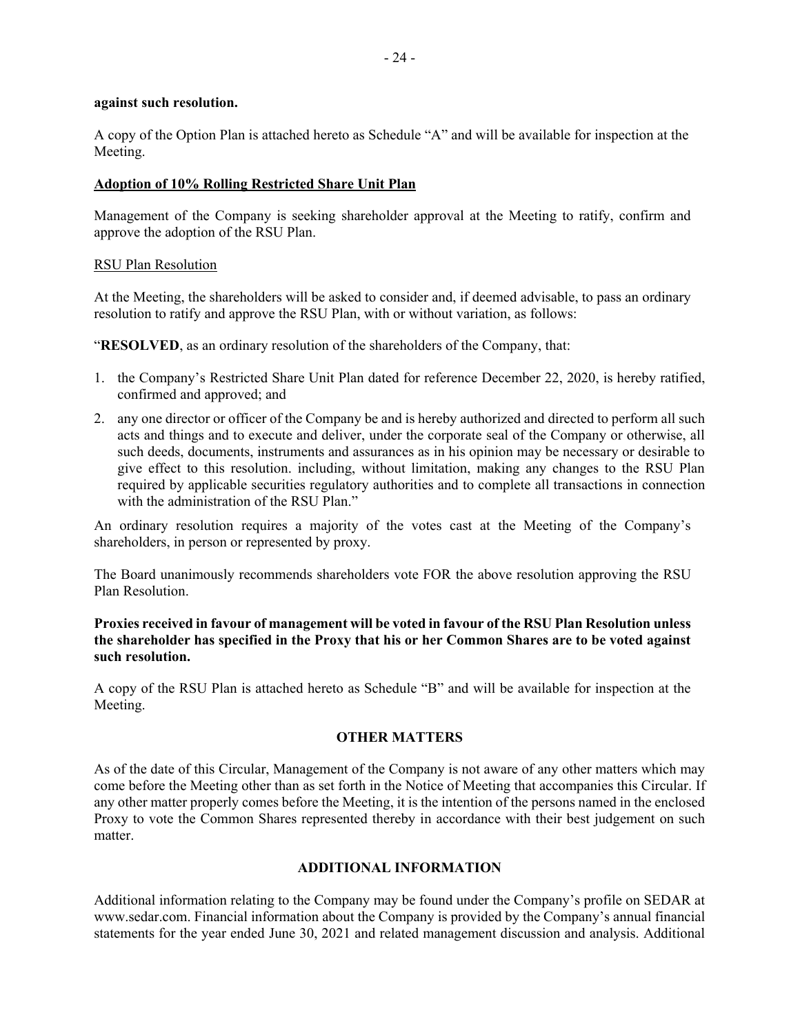**against such resolution.**

A copy of the Option Plan is attached hereto as Schedule "A" and will be available for inspection at the Meeting.

**Adoption of 10% Rolling Restricted Share Unit Plan**

Management of the Company is seeking shareholder approval at the Meeting to ratify, confirm and approve the adoption of the RSU Plan.

RSU Plan Resolution

At the Meeting, the shareholders will be asked to consider and, if deemed advisable, to pass an ordinary resolution to ratify and approve the RSU Plan, with or without variation, as follows:

"**RESOLVED**, as an ordinary resolution of the shareholders of the Company, that:

1. the Company's Restricted Share Unit Plan dated for reference December 22, 2020, is hereby ratified, confirmed and approved; and
2. any one director or officer of the Company be and is hereby authorized and directed to perform all such acts and things and to execute and deliver, under the corporate seal of the Company or otherwise, all such deeds, documents, instruments and assurances as in his opinion may be necessary or desirable to give effect to this resolution. including, without limitation, making any changes to the RSU Plan required by applicable securities regulatory authorities and to complete all transactions in connection with the administration of the RSU Plan."

An ordinary resolution requires a majority of the votes cast at the Meeting of the Company's shareholders, in person or represented by proxy.

The Board unanimously recommends shareholders vote FOR the above resolution approving the RSU Plan Resolution.

**Proxies received in favour of management will be voted in favour of the RSU Plan Resolution unless the shareholder has specified in the Proxy that his or her Common Shares are to be voted against such resolution.**

A copy of the RSU Plan is attached hereto as Schedule "B" and will be available for inspection at the Meeting.

## OTHER MATTERS

As of the date of this Circular, Management of the Company is not aware of any other matters which may come before the Meeting other than as set forth in the Notice of Meeting that accompanies this Circular. If any other matter properly comes before the Meeting, it is the intention of the persons named in the enclosed Proxy to vote the Common Shares represented thereby in accordance with their best judgement on such matter.

## ADDITIONAL INFORMATION

Additional information relating to the Company may be found under the Company's profile on SEDAR at www.sedar.com. Financial information about the Company is provided by the Company's annual financial statements for the year ended June 30, 2021 and related management discussion and analysis. Additional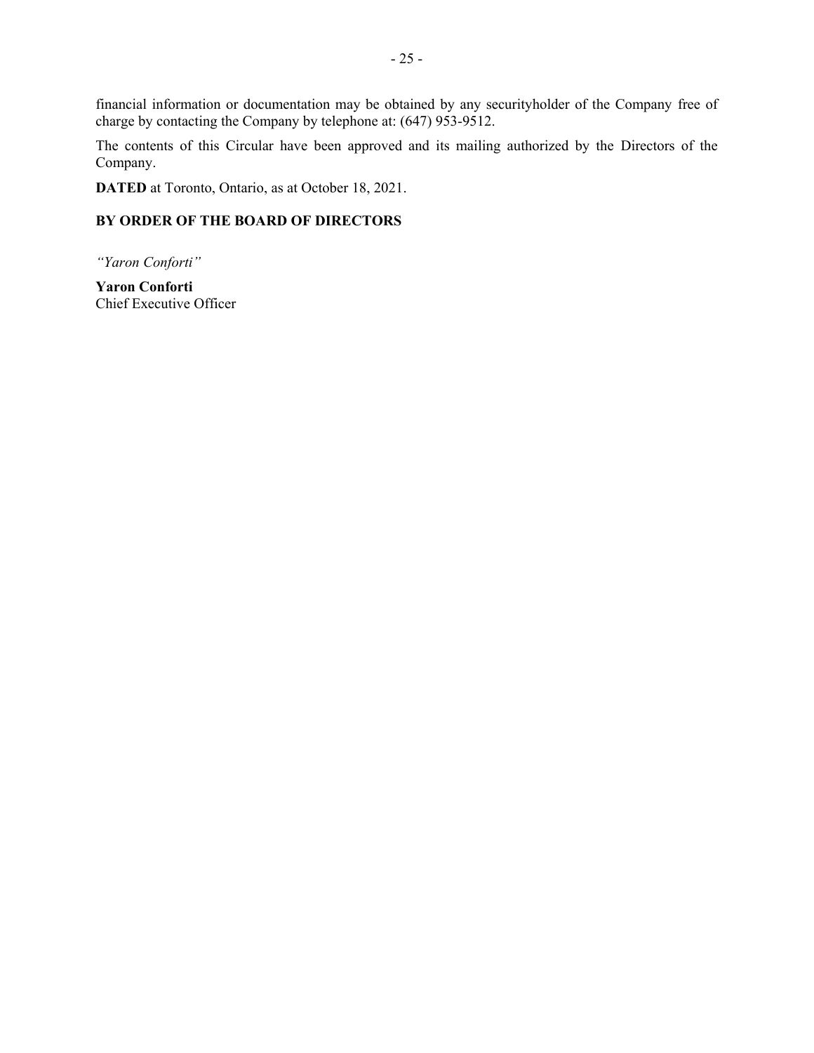financial information or documentation may be obtained by any securityholder of the Company free of charge by contacting the Company by telephone at: (647) 953-9512.

The contents of this Circular have been approved and its mailing authorized by the Directors of the Company.

**DATED** at Toronto, Ontario, as at October 18, 2021.

**BY ORDER OF THE BOARD OF DIRECTORS**

*"Yaron Conforti"*

**Yaron Conforti**
Chief Executive Officer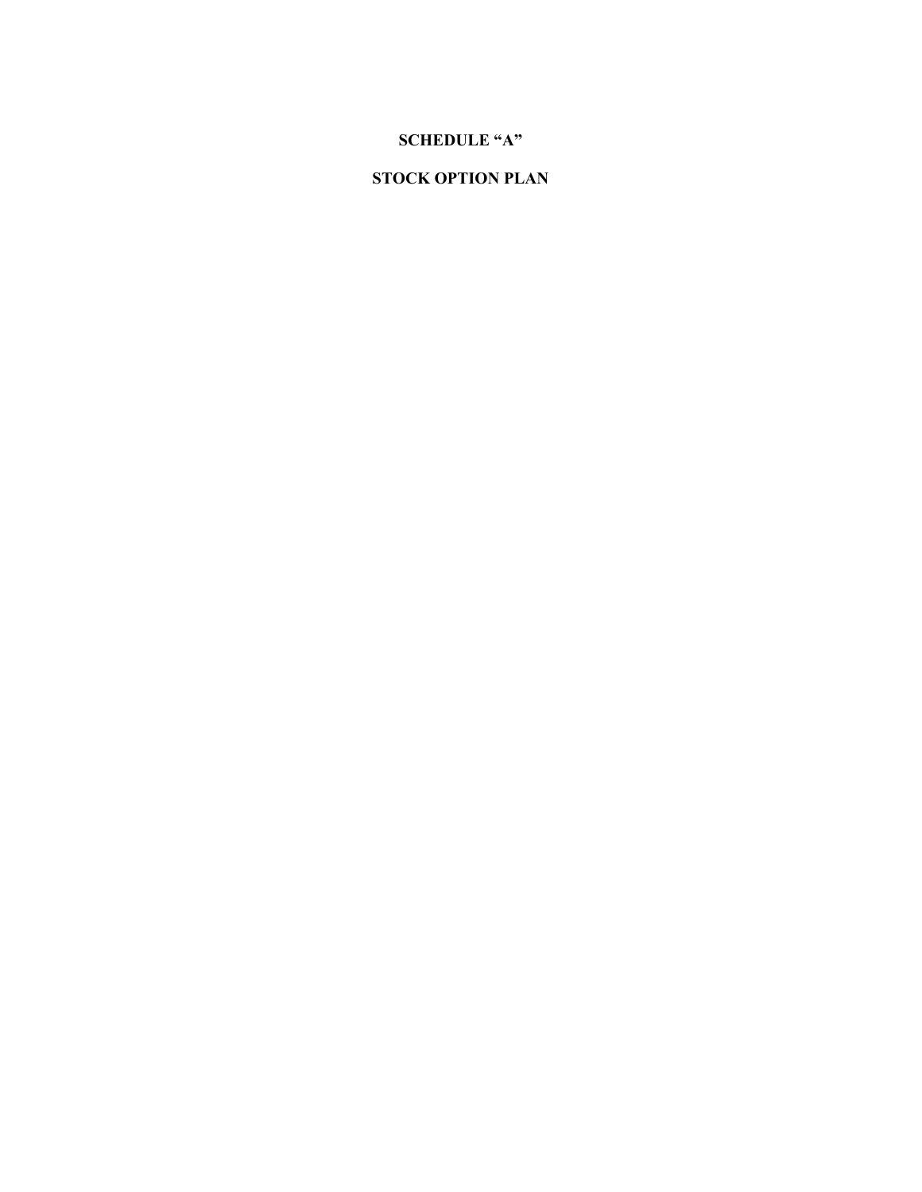# SCHEDULE "A"

# STOCK OPTION PLAN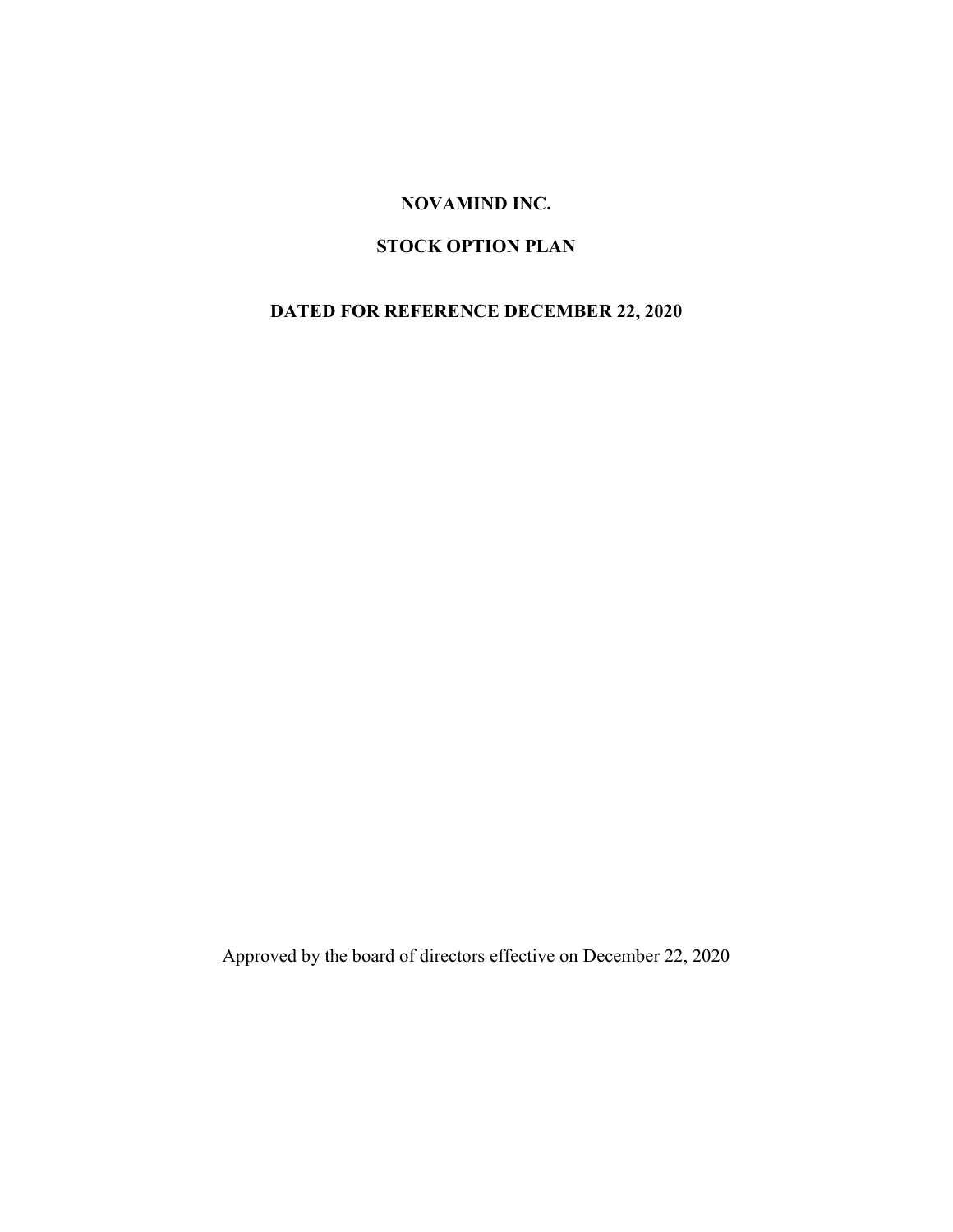# NOVAMIND INC.

# STOCK OPTION PLAN

# DATED FOR REFERENCE DECEMBER 22, 2020

Approved by the board of directors effective on December 22, 2020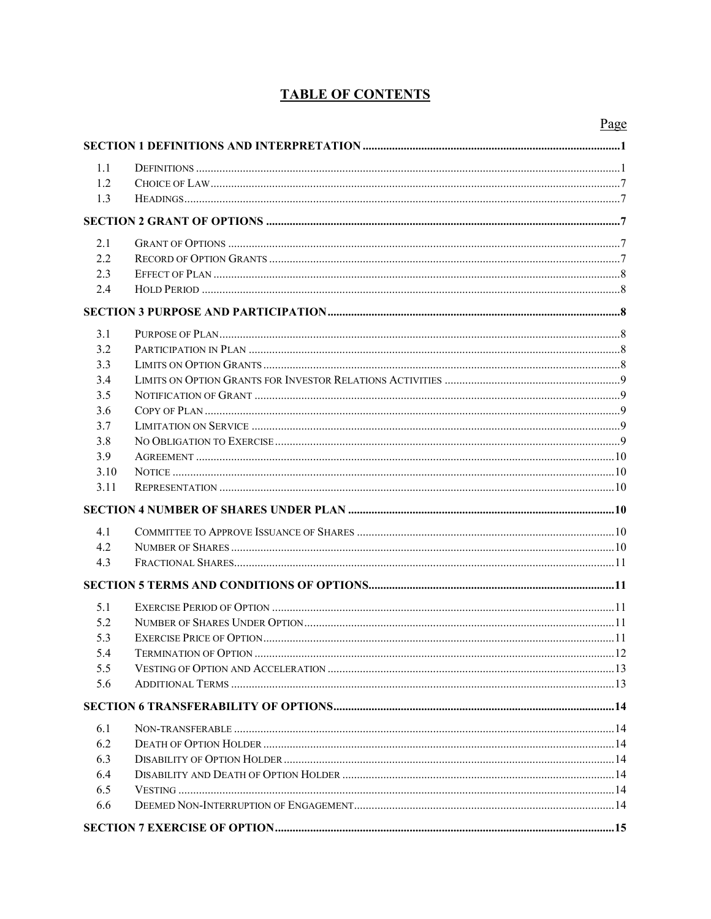# TABLE OF CONTENTS

| | | Page |
|---|---|---|
| **SECTION 1 DEFINITIONS AND INTERPRETATION** | | **1** |
| 1.1 | Definitions | 1 |
| 1.2 | Choice of Law | 7 |
| 1.3 | Headings | 7 |
| **SECTION 2 GRANT OF OPTIONS** | | **7** |
| 2.1 | Grant of Options | 7 |
| 2.2 | Record of Option Grants | 7 |
| 2.3 | Effect of Plan | 8 |
| 2.4 | Hold Period | 8 |
| **SECTION 3 PURPOSE AND PARTICIPATION** | | **8** |
| 3.1 | Purpose of Plan | 8 |
| 3.2 | Participation in Plan | 8 |
| 3.3 | Limits on Option Grants | 8 |
| 3.4 | Limits on Option Grants for Investor Relations Activities | 9 |
| 3.5 | Notification of Grant | 9 |
| 3.6 | Copy of Plan | 9 |
| 3.7 | Limitation on Service | 9 |
| 3.8 | No Obligation to Exercise | 9 |
| 3.9 | Agreement | 10 |
| 3.10 | Notice | 10 |
| 3.11 | Representation | 10 |
| **SECTION 4 NUMBER OF SHARES UNDER PLAN** | | **10** |
| 4.1 | Committee to Approve Issuance of Shares | 10 |
| 4.2 | Number of Shares | 10 |
| 4.3 | Fractional Shares | 11 |
| **SECTION 5 TERMS AND CONDITIONS OF OPTIONS** | | **11** |
| 5.1 | Exercise Period of Option | 11 |
| 5.2 | Number of Shares Under Option | 11 |
| 5.3 | Exercise Price of Option | 11 |
| 5.4 | Termination of Option | 12 |
| 5.5 | Vesting of Option and Acceleration | 13 |
| 5.6 | Additional Terms | 13 |
| **SECTION 6 TRANSFERABILITY OF OPTIONS** | | **14** |
| 6.1 | Non-transferable | 14 |
| 6.2 | Death of Option Holder | 14 |
| 6.3 | Disability of Option Holder | 14 |
| 6.4 | Disability and Death of Option Holder | 14 |
| 6.5 | Vesting | 14 |
| 6.6 | Deemed Non-Interruption of Engagement | 14 |
| **SECTION 7 EXERCISE OF OPTION** | | **15** |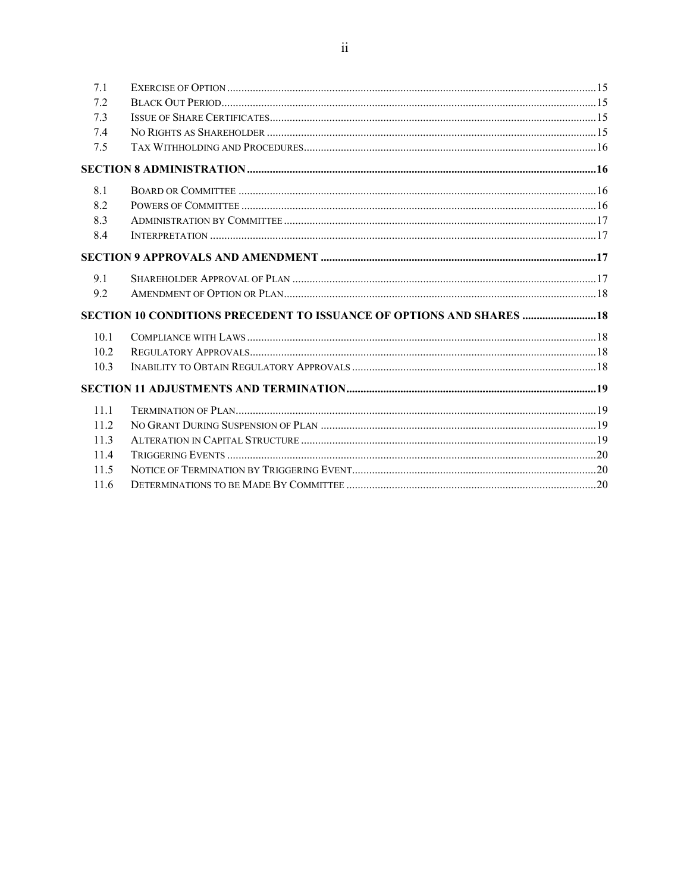| | | |
|---|---|---|
| 7.1 | Exercise of Option | 15 |
| 7.2 | Black Out Period | 15 |
| 7.3 | Issue of Share Certificates | 15 |
| 7.4 | No Rights as Shareholder | 15 |
| 7.5 | Tax Withholding and Procedures | 16 |
| **SECTION 8 ADMINISTRATION** | | **16** |
| 8.1 | Board or Committee | 16 |
| 8.2 | Powers of Committee | 16 |
| 8.3 | Administration by Committee | 17 |
| 8.4 | Interpretation | 17 |
| **SECTION 9 APPROVALS AND AMENDMENT** | | **17** |
| 9.1 | Shareholder Approval of Plan | 17 |
| 9.2 | Amendment of Option or Plan | 18 |
| **SECTION 10 CONDITIONS PRECEDENT TO ISSUANCE OF OPTIONS AND SHARES** | | **18** |
| 10.1 | Compliance with Laws | 18 |
| 10.2 | Regulatory Approvals | 18 |
| 10.3 | Inability to Obtain Regulatory Approvals | 18 |
| **SECTION 11 ADJUSTMENTS AND TERMINATION** | | **19** |
| 11.1 | Termination of Plan | 19 |
| 11.2 | No Grant During Suspension of Plan | 19 |
| 11.3 | Alteration in Capital Structure | 19 |
| 11.4 | Triggering Events | 20 |
| 11.5 | Notice of Termination by Triggering Event | 20 |
| 11.6 | Determinations to be Made By Committee | 20 |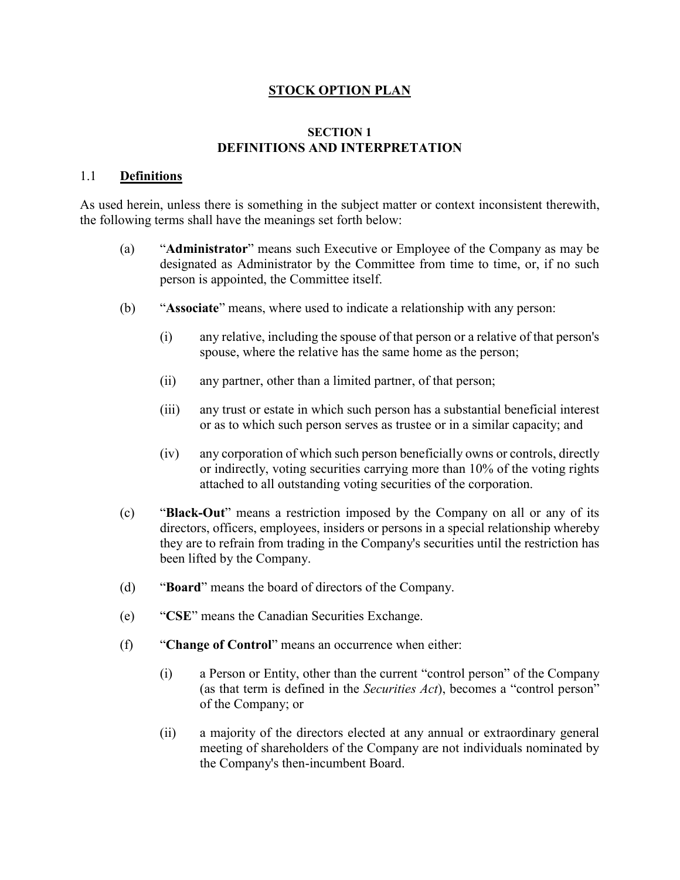# STOCK OPTION PLAN

## SECTION 1
## DEFINITIONS AND INTERPRETATION

### 1.1 **Definitions**

As used herein, unless there is something in the subject matter or context inconsistent therewith, the following terms shall have the meanings set forth below:

(a) "**Administrator**" means such Executive or Employee of the Company as may be designated as Administrator by the Committee from time to time, or, if no such person is appointed, the Committee itself.

(b) "**Associate**" means, where used to indicate a relationship with any person:

(i) any relative, including the spouse of that person or a relative of that person's spouse, where the relative has the same home as the person;

(ii) any partner, other than a limited partner, of that person;

(iii) any trust or estate in which such person has a substantial beneficial interest or as to which such person serves as trustee or in a similar capacity; and

(iv) any corporation of which such person beneficially owns or controls, directly or indirectly, voting securities carrying more than 10% of the voting rights attached to all outstanding voting securities of the corporation.

(c) "**Black-Out**" means a restriction imposed by the Company on all or any of its directors, officers, employees, insiders or persons in a special relationship whereby they are to refrain from trading in the Company's securities until the restriction has been lifted by the Company.

(d) "**Board**" means the board of directors of the Company.

(e) "**CSE**" means the Canadian Securities Exchange.

(f) "**Change of Control**" means an occurrence when either:

(i) a Person or Entity, other than the current "control person" of the Company (as that term is defined in the *Securities Act*), becomes a "control person" of the Company; or

(ii) a majority of the directors elected at any annual or extraordinary general meeting of shareholders of the Company are not individuals nominated by the Company's then-incumbent Board.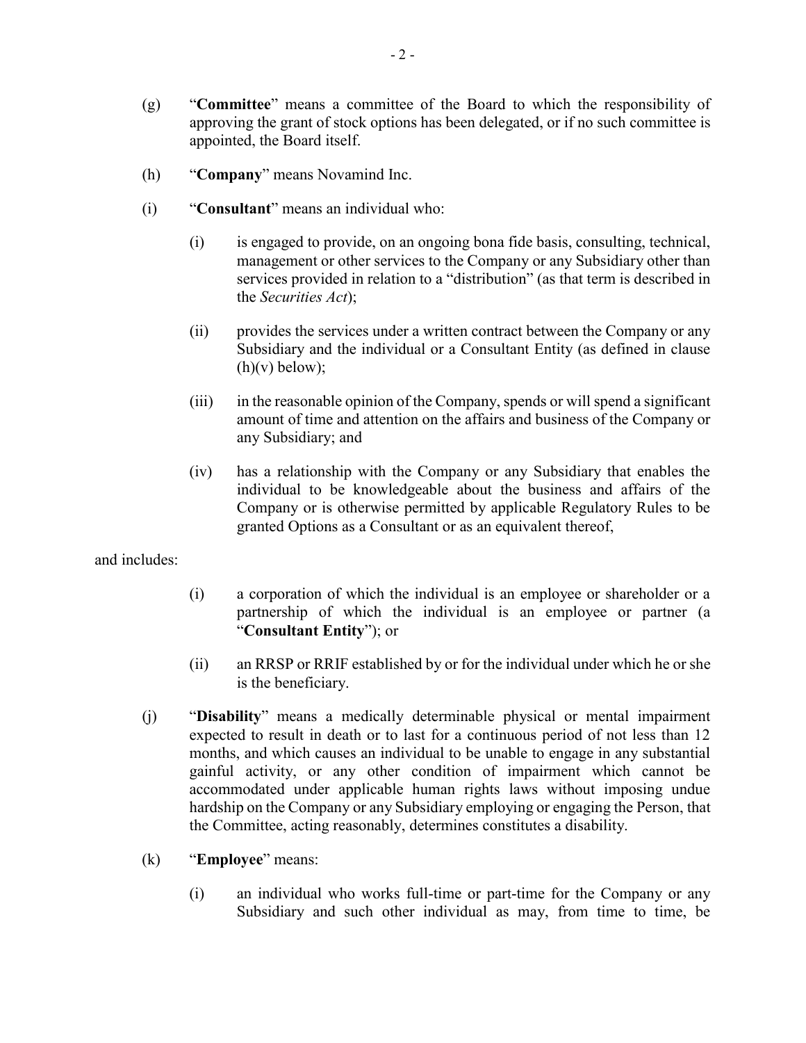(g) "**Committee**" means a committee of the Board to which the responsibility of approving the grant of stock options has been delegated, or if no such committee is appointed, the Board itself.

(h) "**Company**" means Novamind Inc.

(i) "**Consultant**" means an individual who:

> (i) is engaged to provide, on an ongoing bona fide basis, consulting, technical, management or other services to the Company or any Subsidiary other than services provided in relation to a "distribution" (as that term is described in the *Securities Act*);
>
> (ii) provides the services under a written contract between the Company or any Subsidiary and the individual or a Consultant Entity (as defined in clause (h)(v) below);
>
> (iii) in the reasonable opinion of the Company, spends or will spend a significant amount of time and attention on the affairs and business of the Company or any Subsidiary; and
>
> (iv) has a relationship with the Company or any Subsidiary that enables the individual to be knowledgeable about the business and affairs of the Company or is otherwise permitted by applicable Regulatory Rules to be granted Options as a Consultant or as an equivalent thereof,

and includes:

> (i) a corporation of which the individual is an employee or shareholder or a partnership of which the individual is an employee or partner (a "**Consultant Entity**"); or
>
> (ii) an RRSP or RRIF established by or for the individual under which he or she is the beneficiary.

(j) "**Disability**" means a medically determinable physical or mental impairment expected to result in death or to last for a continuous period of not less than 12 months, and which causes an individual to be unable to engage in any substantial gainful activity, or any other condition of impairment which cannot be accommodated under applicable human rights laws without imposing undue hardship on the Company or any Subsidiary employing or engaging the Person, that the Committee, acting reasonably, determines constitutes a disability.

(k) "**Employee**" means:

> (i) an individual who works full-time or part-time for the Company or any Subsidiary and such other individual as may, from time to time, be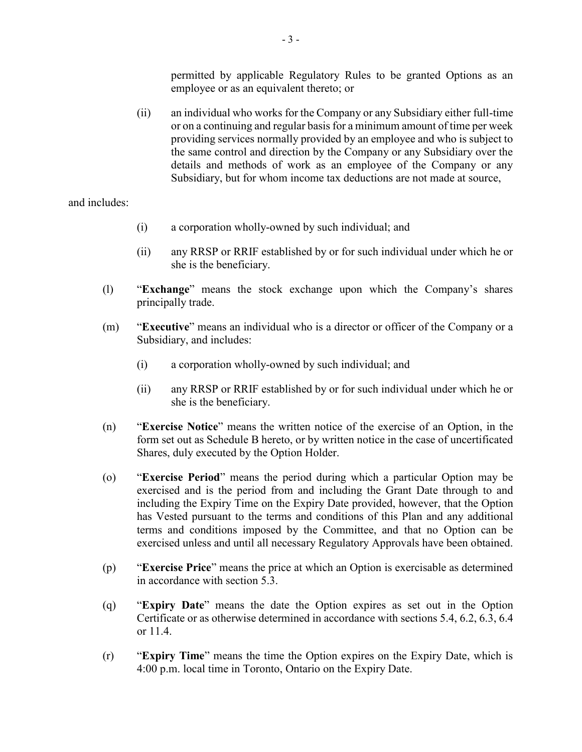permitted by applicable Regulatory Rules to be granted Options as an employee or as an equivalent thereto; or

(ii) an individual who works for the Company or any Subsidiary either full-time or on a continuing and regular basis for a minimum amount of time per week providing services normally provided by an employee and who is subject to the same control and direction by the Company or any Subsidiary over the details and methods of work as an employee of the Company or any Subsidiary, but for whom income tax deductions are not made at source,

and includes:

(i) a corporation wholly-owned by such individual; and

(ii) any RRSP or RRIF established by or for such individual under which he or she is the beneficiary.

(l) "**Exchange**" means the stock exchange upon which the Company's shares principally trade.

(m) "**Executive**" means an individual who is a director or officer of the Company or a Subsidiary, and includes:

(i) a corporation wholly-owned by such individual; and

(ii) any RRSP or RRIF established by or for such individual under which he or she is the beneficiary.

(n) "**Exercise Notice**" means the written notice of the exercise of an Option, in the form set out as Schedule B hereto, or by written notice in the case of uncertificated Shares, duly executed by the Option Holder.

(o) "**Exercise Period**" means the period during which a particular Option may be exercised and is the period from and including the Grant Date through to and including the Expiry Time on the Expiry Date provided, however, that the Option has Vested pursuant to the terms and conditions of this Plan and any additional terms and conditions imposed by the Committee, and that no Option can be exercised unless and until all necessary Regulatory Approvals have been obtained.

(p) "**Exercise Price**" means the price at which an Option is exercisable as determined in accordance with section 5.3.

(q) "**Expiry Date**" means the date the Option expires as set out in the Option Certificate or as otherwise determined in accordance with sections 5.4, 6.2, 6.3, 6.4 or 11.4.

(r) "**Expiry Time**" means the time the Option expires on the Expiry Date, which is 4:00 p.m. local time in Toronto, Ontario on the Expiry Date.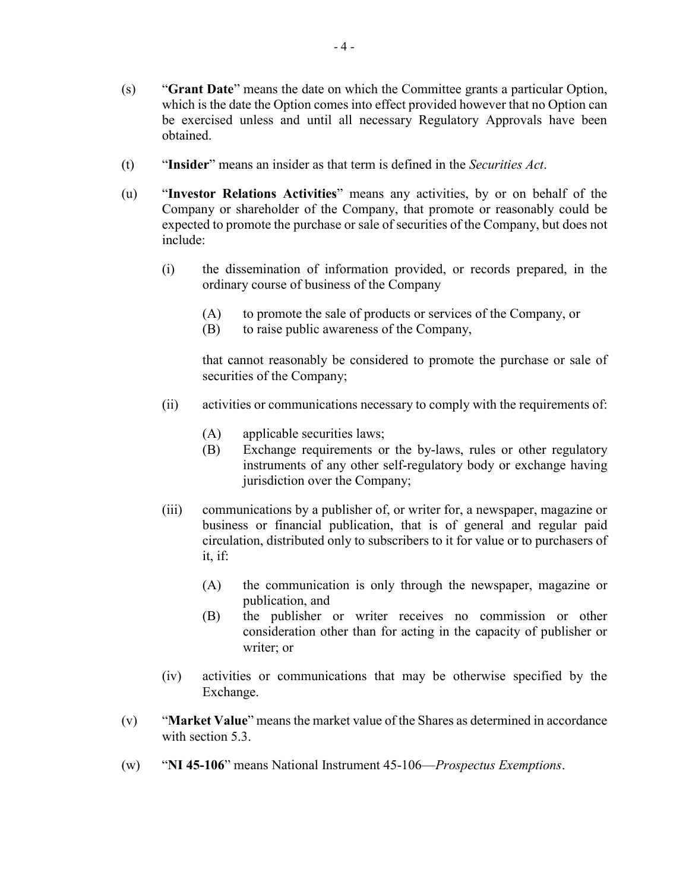(s) "**Grant Date**" means the date on which the Committee grants a particular Option, which is the date the Option comes into effect provided however that no Option can be exercised unless and until all necessary Regulatory Approvals have been obtained.

(t) "**Insider**" means an insider as that term is defined in the *Securities Act*.

(u) "**Investor Relations Activities**" means any activities, by or on behalf of the Company or shareholder of the Company, that promote or reasonably could be expected to promote the purchase or sale of securities of the Company, but does not include:

> (i) the dissemination of information provided, or records prepared, in the ordinary course of business of the Company
>
> > (A) to promote the sale of products or services of the Company, or
> > (B) to raise public awareness of the Company,
>
> that cannot reasonably be considered to promote the purchase or sale of securities of the Company;
>
> (ii) activities or communications necessary to comply with the requirements of:
>
> > (A) applicable securities laws;
> > (B) Exchange requirements or the by-laws, rules or other regulatory instruments of any other self-regulatory body or exchange having jurisdiction over the Company;
>
> (iii) communications by a publisher of, or writer for, a newspaper, magazine or business or financial publication, that is of general and regular paid circulation, distributed only to subscribers to it for value or to purchasers of it, if:
>
> > (A) the communication is only through the newspaper, magazine or publication, and
> > (B) the publisher or writer receives no commission or other consideration other than for acting in the capacity of publisher or writer; or
>
> (iv) activities or communications that may be otherwise specified by the Exchange.

(v) "**Market Value**" means the market value of the Shares as determined in accordance with section 5.3.

(w) "**NI 45-106**" means National Instrument 45-106—*Prospectus Exemptions*.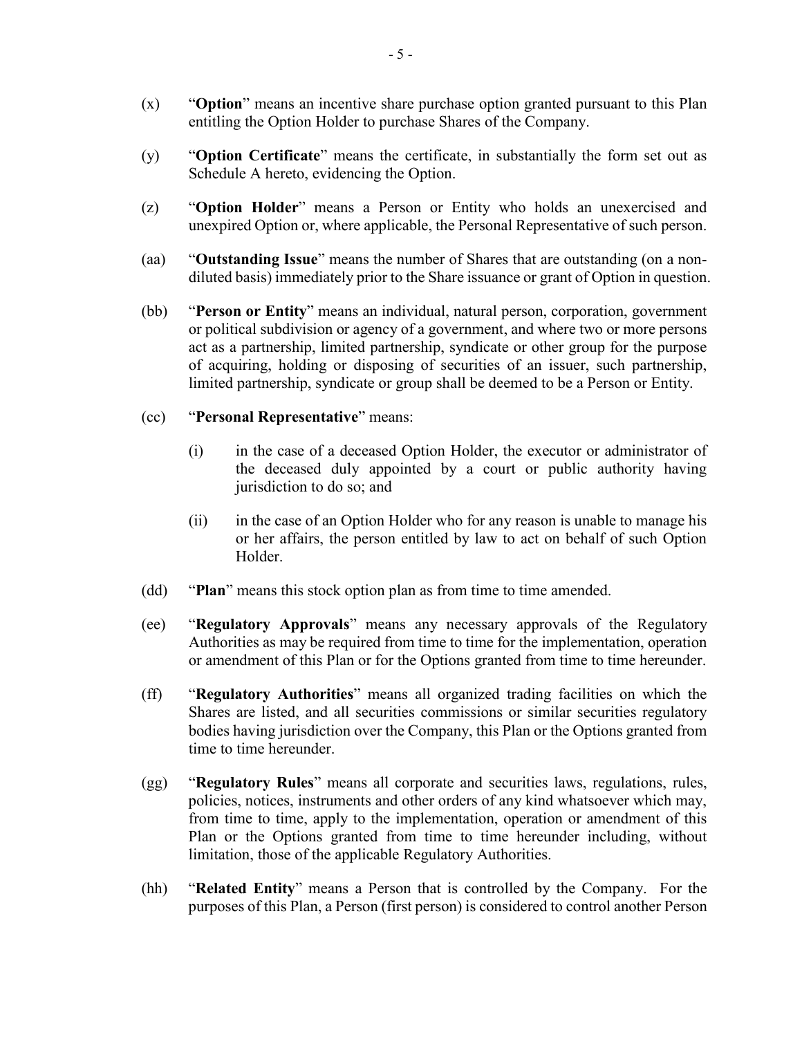(x) "**Option**" means an incentive share purchase option granted pursuant to this Plan entitling the Option Holder to purchase Shares of the Company.

(y) "**Option Certificate**" means the certificate, in substantially the form set out as Schedule A hereto, evidencing the Option.

(z) "**Option Holder**" means a Person or Entity who holds an unexercised and unexpired Option or, where applicable, the Personal Representative of such person.

(aa) "**Outstanding Issue**" means the number of Shares that are outstanding (on a non-diluted basis) immediately prior to the Share issuance or grant of Option in question.

(bb) "**Person or Entity**" means an individual, natural person, corporation, government or political subdivision or agency of a government, and where two or more persons act as a partnership, limited partnership, syndicate or other group for the purpose of acquiring, holding or disposing of securities of an issuer, such partnership, limited partnership, syndicate or group shall be deemed to be a Person or Entity.

(cc) "**Personal Representative**" means:

(i) in the case of a deceased Option Holder, the executor or administrator of the deceased duly appointed by a court or public authority having jurisdiction to do so; and

(ii) in the case of an Option Holder who for any reason is unable to manage his or her affairs, the person entitled by law to act on behalf of such Option Holder.

(dd) "**Plan**" means this stock option plan as from time to time amended.

(ee) "**Regulatory Approvals**" means any necessary approvals of the Regulatory Authorities as may be required from time to time for the implementation, operation or amendment of this Plan or for the Options granted from time to time hereunder.

(ff) "**Regulatory Authorities**" means all organized trading facilities on which the Shares are listed, and all securities commissions or similar securities regulatory bodies having jurisdiction over the Company, this Plan or the Options granted from time to time hereunder.

(gg) "**Regulatory Rules**" means all corporate and securities laws, regulations, rules, policies, notices, instruments and other orders of any kind whatsoever which may, from time to time, apply to the implementation, operation or amendment of this Plan or the Options granted from time to time hereunder including, without limitation, those of the applicable Regulatory Authorities.

(hh) "**Related Entity**" means a Person that is controlled by the Company. For the purposes of this Plan, a Person (first person) is considered to control another Person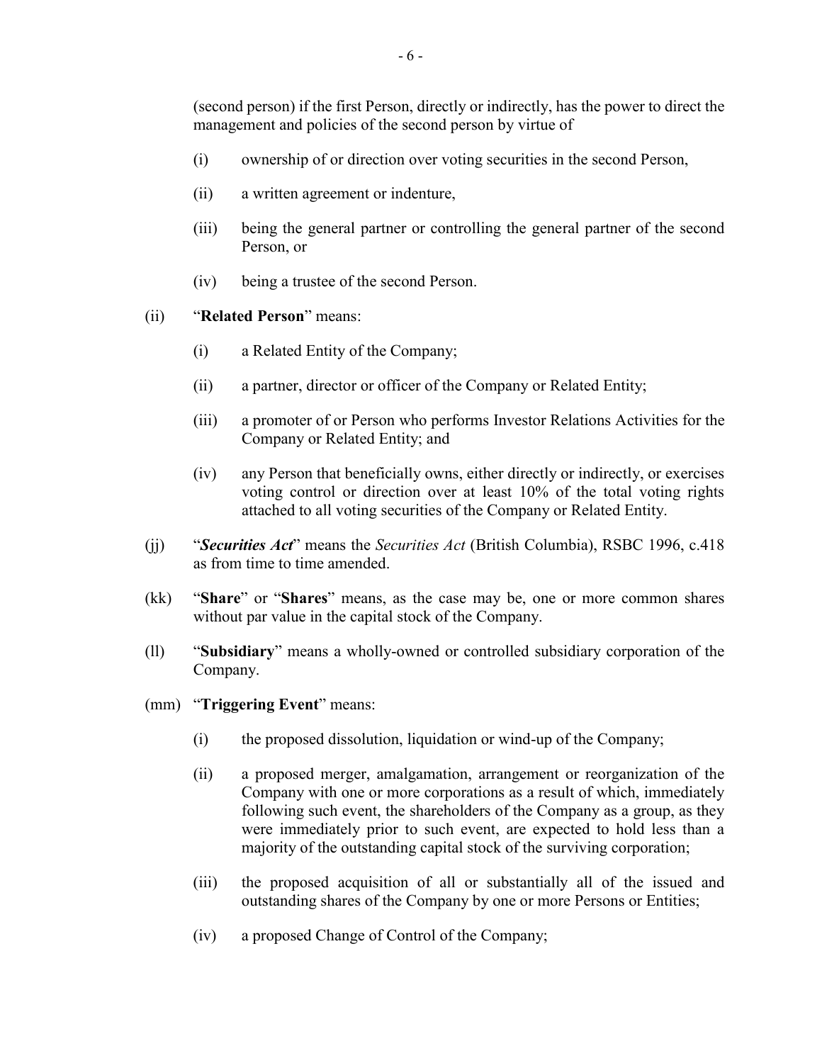(second person) if the first Person, directly or indirectly, has the power to direct the management and policies of the second person by virtue of

(i) ownership of or direction over voting securities in the second Person,

(ii) a written agreement or indenture,

(iii) being the general partner or controlling the general partner of the second Person, or

(iv) being a trustee of the second Person.

(ii) "**Related Person**" means:

(i) a Related Entity of the Company;

(ii) a partner, director or officer of the Company or Related Entity;

(iii) a promoter of or Person who performs Investor Relations Activities for the Company or Related Entity; and

(iv) any Person that beneficially owns, either directly or indirectly, or exercises voting control or direction over at least 10% of the total voting rights attached to all voting securities of the Company or Related Entity.

(jj) "***Securities Act***" means the *Securities Act* (British Columbia), RSBC 1996, c.418 as from time to time amended.

(kk) "**Share**" or "**Shares**" means, as the case may be, one or more common shares without par value in the capital stock of the Company.

(ll) "**Subsidiary**" means a wholly-owned or controlled subsidiary corporation of the Company.

(mm) "**Triggering Event**" means:

(i) the proposed dissolution, liquidation or wind-up of the Company;

(ii) a proposed merger, amalgamation, arrangement or reorganization of the Company with one or more corporations as a result of which, immediately following such event, the shareholders of the Company as a group, as they were immediately prior to such event, are expected to hold less than a majority of the outstanding capital stock of the surviving corporation;

(iii) the proposed acquisition of all or substantially all of the issued and outstanding shares of the Company by one or more Persons or Entities;

(iv) a proposed Change of Control of the Company;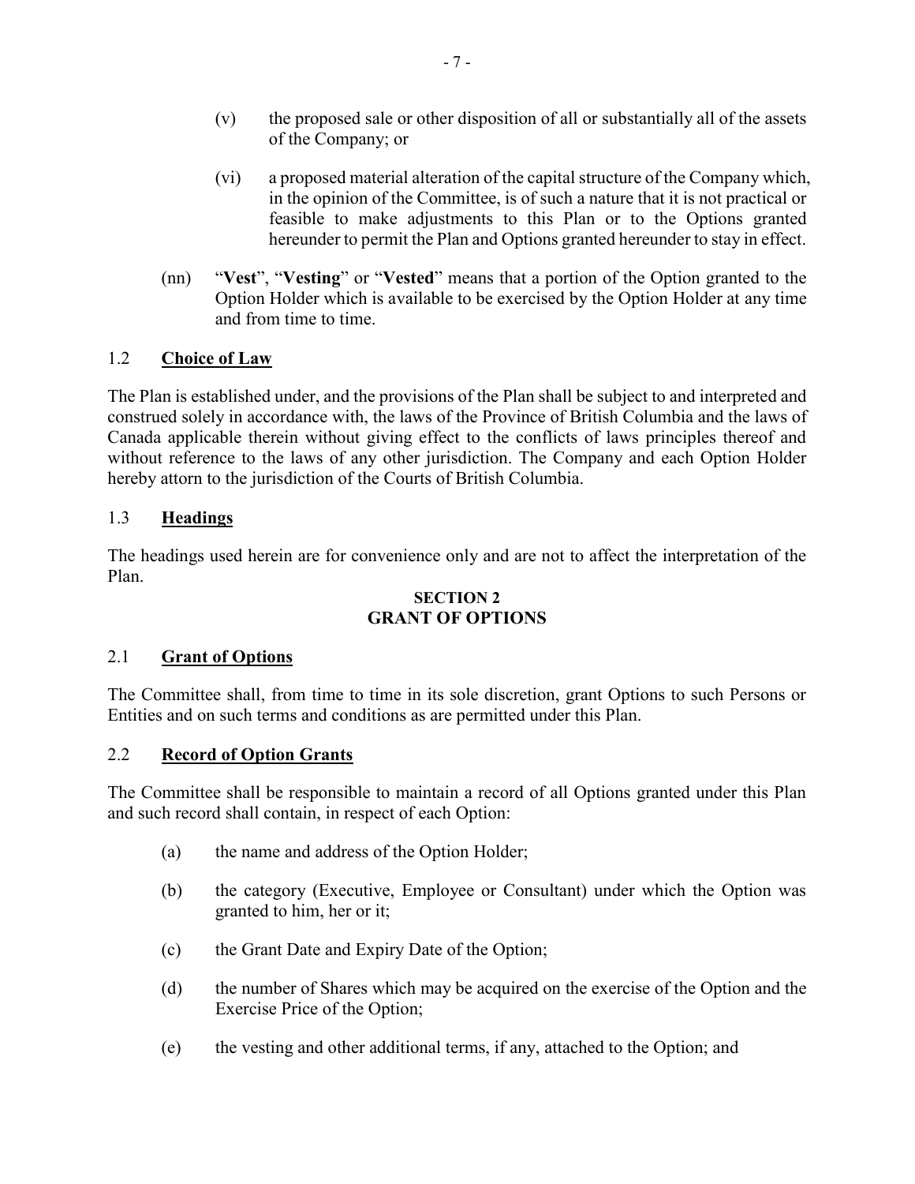(v) the proposed sale or other disposition of all or substantially all of the assets of the Company; or

(vi) a proposed material alteration of the capital structure of the Company which, in the opinion of the Committee, is of such a nature that it is not practical or feasible to make adjustments to this Plan or to the Options granted hereunder to permit the Plan and Options granted hereunder to stay in effect.

(nn) "**Vest**", "**Vesting**" or "**Vested**" means that a portion of the Option granted to the Option Holder which is available to be exercised by the Option Holder at any time and from time to time.

### 1.2 Choice of Law

The Plan is established under, and the provisions of the Plan shall be subject to and interpreted and construed solely in accordance with, the laws of the Province of British Columbia and the laws of Canada applicable therein without giving effect to the conflicts of laws principles thereof and without reference to the laws of any other jurisdiction. The Company and each Option Holder hereby attorn to the jurisdiction of the Courts of British Columbia.

### 1.3 Headings

The headings used herein are for convenience only and are not to affect the interpretation of the Plan.

## SECTION 2
## GRANT OF OPTIONS

### 2.1 Grant of Options

The Committee shall, from time to time in its sole discretion, grant Options to such Persons or Entities and on such terms and conditions as are permitted under this Plan.

### 2.2 Record of Option Grants

The Committee shall be responsible to maintain a record of all Options granted under this Plan and such record shall contain, in respect of each Option:

(a) the name and address of the Option Holder;

(b) the category (Executive, Employee or Consultant) under which the Option was granted to him, her or it;

(c) the Grant Date and Expiry Date of the Option;

(d) the number of Shares which may be acquired on the exercise of the Option and the Exercise Price of the Option;

(e) the vesting and other additional terms, if any, attached to the Option; and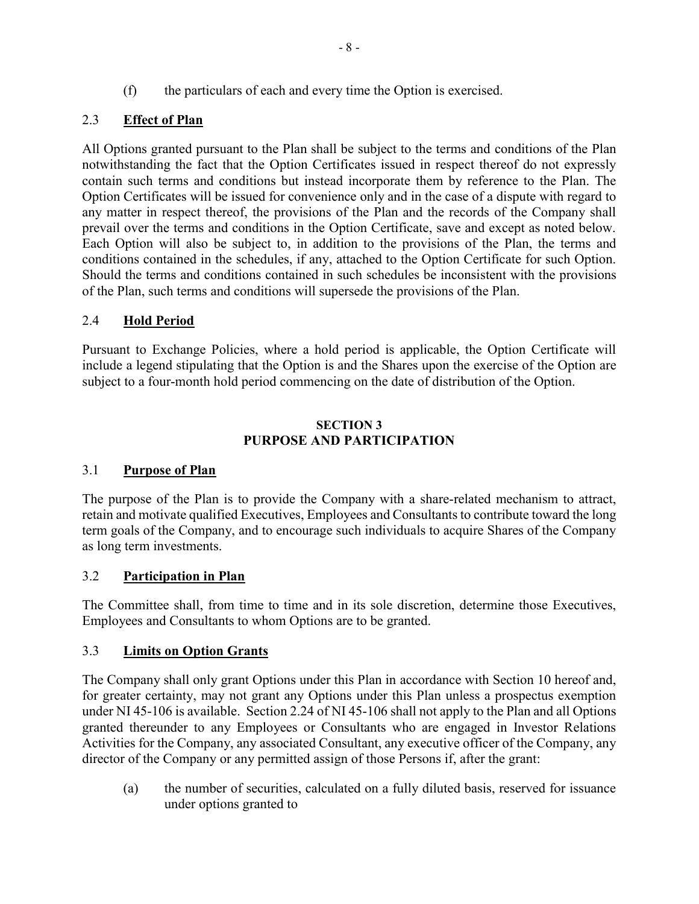(f) the particulars of each and every time the Option is exercised.

### 2.3 **Effect of Plan**

All Options granted pursuant to the Plan shall be subject to the terms and conditions of the Plan notwithstanding the fact that the Option Certificates issued in respect thereof do not expressly contain such terms and conditions but instead incorporate them by reference to the Plan. The Option Certificates will be issued for convenience only and in the case of a dispute with regard to any matter in respect thereof, the provisions of the Plan and the records of the Company shall prevail over the terms and conditions in the Option Certificate, save and except as noted below. Each Option will also be subject to, in addition to the provisions of the Plan, the terms and conditions contained in the schedules, if any, attached to the Option Certificate for such Option. Should the terms and conditions contained in such schedules be inconsistent with the provisions of the Plan, such terms and conditions will supersede the provisions of the Plan.

### 2.4 **Hold Period**

Pursuant to Exchange Policies, where a hold period is applicable, the Option Certificate will include a legend stipulating that the Option is and the Shares upon the exercise of the Option are subject to a four-month hold period commencing on the date of distribution of the Option.

## SECTION 3
## PURPOSE AND PARTICIPATION

### 3.1 **Purpose of Plan**

The purpose of the Plan is to provide the Company with a share-related mechanism to attract, retain and motivate qualified Executives, Employees and Consultants to contribute toward the long term goals of the Company, and to encourage such individuals to acquire Shares of the Company as long term investments.

### 3.2 **Participation in Plan**

The Committee shall, from time to time and in its sole discretion, determine those Executives, Employees and Consultants to whom Options are to be granted.

### 3.3 **Limits on Option Grants**

The Company shall only grant Options under this Plan in accordance with Section 10 hereof and, for greater certainty, may not grant any Options under this Plan unless a prospectus exemption under NI 45-106 is available. Section 2.24 of NI 45-106 shall not apply to the Plan and all Options granted thereunder to any Employees or Consultants who are engaged in Investor Relations Activities for the Company, any associated Consultant, any executive officer of the Company, any director of the Company or any permitted assign of those Persons if, after the grant:

(a) the number of securities, calculated on a fully diluted basis, reserved for issuance under options granted to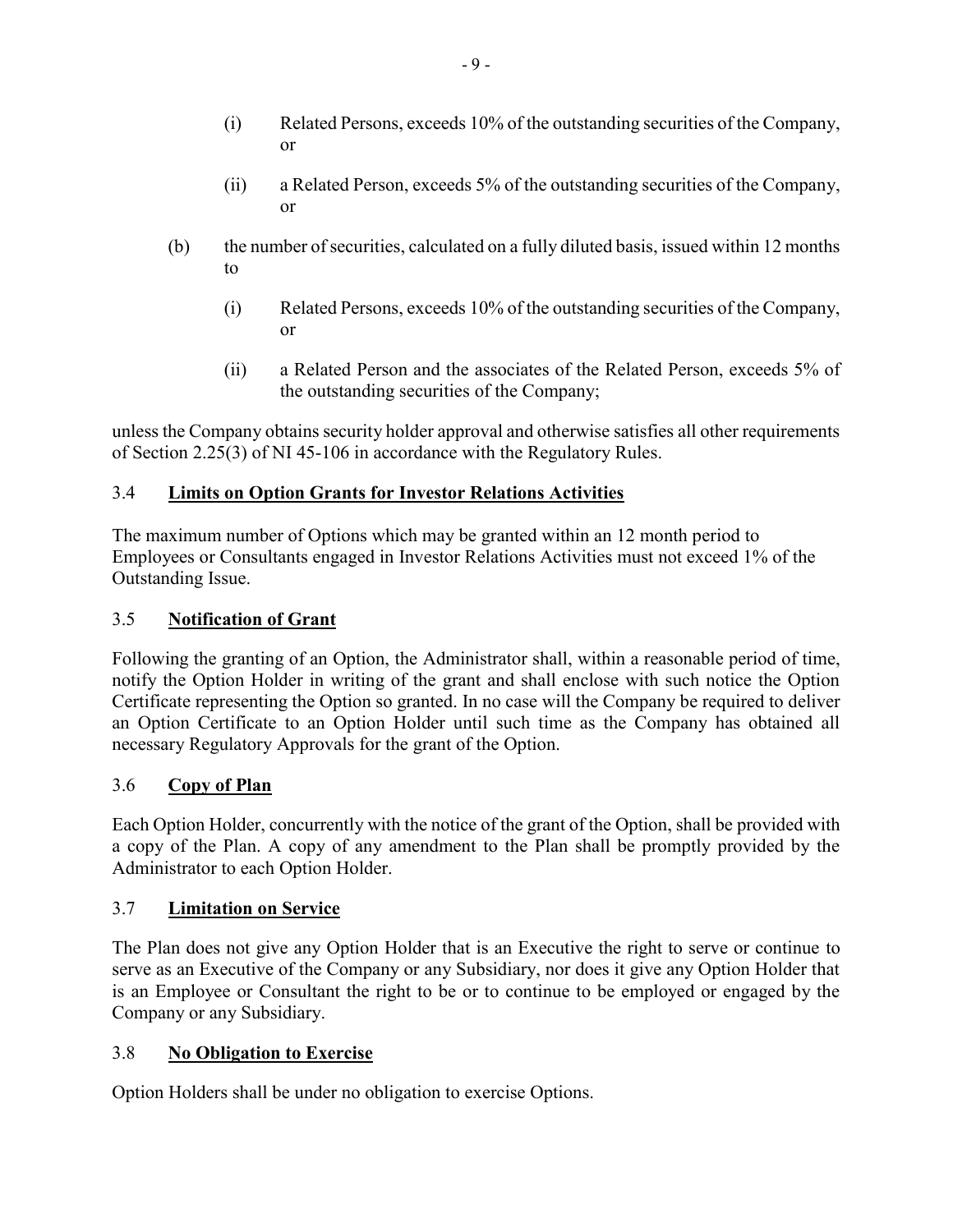(i) Related Persons, exceeds 10% of the outstanding securities of the Company, or

(ii) a Related Person, exceeds 5% of the outstanding securities of the Company, or

(b) the number of securities, calculated on a fully diluted basis, issued within 12 months to

(i) Related Persons, exceeds 10% of the outstanding securities of the Company, or

(ii) a Related Person and the associates of the Related Person, exceeds 5% of the outstanding securities of the Company;

unless the Company obtains security holder approval and otherwise satisfies all other requirements of Section 2.25(3) of NI 45-106 in accordance with the Regulatory Rules.

## 3.4 **Limits on Option Grants for Investor Relations Activities**

The maximum number of Options which may be granted within an 12 month period to Employees or Consultants engaged in Investor Relations Activities must not exceed 1% of the Outstanding Issue.

## 3.5 **Notification of Grant**

Following the granting of an Option, the Administrator shall, within a reasonable period of time, notify the Option Holder in writing of the grant and shall enclose with such notice the Option Certificate representing the Option so granted. In no case will the Company be required to deliver an Option Certificate to an Option Holder until such time as the Company has obtained all necessary Regulatory Approvals for the grant of the Option.

## 3.6 **Copy of Plan**

Each Option Holder, concurrently with the notice of the grant of the Option, shall be provided with a copy of the Plan. A copy of any amendment to the Plan shall be promptly provided by the Administrator to each Option Holder.

## 3.7 **Limitation on Service**

The Plan does not give any Option Holder that is an Executive the right to serve or continue to serve as an Executive of the Company or any Subsidiary, nor does it give any Option Holder that is an Employee or Consultant the right to be or to continue to be employed or engaged by the Company or any Subsidiary.

## 3.8 **No Obligation to Exercise**

Option Holders shall be under no obligation to exercise Options.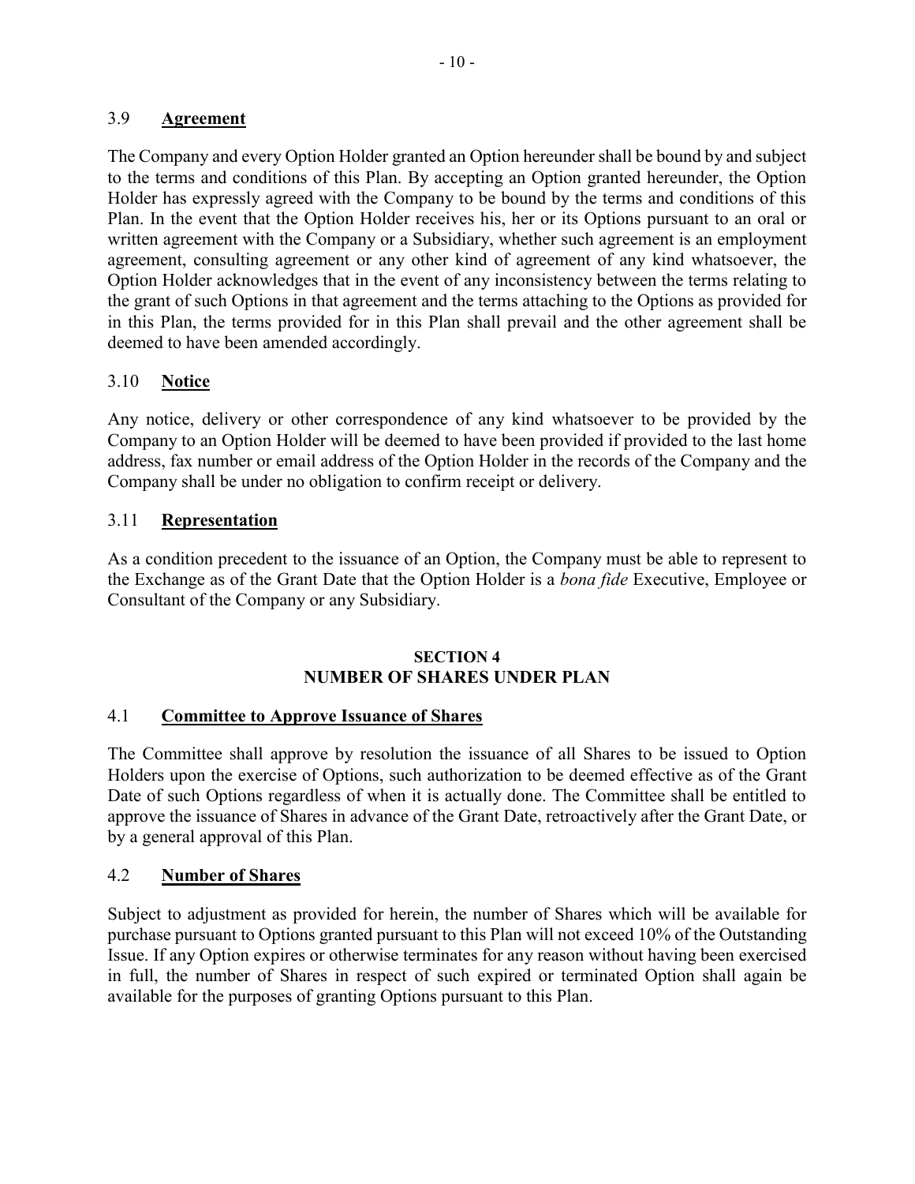### 3.9 **Agreement**

The Company and every Option Holder granted an Option hereunder shall be bound by and subject to the terms and conditions of this Plan. By accepting an Option granted hereunder, the Option Holder has expressly agreed with the Company to be bound by the terms and conditions of this Plan. In the event that the Option Holder receives his, her or its Options pursuant to an oral or written agreement with the Company or a Subsidiary, whether such agreement is an employment agreement, consulting agreement or any other kind of agreement of any kind whatsoever, the Option Holder acknowledges that in the event of any inconsistency between the terms relating to the grant of such Options in that agreement and the terms attaching to the Options as provided for in this Plan, the terms provided for in this Plan shall prevail and the other agreement shall be deemed to have been amended accordingly.

### 3.10 **Notice**

Any notice, delivery or other correspondence of any kind whatsoever to be provided by the Company to an Option Holder will be deemed to have been provided if provided to the last home address, fax number or email address of the Option Holder in the records of the Company and the Company shall be under no obligation to confirm receipt or delivery.

### 3.11 **Representation**

As a condition precedent to the issuance of an Option, the Company must be able to represent to the Exchange as of the Grant Date that the Option Holder is a *bona fide* Executive, Employee or Consultant of the Company or any Subsidiary.

## SECTION 4
## NUMBER OF SHARES UNDER PLAN

### 4.1 **Committee to Approve Issuance of Shares**

The Committee shall approve by resolution the issuance of all Shares to be issued to Option Holders upon the exercise of Options, such authorization to be deemed effective as of the Grant Date of such Options regardless of when it is actually done. The Committee shall be entitled to approve the issuance of Shares in advance of the Grant Date, retroactively after the Grant Date, or by a general approval of this Plan.

### 4.2 **Number of Shares**

Subject to adjustment as provided for herein, the number of Shares which will be available for purchase pursuant to Options granted pursuant to this Plan will not exceed 10% of the Outstanding Issue. If any Option expires or otherwise terminates for any reason without having been exercised in full, the number of Shares in respect of such expired or terminated Option shall again be available for the purposes of granting Options pursuant to this Plan.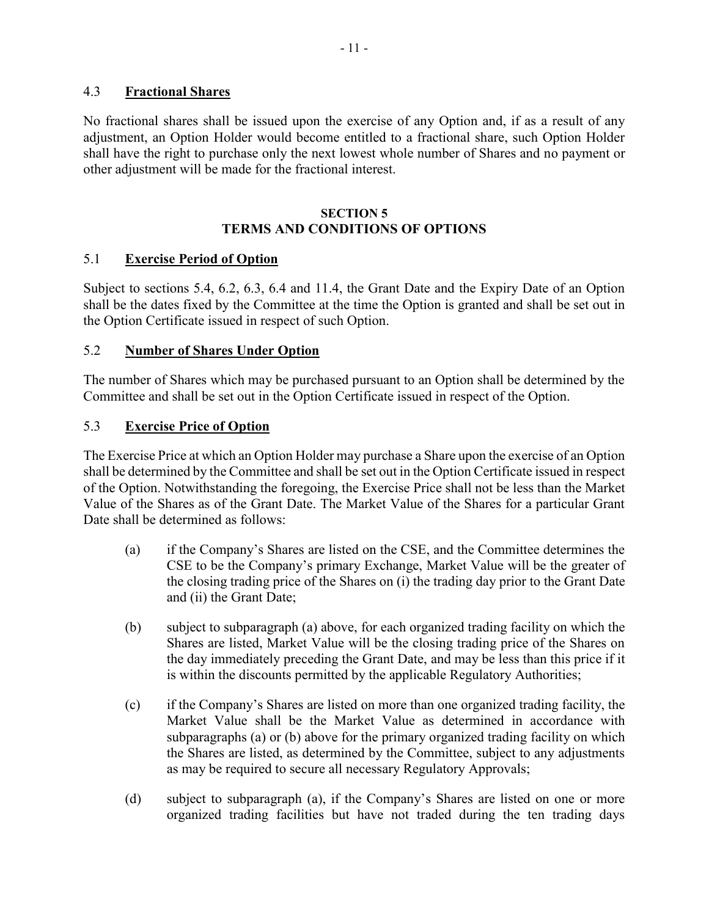### 4.3 **Fractional Shares**

No fractional shares shall be issued upon the exercise of any Option and, if as a result of any adjustment, an Option Holder would become entitled to a fractional share, such Option Holder shall have the right to purchase only the next lowest whole number of Shares and no payment or other adjustment will be made for the fractional interest.

## SECTION 5
## TERMS AND CONDITIONS OF OPTIONS

### 5.1 **Exercise Period of Option**

Subject to sections 5.4, 6.2, 6.3, 6.4 and 11.4, the Grant Date and the Expiry Date of an Option shall be the dates fixed by the Committee at the time the Option is granted and shall be set out in the Option Certificate issued in respect of such Option.

### 5.2 **Number of Shares Under Option**

The number of Shares which may be purchased pursuant to an Option shall be determined by the Committee and shall be set out in the Option Certificate issued in respect of the Option.

### 5.3 **Exercise Price of Option**

The Exercise Price at which an Option Holder may purchase a Share upon the exercise of an Option shall be determined by the Committee and shall be set out in the Option Certificate issued in respect of the Option. Notwithstanding the foregoing, the Exercise Price shall not be less than the Market Value of the Shares as of the Grant Date. The Market Value of the Shares for a particular Grant Date shall be determined as follows:

(a) if the Company's Shares are listed on the CSE, and the Committee determines the CSE to be the Company's primary Exchange, Market Value will be the greater of the closing trading price of the Shares on (i) the trading day prior to the Grant Date and (ii) the Grant Date;

(b) subject to subparagraph (a) above, for each organized trading facility on which the Shares are listed, Market Value will be the closing trading price of the Shares on the day immediately preceding the Grant Date, and may be less than this price if it is within the discounts permitted by the applicable Regulatory Authorities;

(c) if the Company's Shares are listed on more than one organized trading facility, the Market Value shall be the Market Value as determined in accordance with subparagraphs (a) or (b) above for the primary organized trading facility on which the Shares are listed, as determined by the Committee, subject to any adjustments as may be required to secure all necessary Regulatory Approvals;

(d) subject to subparagraph (a), if the Company's Shares are listed on one or more organized trading facilities but have not traded during the ten trading days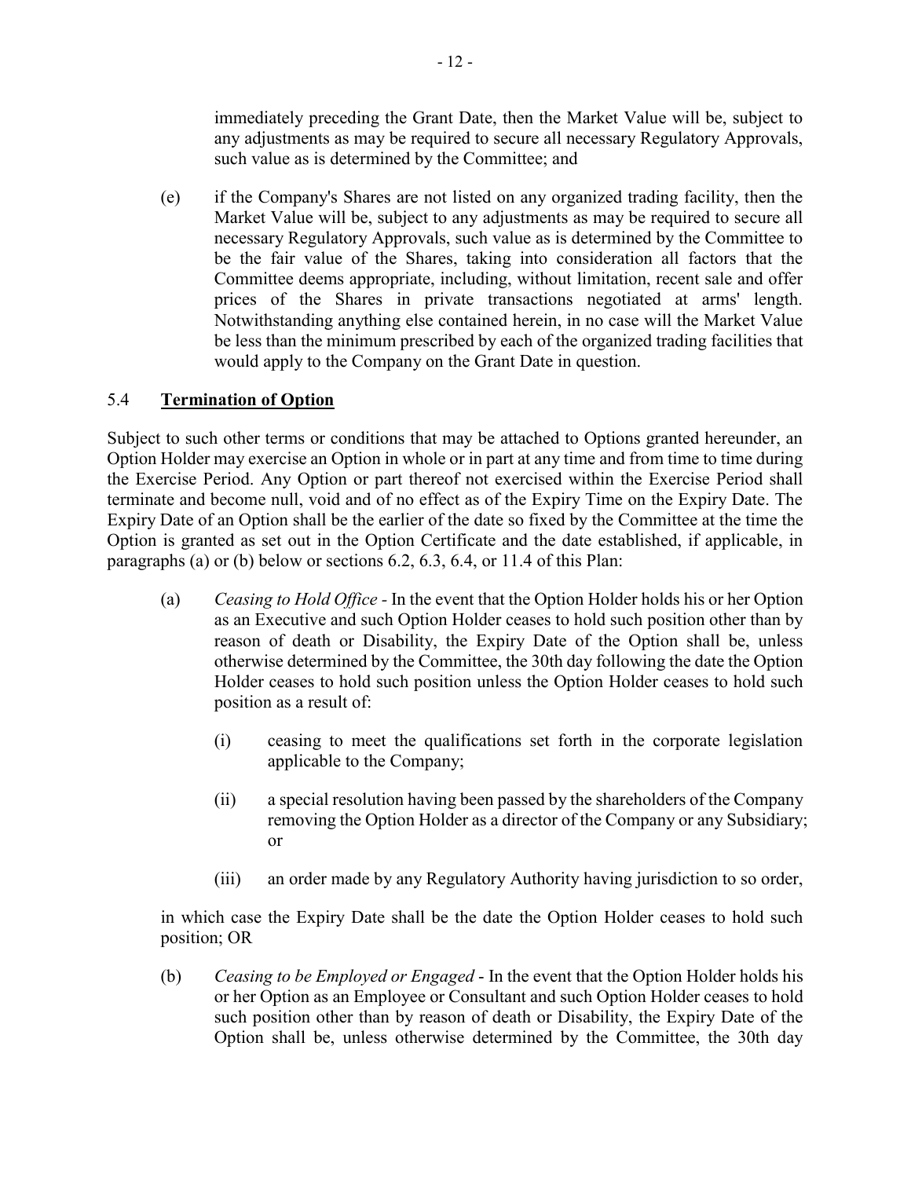immediately preceding the Grant Date, then the Market Value will be, subject to any adjustments as may be required to secure all necessary Regulatory Approvals, such value as is determined by the Committee; and

(e) if the Company's Shares are not listed on any organized trading facility, then the Market Value will be, subject to any adjustments as may be required to secure all necessary Regulatory Approvals, such value as is determined by the Committee to be the fair value of the Shares, taking into consideration all factors that the Committee deems appropriate, including, without limitation, recent sale and offer prices of the Shares in private transactions negotiated at arms' length. Notwithstanding anything else contained herein, in no case will the Market Value be less than the minimum prescribed by each of the organized trading facilities that would apply to the Company on the Grant Date in question.

### 5.4 **Termination of Option**

Subject to such other terms or conditions that may be attached to Options granted hereunder, an Option Holder may exercise an Option in whole or in part at any time and from time to time during the Exercise Period. Any Option or part thereof not exercised within the Exercise Period shall terminate and become null, void and of no effect as of the Expiry Time on the Expiry Date. The Expiry Date of an Option shall be the earlier of the date so fixed by the Committee at the time the Option is granted as set out in the Option Certificate and the date established, if applicable, in paragraphs (a) or (b) below or sections 6.2, 6.3, 6.4, or 11.4 of this Plan:

(a) *Ceasing to Hold Office* - In the event that the Option Holder holds his or her Option as an Executive and such Option Holder ceases to hold such position other than by reason of death or Disability, the Expiry Date of the Option shall be, unless otherwise determined by the Committee, the 30th day following the date the Option Holder ceases to hold such position unless the Option Holder ceases to hold such position as a result of:

   (i) ceasing to meet the qualifications set forth in the corporate legislation applicable to the Company;

   (ii) a special resolution having been passed by the shareholders of the Company removing the Option Holder as a director of the Company or any Subsidiary; or

   (iii) an order made by any Regulatory Authority having jurisdiction to so order,

in which case the Expiry Date shall be the date the Option Holder ceases to hold such position; OR

(b) *Ceasing to be Employed or Engaged* - In the event that the Option Holder holds his or her Option as an Employee or Consultant and such Option Holder ceases to hold such position other than by reason of death or Disability, the Expiry Date of the Option shall be, unless otherwise determined by the Committee, the 30th day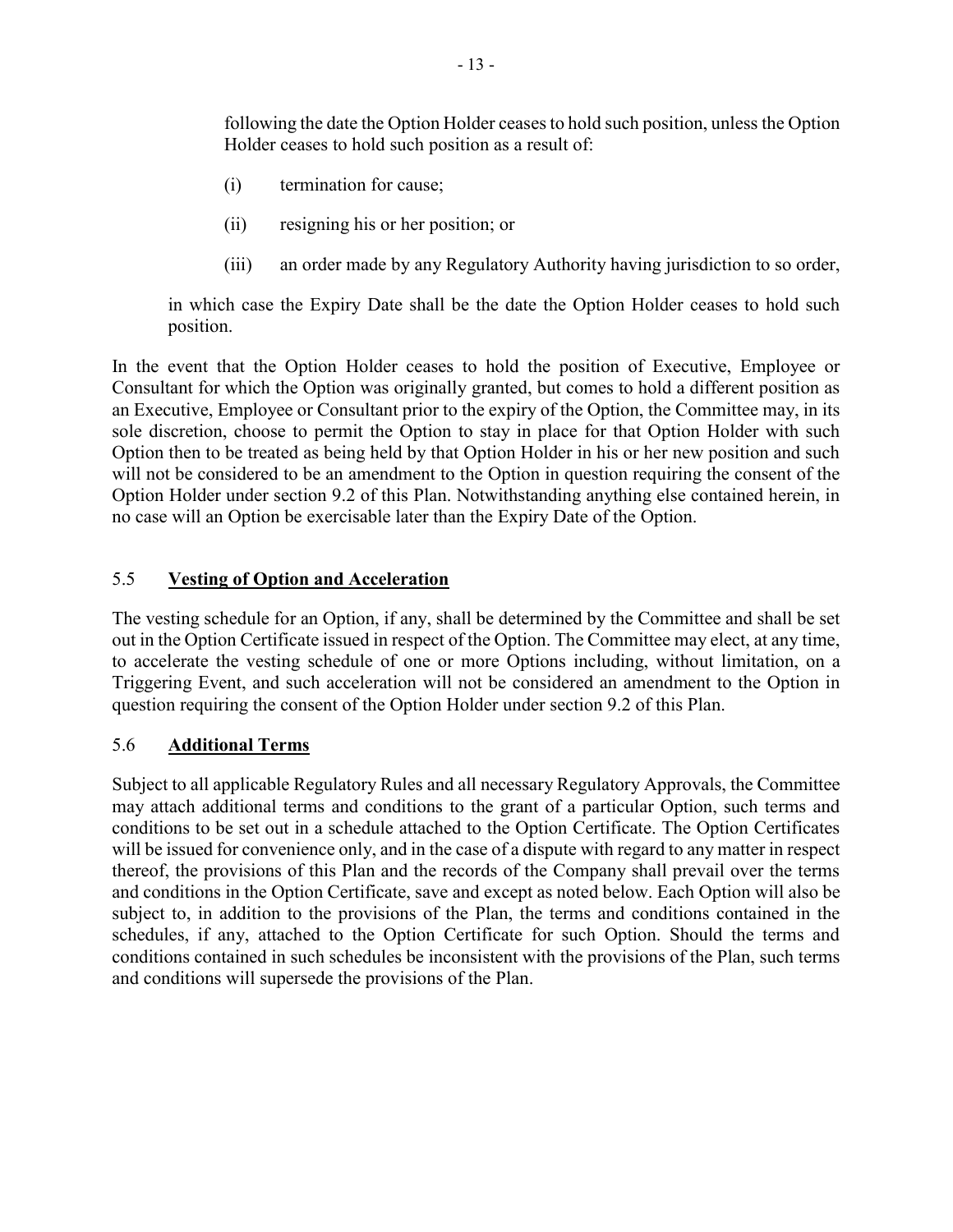following the date the Option Holder ceases to hold such position, unless the Option Holder ceases to hold such position as a result of:

(i) termination for cause;

(ii) resigning his or her position; or

(iii) an order made by any Regulatory Authority having jurisdiction to so order,

in which case the Expiry Date shall be the date the Option Holder ceases to hold such position.

In the event that the Option Holder ceases to hold the position of Executive, Employee or Consultant for which the Option was originally granted, but comes to hold a different position as an Executive, Employee or Consultant prior to the expiry of the Option, the Committee may, in its sole discretion, choose to permit the Option to stay in place for that Option Holder with such Option then to be treated as being held by that Option Holder in his or her new position and such will not be considered to be an amendment to the Option in question requiring the consent of the Option Holder under section 9.2 of this Plan. Notwithstanding anything else contained herein, in no case will an Option be exercisable later than the Expiry Date of the Option.

### 5.5 **Vesting of Option and Acceleration**

The vesting schedule for an Option, if any, shall be determined by the Committee and shall be set out in the Option Certificate issued in respect of the Option. The Committee may elect, at any time, to accelerate the vesting schedule of one or more Options including, without limitation, on a Triggering Event, and such acceleration will not be considered an amendment to the Option in question requiring the consent of the Option Holder under section 9.2 of this Plan.

### 5.6 **Additional Terms**

Subject to all applicable Regulatory Rules and all necessary Regulatory Approvals, the Committee may attach additional terms and conditions to the grant of a particular Option, such terms and conditions to be set out in a schedule attached to the Option Certificate. The Option Certificates will be issued for convenience only, and in the case of a dispute with regard to any matter in respect thereof, the provisions of this Plan and the records of the Company shall prevail over the terms and conditions in the Option Certificate, save and except as noted below. Each Option will also be subject to, in addition to the provisions of the Plan, the terms and conditions contained in the schedules, if any, attached to the Option Certificate for such Option. Should the terms and conditions contained in such schedules be inconsistent with the provisions of the Plan, such terms and conditions will supersede the provisions of the Plan.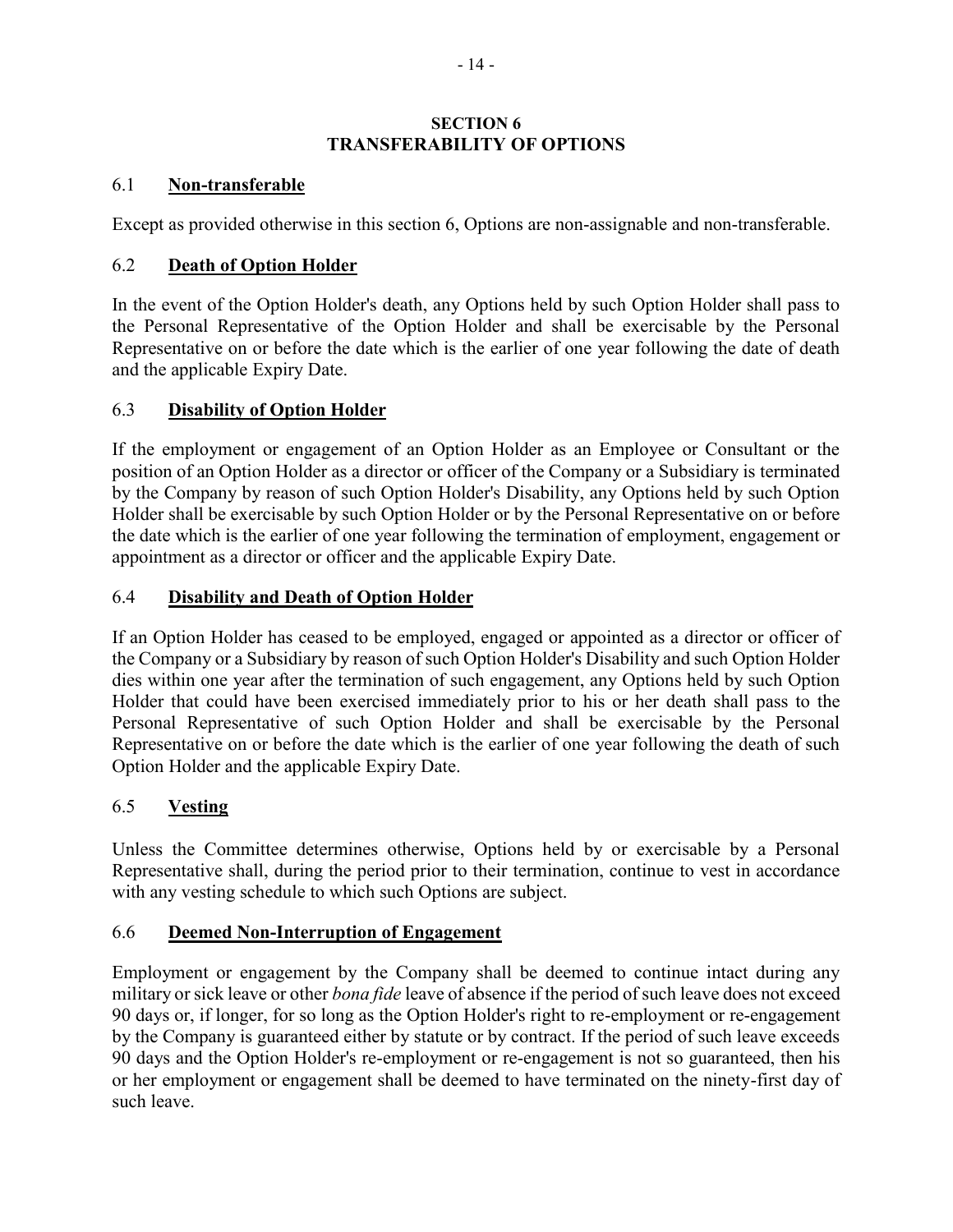## SECTION 6
## TRANSFERABILITY OF OPTIONS

### 6.1 **Non-transferable**

Except as provided otherwise in this section 6, Options are non-assignable and non-transferable.

### 6.2 **Death of Option Holder**

In the event of the Option Holder's death, any Options held by such Option Holder shall pass to the Personal Representative of the Option Holder and shall be exercisable by the Personal Representative on or before the date which is the earlier of one year following the date of death and the applicable Expiry Date.

### 6.3 **Disability of Option Holder**

If the employment or engagement of an Option Holder as an Employee or Consultant or the position of an Option Holder as a director or officer of the Company or a Subsidiary is terminated by the Company by reason of such Option Holder's Disability, any Options held by such Option Holder shall be exercisable by such Option Holder or by the Personal Representative on or before the date which is the earlier of one year following the termination of employment, engagement or appointment as a director or officer and the applicable Expiry Date.

### 6.4 **Disability and Death of Option Holder**

If an Option Holder has ceased to be employed, engaged or appointed as a director or officer of the Company or a Subsidiary by reason of such Option Holder's Disability and such Option Holder dies within one year after the termination of such engagement, any Options held by such Option Holder that could have been exercised immediately prior to his or her death shall pass to the Personal Representative of such Option Holder and shall be exercisable by the Personal Representative on or before the date which is the earlier of one year following the death of such Option Holder and the applicable Expiry Date.

### 6.5 **Vesting**

Unless the Committee determines otherwise, Options held by or exercisable by a Personal Representative shall, during the period prior to their termination, continue to vest in accordance with any vesting schedule to which such Options are subject.

### 6.6 **Deemed Non-Interruption of Engagement**

Employment or engagement by the Company shall be deemed to continue intact during any military or sick leave or other *bona fide* leave of absence if the period of such leave does not exceed 90 days or, if longer, for so long as the Option Holder's right to re-employment or re-engagement by the Company is guaranteed either by statute or by contract. If the period of such leave exceeds 90 days and the Option Holder's re-employment or re-engagement is not so guaranteed, then his or her employment or engagement shall be deemed to have terminated on the ninety-first day of such leave.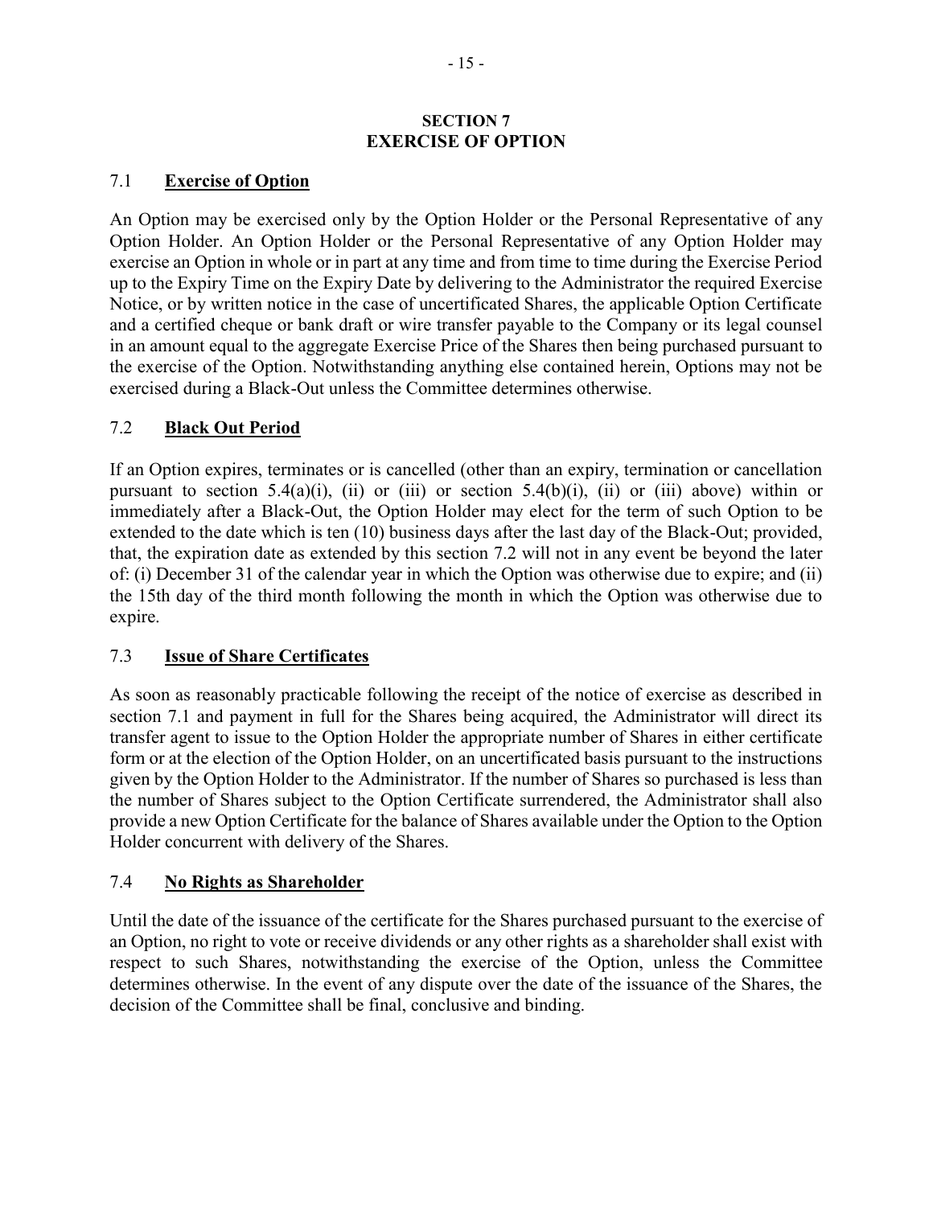## SECTION 7
## EXERCISE OF OPTION

### 7.1 **Exercise of Option**

An Option may be exercised only by the Option Holder or the Personal Representative of any Option Holder. An Option Holder or the Personal Representative of any Option Holder may exercise an Option in whole or in part at any time and from time to time during the Exercise Period up to the Expiry Time on the Expiry Date by delivering to the Administrator the required Exercise Notice, or by written notice in the case of uncertificated Shares, the applicable Option Certificate and a certified cheque or bank draft or wire transfer payable to the Company or its legal counsel in an amount equal to the aggregate Exercise Price of the Shares then being purchased pursuant to the exercise of the Option. Notwithstanding anything else contained herein, Options may not be exercised during a Black-Out unless the Committee determines otherwise.

### 7.2 **Black Out Period**

If an Option expires, terminates or is cancelled (other than an expiry, termination or cancellation pursuant to section 5.4(a)(i), (ii) or (iii) or section 5.4(b)(i), (ii) or (iii) above) within or immediately after a Black-Out, the Option Holder may elect for the term of such Option to be extended to the date which is ten (10) business days after the last day of the Black-Out; provided, that, the expiration date as extended by this section 7.2 will not in any event be beyond the later of: (i) December 31 of the calendar year in which the Option was otherwise due to expire; and (ii) the 15th day of the third month following the month in which the Option was otherwise due to expire.

### 7.3 **Issue of Share Certificates**

As soon as reasonably practicable following the receipt of the notice of exercise as described in section 7.1 and payment in full for the Shares being acquired, the Administrator will direct its transfer agent to issue to the Option Holder the appropriate number of Shares in either certificate form or at the election of the Option Holder, on an uncertificated basis pursuant to the instructions given by the Option Holder to the Administrator. If the number of Shares so purchased is less than the number of Shares subject to the Option Certificate surrendered, the Administrator shall also provide a new Option Certificate for the balance of Shares available under the Option to the Option Holder concurrent with delivery of the Shares.

### 7.4 **No Rights as Shareholder**

Until the date of the issuance of the certificate for the Shares purchased pursuant to the exercise of an Option, no right to vote or receive dividends or any other rights as a shareholder shall exist with respect to such Shares, notwithstanding the exercise of the Option, unless the Committee determines otherwise. In the event of any dispute over the date of the issuance of the Shares, the decision of the Committee shall be final, conclusive and binding.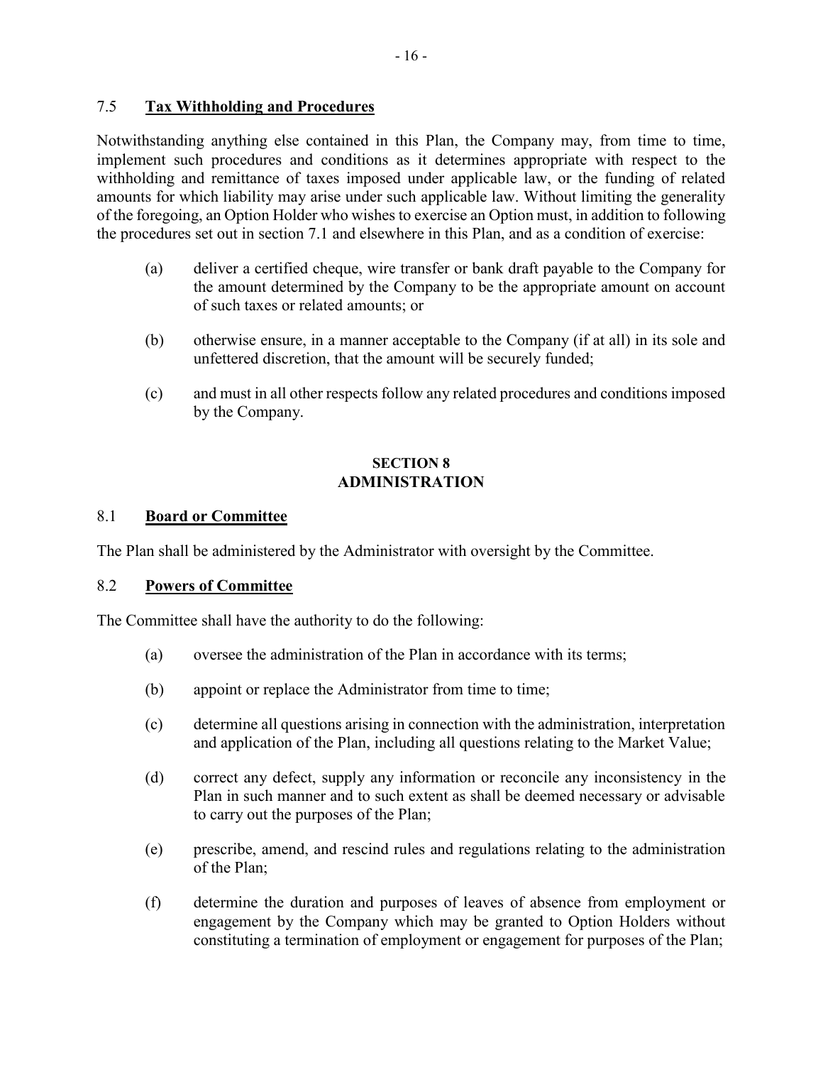### 7.5 **Tax Withholding and Procedures**

Notwithstanding anything else contained in this Plan, the Company may, from time to time, implement such procedures and conditions as it determines appropriate with respect to the withholding and remittance of taxes imposed under applicable law, or the funding of related amounts for which liability may arise under such applicable law. Without limiting the generality of the foregoing, an Option Holder who wishes to exercise an Option must, in addition to following the procedures set out in section 7.1 and elsewhere in this Plan, and as a condition of exercise:

(a) deliver a certified cheque, wire transfer or bank draft payable to the Company for the amount determined by the Company to be the appropriate amount on account of such taxes or related amounts; or

(b) otherwise ensure, in a manner acceptable to the Company (if at all) in its sole and unfettered discretion, that the amount will be securely funded;

(c) and must in all other respects follow any related procedures and conditions imposed by the Company.

## SECTION 8
## ADMINISTRATION

### 8.1 **Board or Committee**

The Plan shall be administered by the Administrator with oversight by the Committee.

### 8.2 **Powers of Committee**

The Committee shall have the authority to do the following:

(a) oversee the administration of the Plan in accordance with its terms;

(b) appoint or replace the Administrator from time to time;

(c) determine all questions arising in connection with the administration, interpretation and application of the Plan, including all questions relating to the Market Value;

(d) correct any defect, supply any information or reconcile any inconsistency in the Plan in such manner and to such extent as shall be deemed necessary or advisable to carry out the purposes of the Plan;

(e) prescribe, amend, and rescind rules and regulations relating to the administration of the Plan;

(f) determine the duration and purposes of leaves of absence from employment or engagement by the Company which may be granted to Option Holders without constituting a termination of employment or engagement for purposes of the Plan;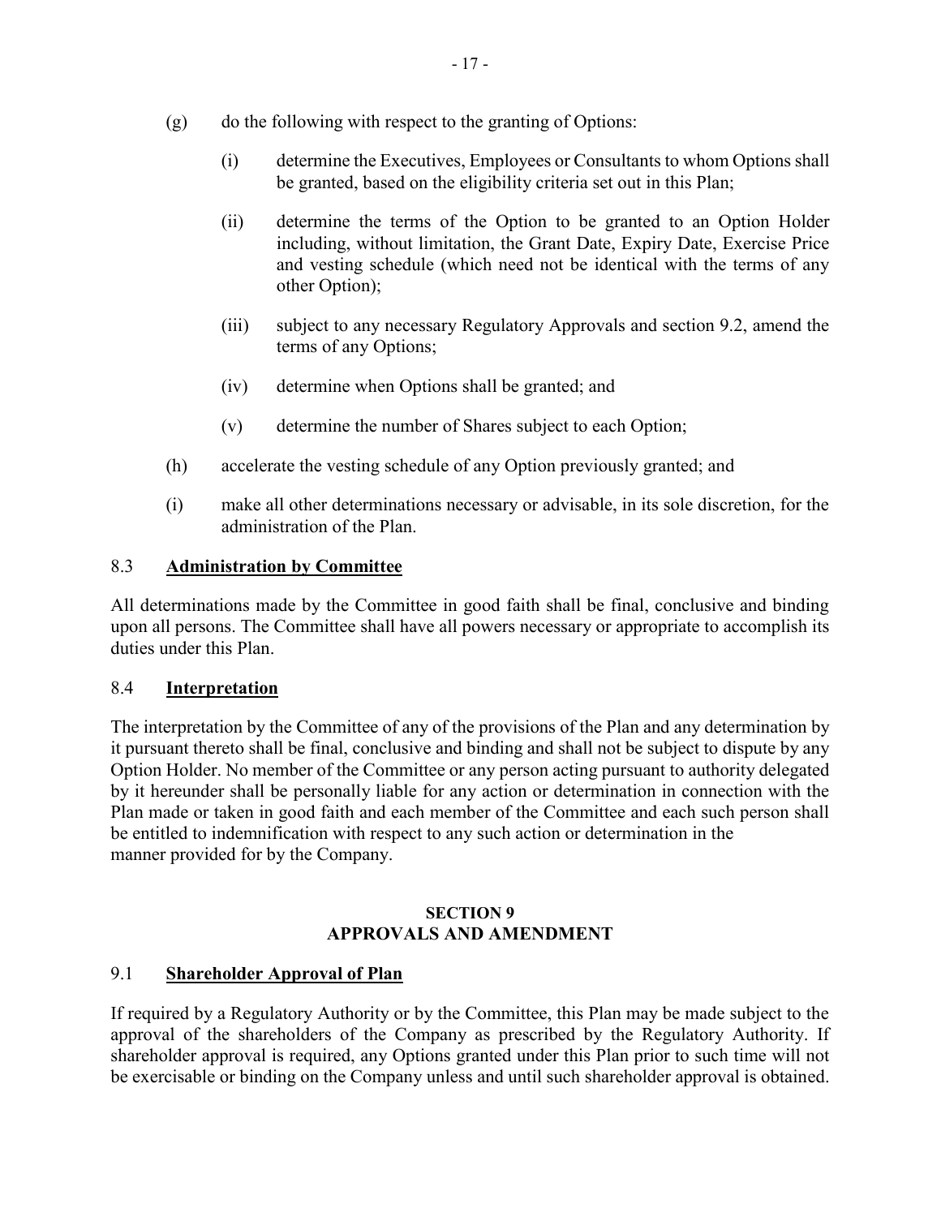(g) do the following with respect to the granting of Options:

   (i) determine the Executives, Employees or Consultants to whom Options shall be granted, based on the eligibility criteria set out in this Plan;

   (ii) determine the terms of the Option to be granted to an Option Holder including, without limitation, the Grant Date, Expiry Date, Exercise Price and vesting schedule (which need not be identical with the terms of any other Option);

   (iii) subject to any necessary Regulatory Approvals and section 9.2, amend the terms of any Options;

   (iv) determine when Options shall be granted; and

   (v) determine the number of Shares subject to each Option;

(h) accelerate the vesting schedule of any Option previously granted; and

(i) make all other determinations necessary or advisable, in its sole discretion, for the administration of the Plan.

### 8.3 **Administration by Committee**

All determinations made by the Committee in good faith shall be final, conclusive and binding upon all persons. The Committee shall have all powers necessary or appropriate to accomplish its duties under this Plan.

### 8.4 **Interpretation**

The interpretation by the Committee of any of the provisions of the Plan and any determination by it pursuant thereto shall be final, conclusive and binding and shall not be subject to dispute by any Option Holder. No member of the Committee or any person acting pursuant to authority delegated by it hereunder shall be personally liable for any action or determination in connection with the Plan made or taken in good faith and each member of the Committee and each such person shall be entitled to indemnification with respect to any such action or determination in the manner provided for by the Company.

## SECTION 9
## APPROVALS AND AMENDMENT

### 9.1 **Shareholder Approval of Plan**

If required by a Regulatory Authority or by the Committee, this Plan may be made subject to the approval of the shareholders of the Company as prescribed by the Regulatory Authority. If shareholder approval is required, any Options granted under this Plan prior to such time will not be exercisable or binding on the Company unless and until such shareholder approval is obtained.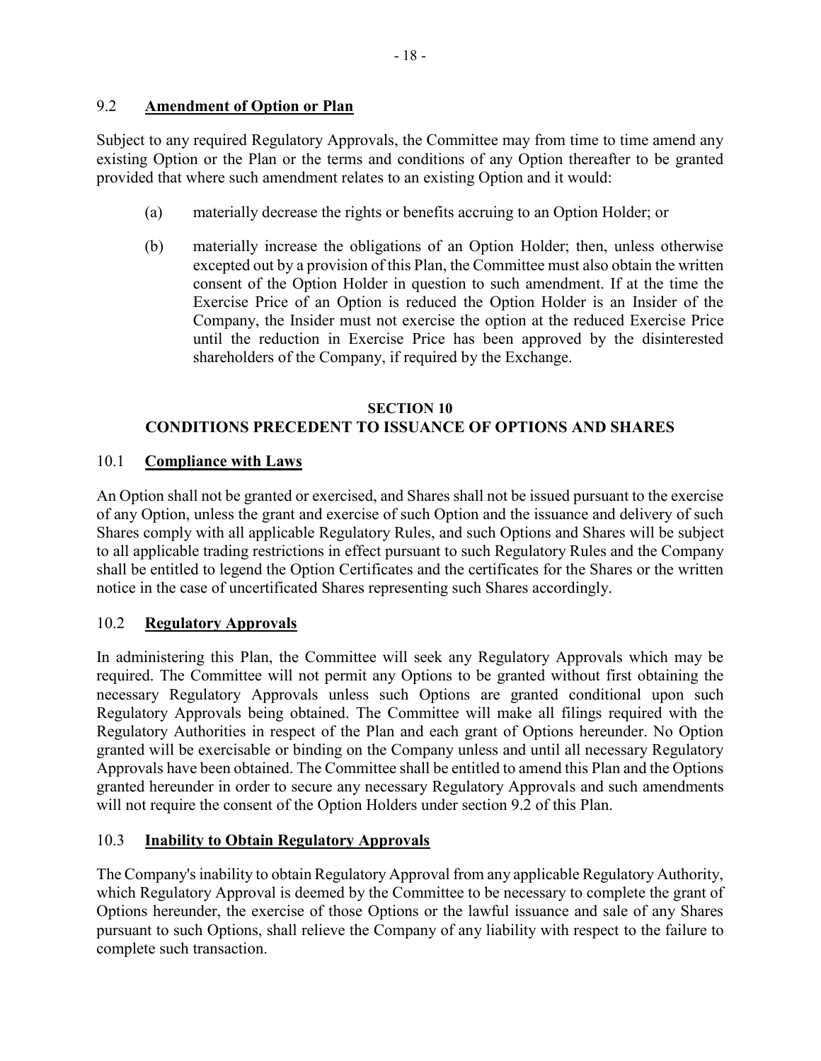### 9.2 **Amendment of Option or Plan**

Subject to any required Regulatory Approvals, the Committee may from time to time amend any existing Option or the Plan or the terms and conditions of any Option thereafter to be granted provided that where such amendment relates to an existing Option and it would:

(a) materially decrease the rights or benefits accruing to an Option Holder; or

(b) materially increase the obligations of an Option Holder; then, unless otherwise excepted out by a provision of this Plan, the Committee must also obtain the written consent of the Option Holder in question to such amendment. If at the time the Exercise Price of an Option is reduced the Option Holder is an Insider of the Company, the Insider must not exercise the option at the reduced Exercise Price until the reduction in Exercise Price has been approved by the disinterested shareholders of the Company, if required by the Exchange.

## SECTION 10
## CONDITIONS PRECEDENT TO ISSUANCE OF OPTIONS AND SHARES

### 10.1 **Compliance with Laws**

An Option shall not be granted or exercised, and Shares shall not be issued pursuant to the exercise of any Option, unless the grant and exercise of such Option and the issuance and delivery of such Shares comply with all applicable Regulatory Rules, and such Options and Shares will be subject to all applicable trading restrictions in effect pursuant to such Regulatory Rules and the Company shall be entitled to legend the Option Certificates and the certificates for the Shares or the written notice in the case of uncertificated Shares representing such Shares accordingly.

### 10.2 **Regulatory Approvals**

In administering this Plan, the Committee will seek any Regulatory Approvals which may be required. The Committee will not permit any Options to be granted without first obtaining the necessary Regulatory Approvals unless such Options are granted conditional upon such Regulatory Approvals being obtained. The Committee will make all filings required with the Regulatory Authorities in respect of the Plan and each grant of Options hereunder. No Option granted will be exercisable or binding on the Company unless and until all necessary Regulatory Approvals have been obtained. The Committee shall be entitled to amend this Plan and the Options granted hereunder in order to secure any necessary Regulatory Approvals and such amendments will not require the consent of the Option Holders under section 9.2 of this Plan.

### 10.3 **Inability to Obtain Regulatory Approvals**

The Company's inability to obtain Regulatory Approval from any applicable Regulatory Authority, which Regulatory Approval is deemed by the Committee to be necessary to complete the grant of Options hereunder, the exercise of those Options or the lawful issuance and sale of any Shares pursuant to such Options, shall relieve the Company of any liability with respect to the failure to complete such transaction.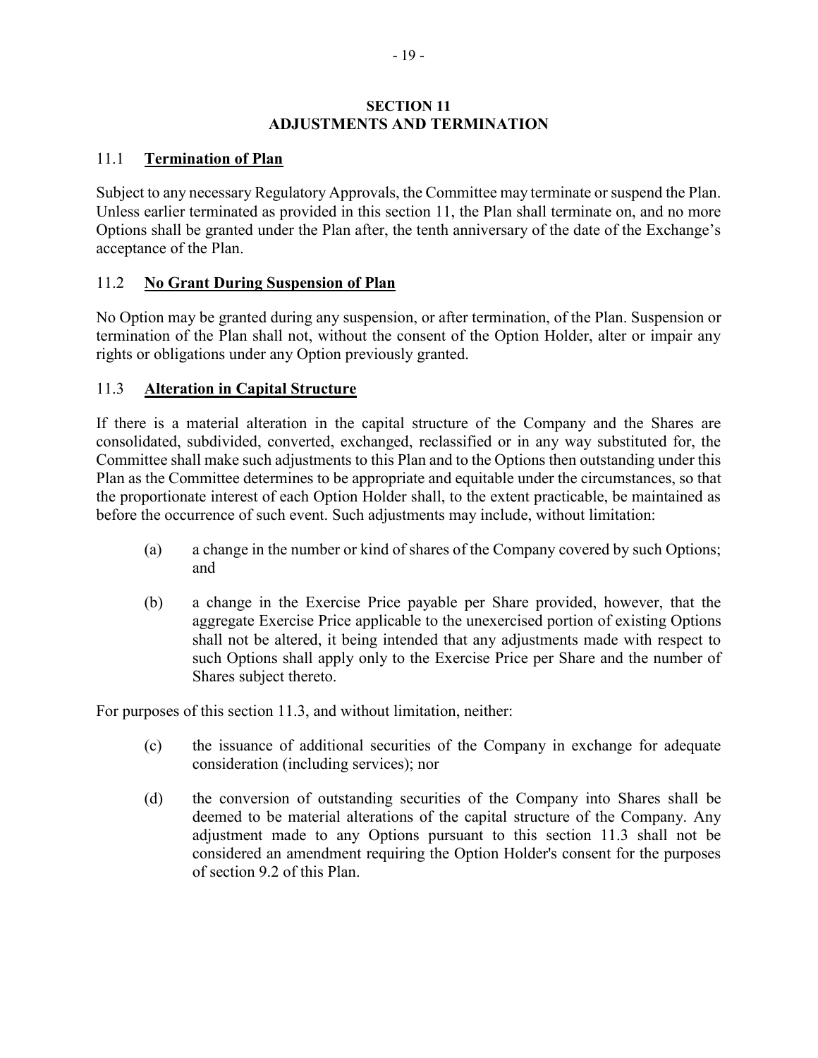## SECTION 11
## ADJUSTMENTS AND TERMINATION

### 11.1 **Termination of Plan**

Subject to any necessary Regulatory Approvals, the Committee may terminate or suspend the Plan. Unless earlier terminated as provided in this section 11, the Plan shall terminate on, and no more Options shall be granted under the Plan after, the tenth anniversary of the date of the Exchange's acceptance of the Plan.

### 11.2 **No Grant During Suspension of Plan**

No Option may be granted during any suspension, or after termination, of the Plan. Suspension or termination of the Plan shall not, without the consent of the Option Holder, alter or impair any rights or obligations under any Option previously granted.

### 11.3 **Alteration in Capital Structure**

If there is a material alteration in the capital structure of the Company and the Shares are consolidated, subdivided, converted, exchanged, reclassified or in any way substituted for, the Committee shall make such adjustments to this Plan and to the Options then outstanding under this Plan as the Committee determines to be appropriate and equitable under the circumstances, so that the proportionate interest of each Option Holder shall, to the extent practicable, be maintained as before the occurrence of such event. Such adjustments may include, without limitation:

(a) a change in the number or kind of shares of the Company covered by such Options; and

(b) a change in the Exercise Price payable per Share provided, however, that the aggregate Exercise Price applicable to the unexercised portion of existing Options shall not be altered, it being intended that any adjustments made with respect to such Options shall apply only to the Exercise Price per Share and the number of Shares subject thereto.

For purposes of this section 11.3, and without limitation, neither:

(c) the issuance of additional securities of the Company in exchange for adequate consideration (including services); nor

(d) the conversion of outstanding securities of the Company into Shares shall be deemed to be material alterations of the capital structure of the Company. Any adjustment made to any Options pursuant to this section 11.3 shall not be considered an amendment requiring the Option Holder's consent for the purposes of section 9.2 of this Plan.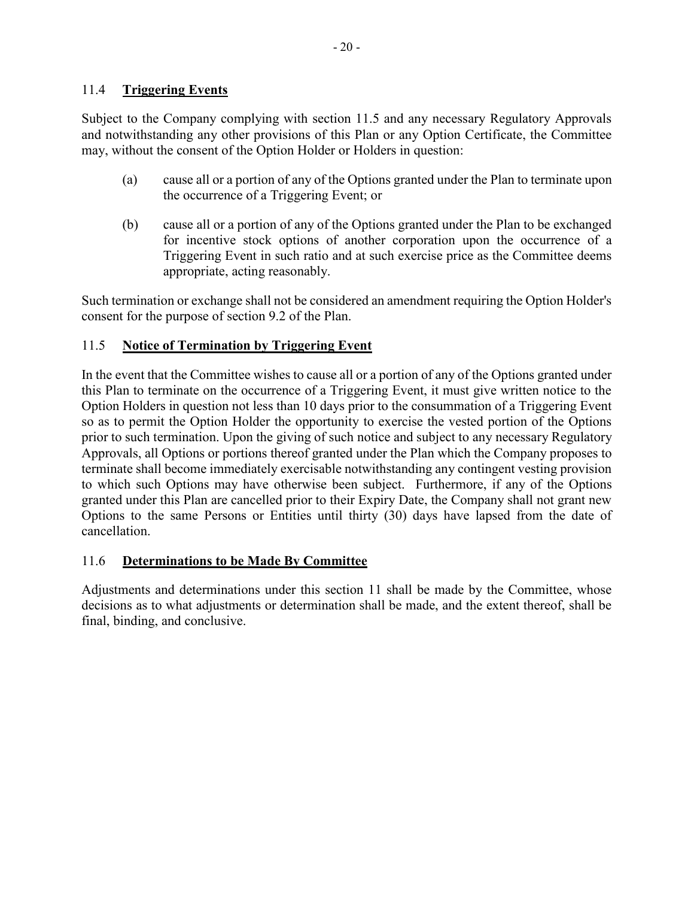### 11.4 **Triggering Events**

Subject to the Company complying with section 11.5 and any necessary Regulatory Approvals and notwithstanding any other provisions of this Plan or any Option Certificate, the Committee may, without the consent of the Option Holder or Holders in question:

(a) cause all or a portion of any of the Options granted under the Plan to terminate upon the occurrence of a Triggering Event; or

(b) cause all or a portion of any of the Options granted under the Plan to be exchanged for incentive stock options of another corporation upon the occurrence of a Triggering Event in such ratio and at such exercise price as the Committee deems appropriate, acting reasonably.

Such termination or exchange shall not be considered an amendment requiring the Option Holder's consent for the purpose of section 9.2 of the Plan.

### 11.5 **Notice of Termination by Triggering Event**

In the event that the Committee wishes to cause all or a portion of any of the Options granted under this Plan to terminate on the occurrence of a Triggering Event, it must give written notice to the Option Holders in question not less than 10 days prior to the consummation of a Triggering Event so as to permit the Option Holder the opportunity to exercise the vested portion of the Options prior to such termination. Upon the giving of such notice and subject to any necessary Regulatory Approvals, all Options or portions thereof granted under the Plan which the Company proposes to terminate shall become immediately exercisable notwithstanding any contingent vesting provision to which such Options may have otherwise been subject. Furthermore, if any of the Options granted under this Plan are cancelled prior to their Expiry Date, the Company shall not grant new Options to the same Persons or Entities until thirty (30) days have lapsed from the date of cancellation.

### 11.6 **Determinations to be Made By Committee**

Adjustments and determinations under this section 11 shall be made by the Committee, whose decisions as to what adjustments or determination shall be made, and the extent thereof, shall be final, binding, and conclusive.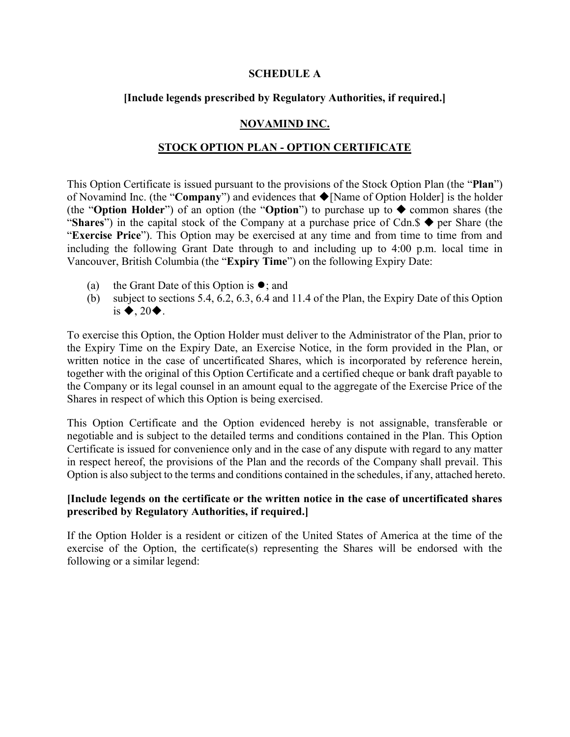**SCHEDULE A**

**[Include legends prescribed by Regulatory Authorities, if required.]**

**NOVAMIND INC.**

**STOCK OPTION PLAN - OPTION CERTIFICATE**

This Option Certificate is issued pursuant to the provisions of the Stock Option Plan (the "**Plan**") of Novamind Inc. (the "**Company**") and evidences that ◆[Name of Option Holder] is the holder (the "**Option Holder**") of an option (the "**Option**") to purchase up to ◆ common shares (the "**Shares**") in the capital stock of the Company at a purchase price of Cdn.$ ◆ per Share (the "**Exercise Price**"). This Option may be exercised at any time and from time to time from and including the following Grant Date through to and including up to 4:00 p.m. local time in Vancouver, British Columbia (the "**Expiry Time**") on the following Expiry Date:

(a) the Grant Date of this Option is ●; and

(b) subject to sections 5.4, 6.2, 6.3, 6.4 and 11.4 of the Plan, the Expiry Date of this Option is ◆, 20◆.

To exercise this Option, the Option Holder must deliver to the Administrator of the Plan, prior to the Expiry Time on the Expiry Date, an Exercise Notice, in the form provided in the Plan, or written notice in the case of uncertificated Shares, which is incorporated by reference herein, together with the original of this Option Certificate and a certified cheque or bank draft payable to the Company or its legal counsel in an amount equal to the aggregate of the Exercise Price of the Shares in respect of which this Option is being exercised.

This Option Certificate and the Option evidenced hereby is not assignable, transferable or negotiable and is subject to the detailed terms and conditions contained in the Plan. This Option Certificate is issued for convenience only and in the case of any dispute with regard to any matter in respect hereof, the provisions of the Plan and the records of the Company shall prevail. This Option is also subject to the terms and conditions contained in the schedules, if any, attached hereto.

**[Include legends on the certificate or the written notice in the case of uncertificated shares prescribed by Regulatory Authorities, if required.]**

If the Option Holder is a resident or citizen of the United States of America at the time of the exercise of the Option, the certificate(s) representing the Shares will be endorsed with the following or a similar legend: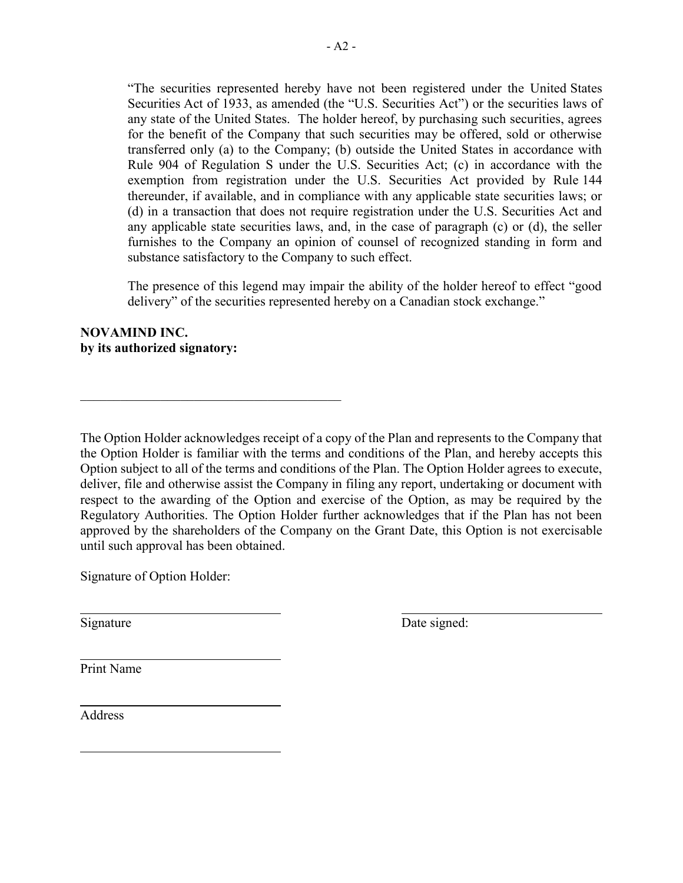> "The securities represented hereby have not been registered under the United States Securities Act of 1933, as amended (the "U.S. Securities Act") or the securities laws of any state of the United States. The holder hereof, by purchasing such securities, agrees for the benefit of the Company that such securities may be offered, sold or otherwise transferred only (a) to the Company; (b) outside the United States in accordance with Rule 904 of Regulation S under the U.S. Securities Act; (c) in accordance with the exemption from registration under the U.S. Securities Act provided by Rule 144 thereunder, if available, and in compliance with any applicable state securities laws; or (d) in a transaction that does not require registration under the U.S. Securities Act and any applicable state securities laws, and, in the case of paragraph (c) or (d), the seller furnishes to the Company an opinion of counsel of recognized standing in form and substance satisfactory to the Company to such effect.
>
> The presence of this legend may impair the ability of the holder hereof to effect "good delivery" of the securities represented hereby on a Canadian stock exchange."

**NOVAMIND INC.**
**by its authorized signatory:**

\_\_\_\_\_\_\_\_\_\_\_\_\_\_\_\_\_\_\_\_\_\_\_\_\_\_\_\_\_\_\_\_\_\_\_\_\_\_\_\_

The Option Holder acknowledges receipt of a copy of the Plan and represents to the Company that the Option Holder is familiar with the terms and conditions of the Plan, and hereby accepts this Option subject to all of the terms and conditions of the Plan. The Option Holder agrees to execute, deliver, file and otherwise assist the Company in filing any report, undertaking or document with respect to the awarding of the Option and exercise of the Option, as may be required by the Regulatory Authorities. The Option Holder further acknowledges that if the Plan has not been approved by the shareholders of the Company on the Grant Date, this Option is not exercisable until such approval has been obtained.

Signature of Option Holder:

\_\_\_\_\_\_\_\_\_\_\_\_\_\_\_\_\_\_\_\_\_\_\_\_\_\_\_\_\_\_ \_\_\_\_\_\_\_\_\_\_\_\_\_\_\_\_\_\_\_\_\_\_\_\_\_\_\_\_\_\_
Signature Date signed:

\_\_\_\_\_\_\_\_\_\_\_\_\_\_\_\_\_\_\_\_\_\_\_\_\_\_\_\_\_\_
Print Name

\_\_\_\_\_\_\_\_\_\_\_\_\_\_\_\_\_\_\_\_\_\_\_\_\_\_\_\_\_\_
Address

\_\_\_\_\_\_\_\_\_\_\_\_\_\_\_\_\_\_\_\_\_\_\_\_\_\_\_\_\_\_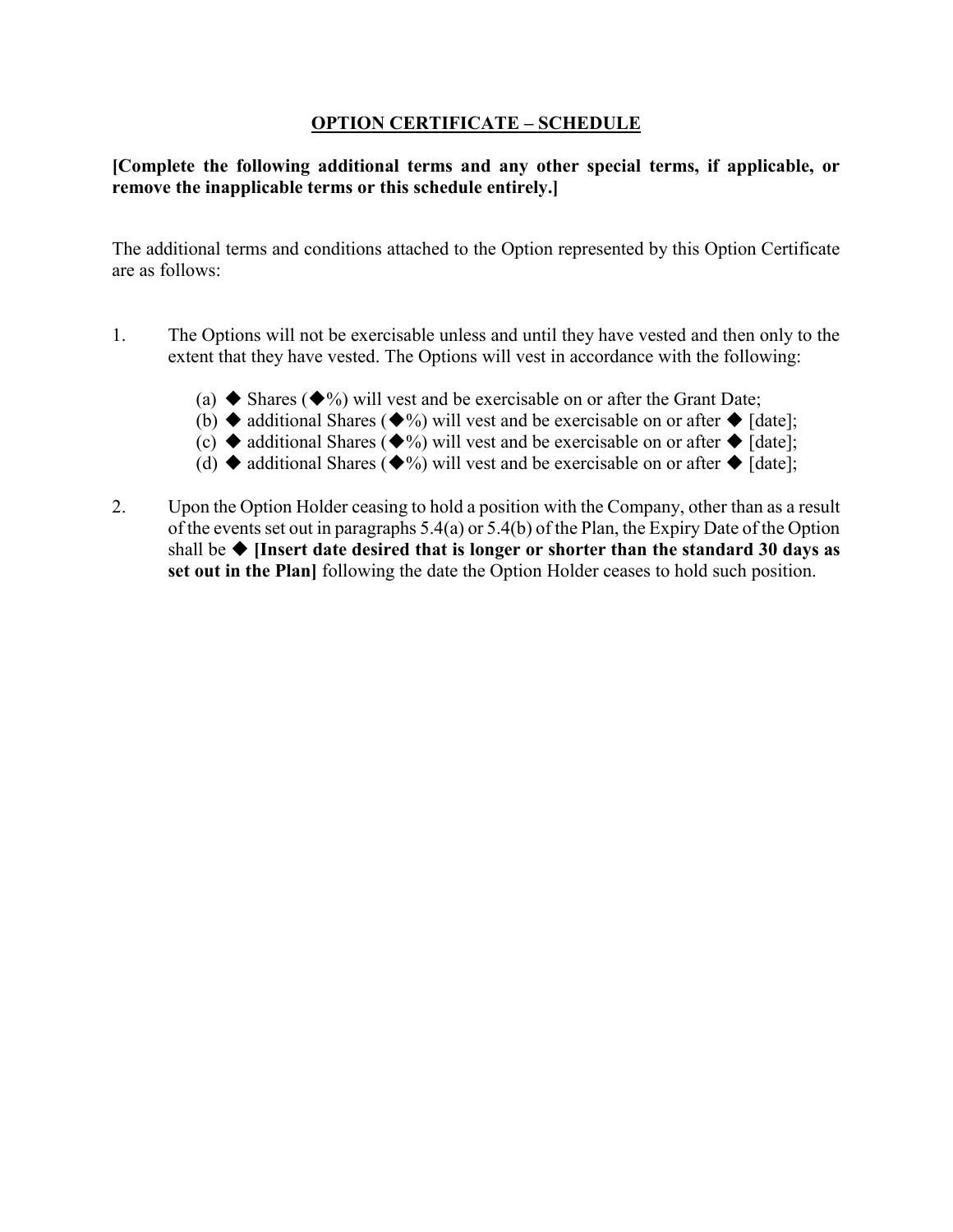**<u>OPTION CERTIFICATE – SCHEDULE</u>**

**[Complete the following additional terms and any other special terms, if applicable, or remove the inapplicable terms or this schedule entirely.]**

The additional terms and conditions attached to the Option represented by this Option Certificate are as follows:

1. The Options will not be exercisable unless and until they have vested and then only to the extent that they have vested. The Options will vest in accordance with the following:

   (a) ◆ Shares (◆%) will vest and be exercisable on or after the Grant Date;
   (b) ◆ additional Shares (◆%) will vest and be exercisable on or after ◆ [date];
   (c) ◆ additional Shares (◆%) will vest and be exercisable on or after ◆ [date];
   (d) ◆ additional Shares (◆%) will vest and be exercisable on or after ◆ [date];

2. Upon the Option Holder ceasing to hold a position with the Company, other than as a result of the events set out in paragraphs 5.4(a) or 5.4(b) of the Plan, the Expiry Date of the Option shall be ◆ **[Insert date desired that is longer or shorter than the standard 30 days as set out in the Plan]** following the date the Option Holder ceases to hold such position.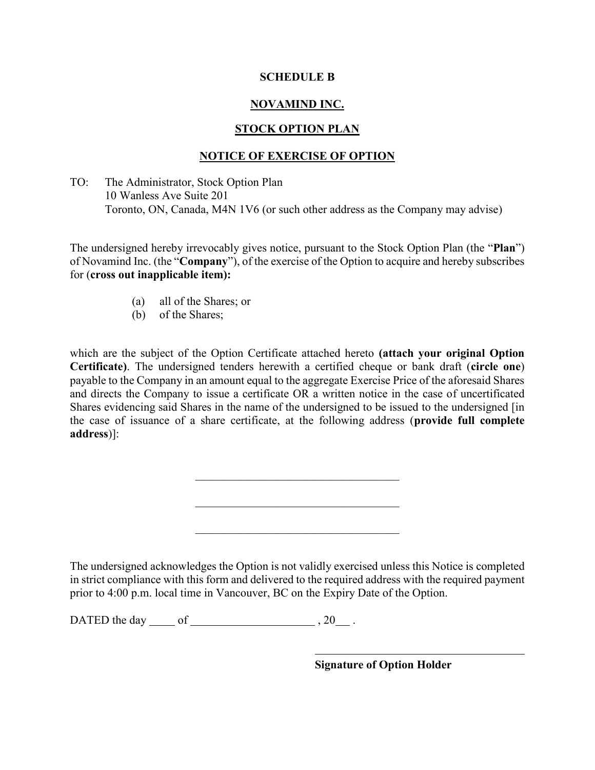**SCHEDULE B**

**NOVAMIND INC.**

**STOCK OPTION PLAN**

**NOTICE OF EXERCISE OF OPTION**

TO: The Administrator, Stock Option Plan
10 Wanless Ave Suite 201
Toronto, ON, Canada, M4N 1V6 (or such other address as the Company may advise)

The undersigned hereby irrevocably gives notice, pursuant to the Stock Option Plan (the "**Plan**") of Novamind Inc. (the "**Company**"), of the exercise of the Option to acquire and hereby subscribes for (**cross out inapplicable item):**

(a) all of the Shares; or
(b) of the Shares;

which are the subject of the Option Certificate attached hereto **(attach your original Option Certificate)**. The undersigned tenders herewith a certified cheque or bank draft (**circle one**) payable to the Company in an amount equal to the aggregate Exercise Price of the aforesaid Shares and directs the Company to issue a certificate OR a written notice in the case of uncertificated Shares evidencing said Shares in the name of the undersigned to be issued to the undersigned [in the case of issuance of a share certificate, at the following address (**provide full complete address**)]:

\_\_\_\_\_\_\_\_\_\_\_\_\_\_\_\_\_\_\_\_\_\_\_\_\_\_\_\_\_\_\_\_\_\_\_\_

\_\_\_\_\_\_\_\_\_\_\_\_\_\_\_\_\_\_\_\_\_\_\_\_\_\_\_\_\_\_\_\_\_\_\_\_

\_\_\_\_\_\_\_\_\_\_\_\_\_\_\_\_\_\_\_\_\_\_\_\_\_\_\_\_\_\_\_\_\_\_\_\_

The undersigned acknowledges the Option is not validly exercised unless this Notice is completed in strict compliance with this form and delivered to the required address with the required payment prior to 4:00 p.m. local time in Vancouver, BC on the Expiry Date of the Option.

DATED the day \_\_\_\_ of \_\_\_\_\_\_\_\_\_\_\_\_\_\_\_\_\_\_\_\_\_ , 20\_\_ .

\_\_\_\_\_\_\_\_\_\_\_\_\_\_\_\_\_\_\_\_\_\_\_\_\_\_\_\_\_\_\_\_\_\_\_\_

**Signature of Option Holder**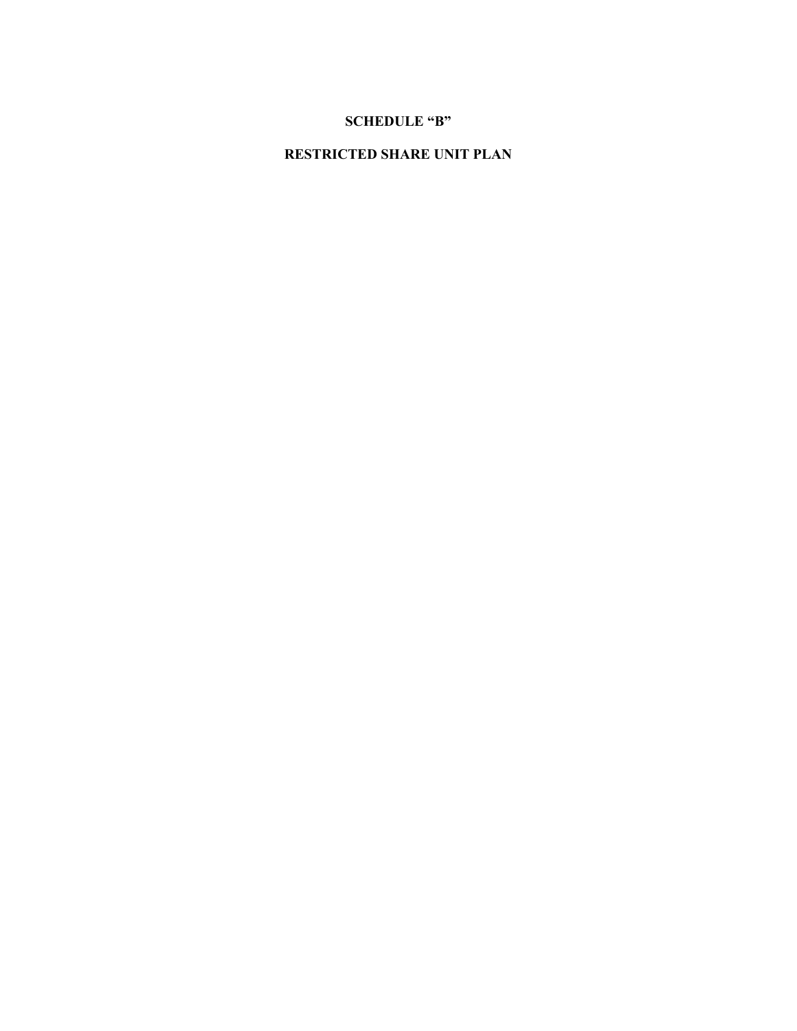# SCHEDULE “B”

# RESTRICTED SHARE UNIT PLAN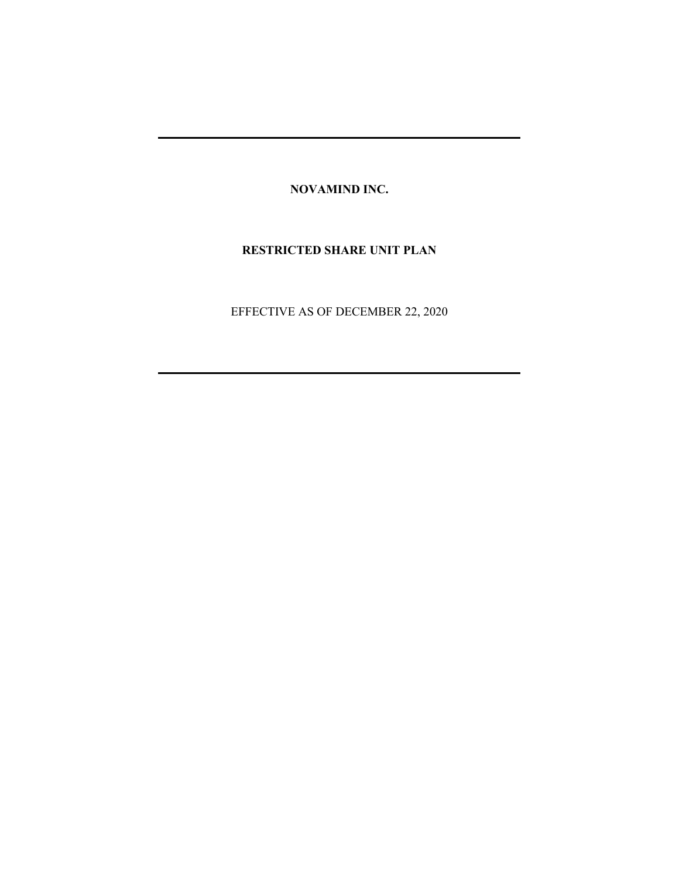---

**NOVAMIND INC.**

**RESTRICTED SHARE UNIT PLAN**

EFFECTIVE AS OF DECEMBER 22, 2020

---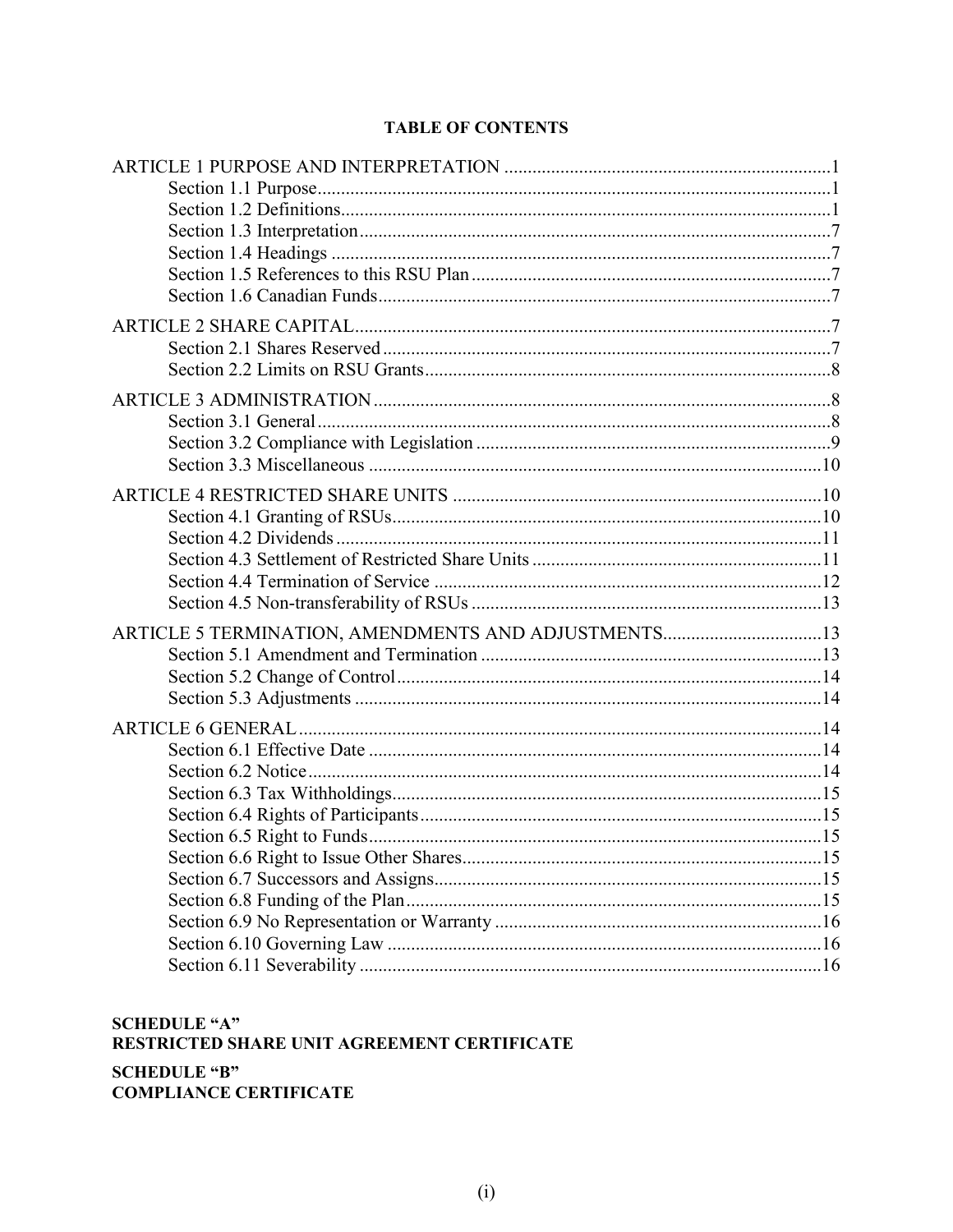**TABLE OF CONTENTS**

ARTICLE 1 PURPOSE AND INTERPRETATION ..... 1
- Section 1.1 Purpose ..... 1
- Section 1.2 Definitions ..... 1
- Section 1.3 Interpretation ..... 7
- Section 1.4 Headings ..... 7
- Section 1.5 References to this RSU Plan ..... 7
- Section 1.6 Canadian Funds ..... 7

ARTICLE 2 SHARE CAPITAL ..... 7
- Section 2.1 Shares Reserved ..... 7
- Section 2.2 Limits on RSU Grants ..... 8

ARTICLE 3 ADMINISTRATION ..... 8
- Section 3.1 General ..... 8
- Section 3.2 Compliance with Legislation ..... 9
- Section 3.3 Miscellaneous ..... 10

ARTICLE 4 RESTRICTED SHARE UNITS ..... 10
- Section 4.1 Granting of RSUs ..... 10
- Section 4.2 Dividends ..... 11
- Section 4.3 Settlement of Restricted Share Units ..... 11
- Section 4.4 Termination of Service ..... 12
- Section 4.5 Non-transferability of RSUs ..... 13

ARTICLE 5 TERMINATION, AMENDMENTS AND ADJUSTMENTS ..... 13
- Section 5.1 Amendment and Termination ..... 13
- Section 5.2 Change of Control ..... 14
- Section 5.3 Adjustments ..... 14

ARTICLE 6 GENERAL ..... 14
- Section 6.1 Effective Date ..... 14
- Section 6.2 Notice ..... 14
- Section 6.3 Tax Withholdings ..... 15
- Section 6.4 Rights of Participants ..... 15
- Section 6.5 Right to Funds ..... 15
- Section 6.6 Right to Issue Other Shares ..... 15
- Section 6.7 Successors and Assigns ..... 15
- Section 6.8 Funding of the Plan ..... 15
- Section 6.9 No Representation or Warranty ..... 16
- Section 6.10 Governing Law ..... 16
- Section 6.11 Severability ..... 16

**SCHEDULE "A"**
**RESTRICTED SHARE UNIT AGREEMENT CERTIFICATE**

**SCHEDULE "B"**
**COMPLIANCE CERTIFICATE**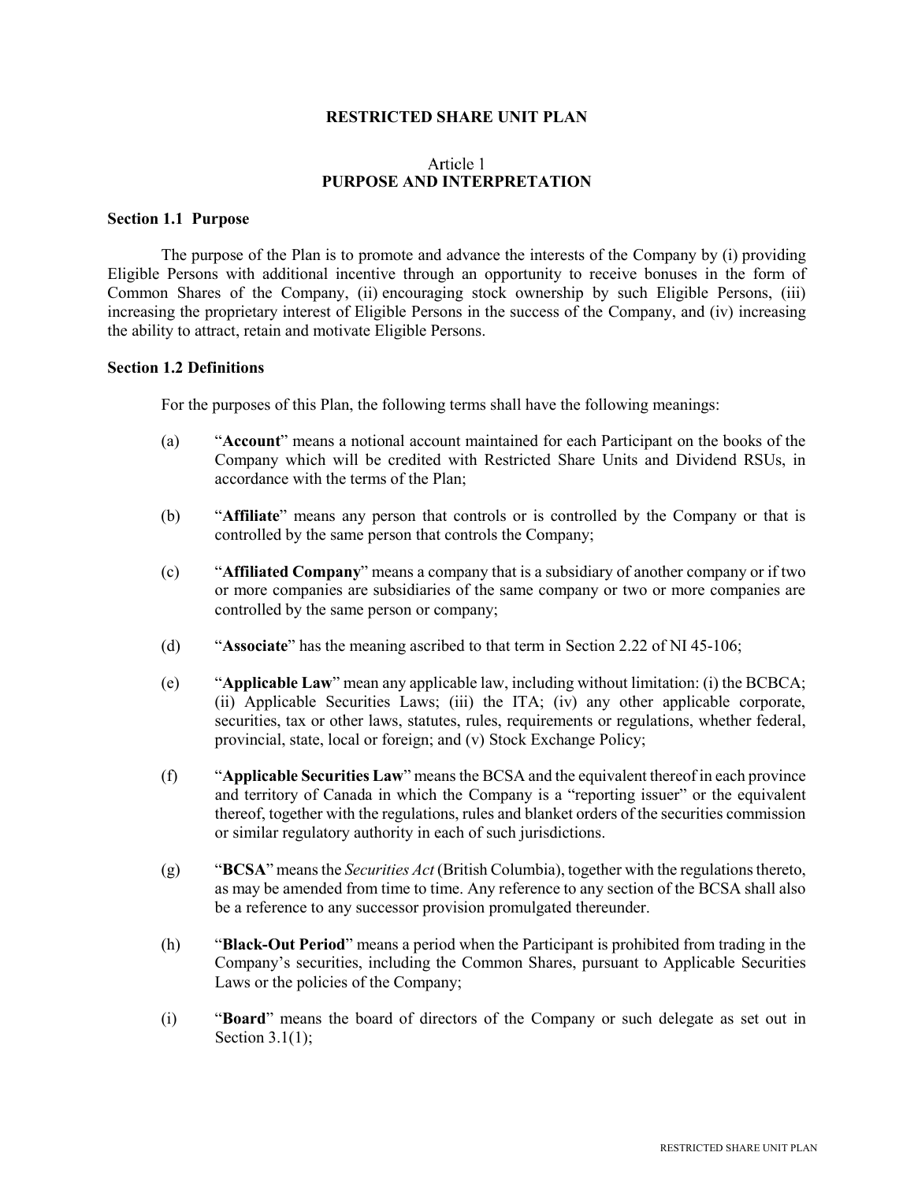# RESTRICTED SHARE UNIT PLAN

## Article 1
## PURPOSE AND INTERPRETATION

### Section 1.1 Purpose

The purpose of the Plan is to promote and advance the interests of the Company by (i) providing Eligible Persons with additional incentive through an opportunity to receive bonuses in the form of Common Shares of the Company, (ii) encouraging stock ownership by such Eligible Persons, (iii) increasing the proprietary interest of Eligible Persons in the success of the Company, and (iv) increasing the ability to attract, retain and motivate Eligible Persons.

### Section 1.2 Definitions

For the purposes of this Plan, the following terms shall have the following meanings:

(a) "**Account**" means a notional account maintained for each Participant on the books of the Company which will be credited with Restricted Share Units and Dividend RSUs, in accordance with the terms of the Plan;

(b) "**Affiliate**" means any person that controls or is controlled by the Company or that is controlled by the same person that controls the Company;

(c) "**Affiliated Company**" means a company that is a subsidiary of another company or if two or more companies are subsidiaries of the same company or two or more companies are controlled by the same person or company;

(d) "**Associate**" has the meaning ascribed to that term in Section 2.22 of NI 45-106;

(e) "**Applicable Law**" mean any applicable law, including without limitation: (i) the BCBCA; (ii) Applicable Securities Laws; (iii) the ITA; (iv) any other applicable corporate, securities, tax or other laws, statutes, rules, requirements or regulations, whether federal, provincial, state, local or foreign; and (v) Stock Exchange Policy;

(f) "**Applicable Securities Law**" means the BCSA and the equivalent thereof in each province and territory of Canada in which the Company is a "reporting issuer" or the equivalent thereof, together with the regulations, rules and blanket orders of the securities commission or similar regulatory authority in each of such jurisdictions.

(g) "**BCSA**" means the *Securities Act* (British Columbia), together with the regulations thereto, as may be amended from time to time. Any reference to any section of the BCSA shall also be a reference to any successor provision promulgated thereunder.

(h) "**Black-Out Period**" means a period when the Participant is prohibited from trading in the Company's securities, including the Common Shares, pursuant to Applicable Securities Laws or the policies of the Company;

(i) "**Board**" means the board of directors of the Company or such delegate as set out in Section 3.1(1);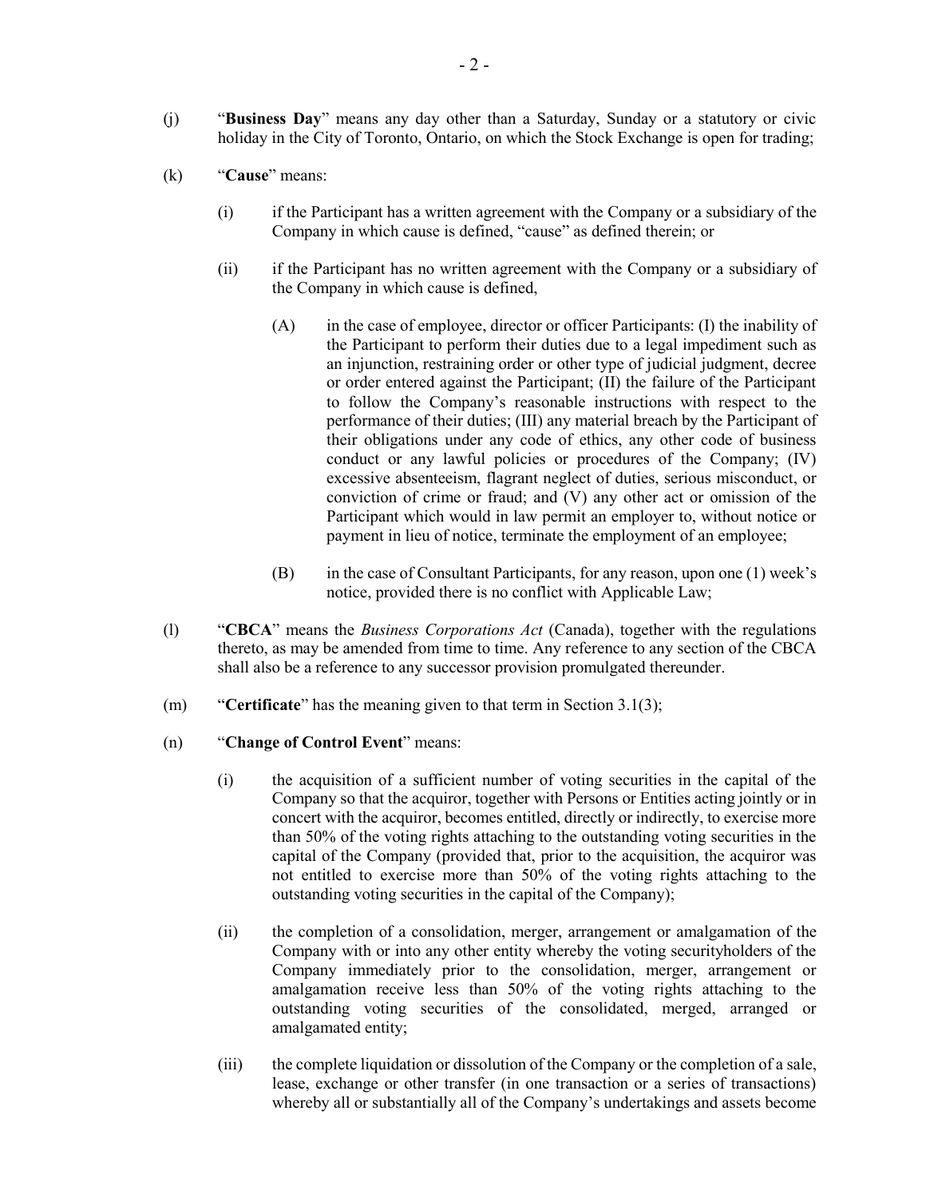(j) "**Business Day**" means any day other than a Saturday, Sunday or a statutory or civic holiday in the City of Toronto, Ontario, on which the Stock Exchange is open for trading;

(k) "**Cause**" means:

(i) if the Participant has a written agreement with the Company or a subsidiary of the Company in which cause is defined, "cause" as defined therein; or

(ii) if the Participant has no written agreement with the Company or a subsidiary of the Company in which cause is defined,

(A) in the case of employee, director or officer Participants: (I) the inability of the Participant to perform their duties due to a legal impediment such as an injunction, restraining order or other type of judicial judgment, decree or order entered against the Participant; (II) the failure of the Participant to follow the Company's reasonable instructions with respect to the performance of their duties; (III) any material breach by the Participant of their obligations under any code of ethics, any other code of business conduct or any lawful policies or procedures of the Company; (IV) excessive absenteeism, flagrant neglect of duties, serious misconduct, or conviction of crime or fraud; and (V) any other act or omission of the Participant which would in law permit an employer to, without notice or payment in lieu of notice, terminate the employment of an employee;

(B) in the case of Consultant Participants, for any reason, upon one (1) week's notice, provided there is no conflict with Applicable Law;

(l) "**CBCA**" means the *Business Corporations Act* (Canada), together with the regulations thereto, as may be amended from time to time. Any reference to any section of the CBCA shall also be a reference to any successor provision promulgated thereunder.

(m) "**Certificate**" has the meaning given to that term in Section 3.1(3);

(n) "**Change of Control Event**" means:

(i) the acquisition of a sufficient number of voting securities in the capital of the Company so that the acquiror, together with Persons or Entities acting jointly or in concert with the acquiror, becomes entitled, directly or indirectly, to exercise more than 50% of the voting rights attaching to the outstanding voting securities in the capital of the Company (provided that, prior to the acquisition, the acquiror was not entitled to exercise more than 50% of the voting rights attaching to the outstanding voting securities in the capital of the Company);

(ii) the completion of a consolidation, merger, arrangement or amalgamation of the Company with or into any other entity whereby the voting securityholders of the Company immediately prior to the consolidation, merger, arrangement or amalgamation receive less than 50% of the voting rights attaching to the outstanding voting securities of the consolidated, merged, arranged or amalgamated entity;

(iii) the complete liquidation or dissolution of the Company or the completion of a sale, lease, exchange or other transfer (in one transaction or a series of transactions) whereby all or substantially all of the Company's undertakings and assets become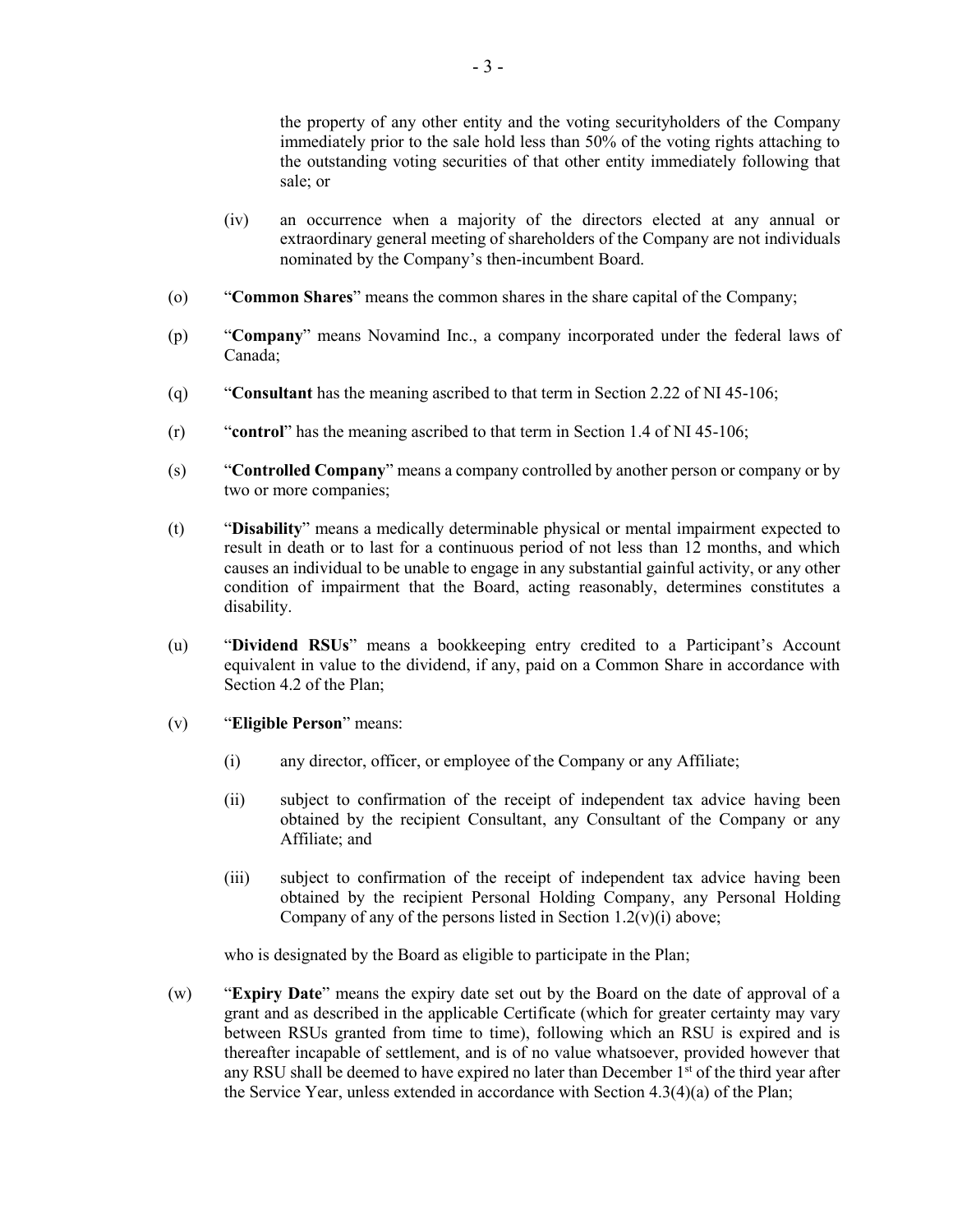the property of any other entity and the voting securityholders of the Company immediately prior to the sale hold less than 50% of the voting rights attaching to the outstanding voting securities of that other entity immediately following that sale; or

(iv) an occurrence when a majority of the directors elected at any annual or extraordinary general meeting of shareholders of the Company are not individuals nominated by the Company's then-incumbent Board.

(o) "**Common Shares**" means the common shares in the share capital of the Company;

(p) "**Company**" means Novamind Inc., a company incorporated under the federal laws of Canada;

(q) "**Consultant** has the meaning ascribed to that term in Section 2.22 of NI 45-106;

(r) "**control**" has the meaning ascribed to that term in Section 1.4 of NI 45-106;

(s) "**Controlled Company**" means a company controlled by another person or company or by two or more companies;

(t) "**Disability**" means a medically determinable physical or mental impairment expected to result in death or to last for a continuous period of not less than 12 months, and which causes an individual to be unable to engage in any substantial gainful activity, or any other condition of impairment that the Board, acting reasonably, determines constitutes a disability.

(u) "**Dividend RSUs**" means a bookkeeping entry credited to a Participant's Account equivalent in value to the dividend, if any, paid on a Common Share in accordance with Section 4.2 of the Plan;

(v) "**Eligible Person**" means:

(i) any director, officer, or employee of the Company or any Affiliate;

(ii) subject to confirmation of the receipt of independent tax advice having been obtained by the recipient Consultant, any Consultant of the Company or any Affiliate; and

(iii) subject to confirmation of the receipt of independent tax advice having been obtained by the recipient Personal Holding Company, any Personal Holding Company of any of the persons listed in Section 1.2(v)(i) above;

who is designated by the Board as eligible to participate in the Plan;

(w) "**Expiry Date**" means the expiry date set out by the Board on the date of approval of a grant and as described in the applicable Certificate (which for greater certainty may vary between RSUs granted from time to time), following which an RSU is expired and is thereafter incapable of settlement, and is of no value whatsoever, provided however that any RSU shall be deemed to have expired no later than December 1st of the third year after the Service Year, unless extended in accordance with Section 4.3(4)(a) of the Plan;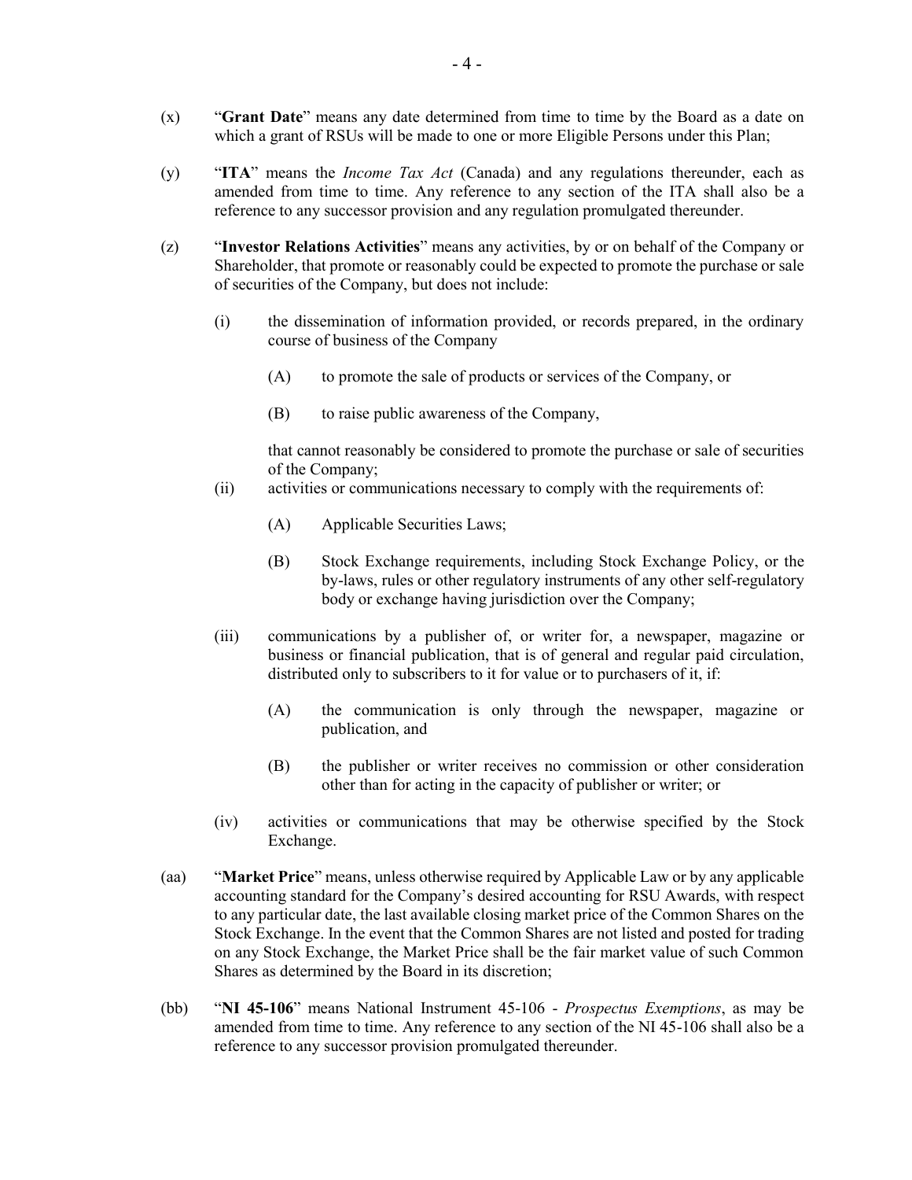(x) "**Grant Date**" means any date determined from time to time by the Board as a date on which a grant of RSUs will be made to one or more Eligible Persons under this Plan;

(y) "**ITA**" means the *Income Tax Act* (Canada) and any regulations thereunder, each as amended from time to time. Any reference to any section of the ITA shall also be a reference to any successor provision and any regulation promulgated thereunder.

(z) "**Investor Relations Activities**" means any activities, by or on behalf of the Company or Shareholder, that promote or reasonably could be expected to promote the purchase or sale of securities of the Company, but does not include:

(i) the dissemination of information provided, or records prepared, in the ordinary course of business of the Company

(A) to promote the sale of products or services of the Company, or

(B) to raise public awareness of the Company,

that cannot reasonably be considered to promote the purchase or sale of securities of the Company;

(ii) activities or communications necessary to comply with the requirements of:

(A) Applicable Securities Laws;

(B) Stock Exchange requirements, including Stock Exchange Policy, or the by-laws, rules or other regulatory instruments of any other self-regulatory body or exchange having jurisdiction over the Company;

(iii) communications by a publisher of, or writer for, a newspaper, magazine or business or financial publication, that is of general and regular paid circulation, distributed only to subscribers to it for value or to purchasers of it, if:

(A) the communication is only through the newspaper, magazine or publication, and

(B) the publisher or writer receives no commission or other consideration other than for acting in the capacity of publisher or writer; or

(iv) activities or communications that may be otherwise specified by the Stock Exchange.

(aa) "**Market Price**" means, unless otherwise required by Applicable Law or by any applicable accounting standard for the Company's desired accounting for RSU Awards, with respect to any particular date, the last available closing market price of the Common Shares on the Stock Exchange. In the event that the Common Shares are not listed and posted for trading on any Stock Exchange, the Market Price shall be the fair market value of such Common Shares as determined by the Board in its discretion;

(bb) "**NI 45-106**" means National Instrument 45-106 - *Prospectus Exemptions*, as may be amended from time to time. Any reference to any section of the NI 45-106 shall also be a reference to any successor provision promulgated thereunder.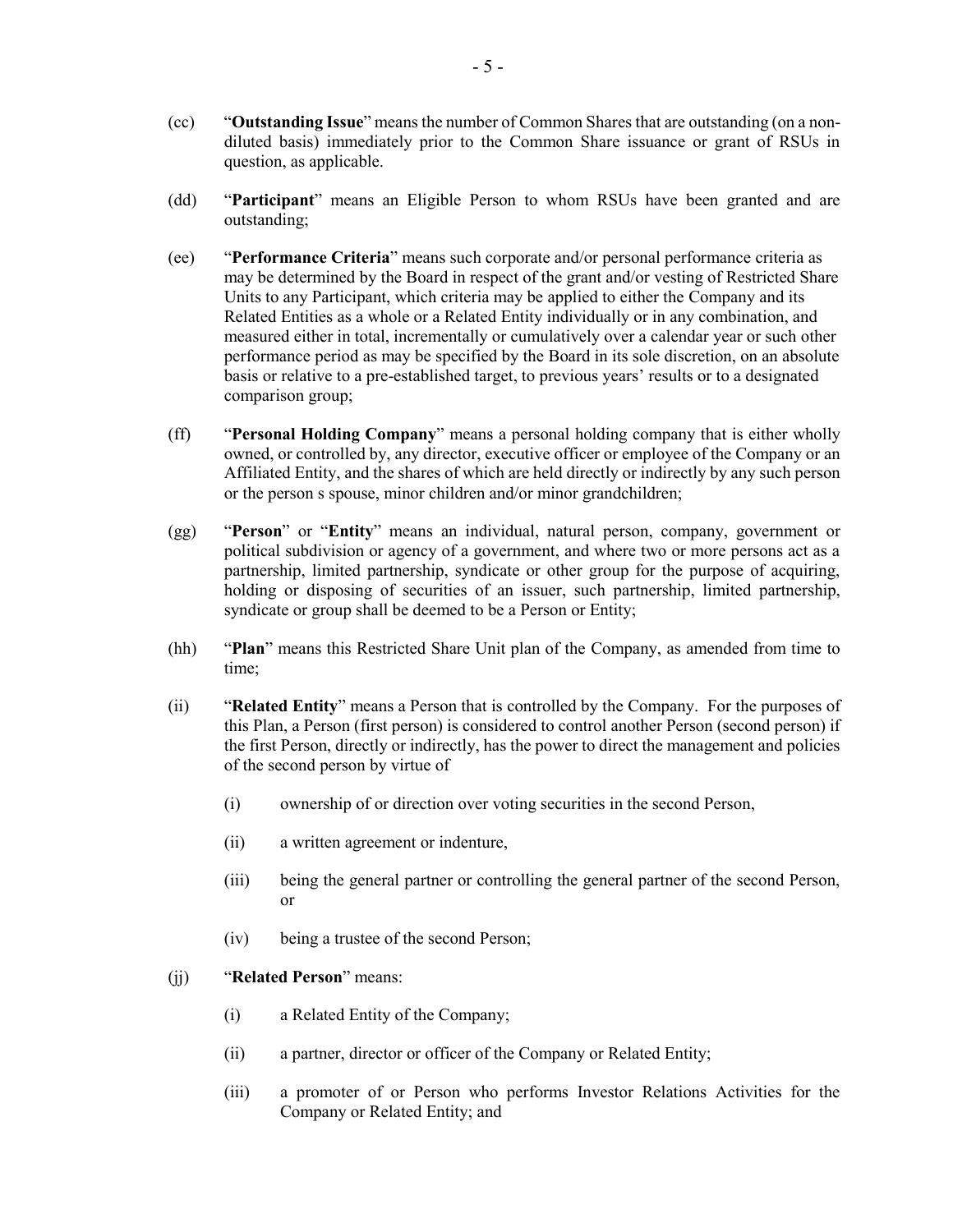(cc) "**Outstanding Issue**" means the number of Common Shares that are outstanding (on a non-diluted basis) immediately prior to the Common Share issuance or grant of RSUs in question, as applicable.

(dd) "**Participant**" means an Eligible Person to whom RSUs have been granted and are outstanding;

(ee) "**Performance Criteria**" means such corporate and/or personal performance criteria as may be determined by the Board in respect of the grant and/or vesting of Restricted Share Units to any Participant, which criteria may be applied to either the Company and its Related Entities as a whole or a Related Entity individually or in any combination, and measured either in total, incrementally or cumulatively over a calendar year or such other performance period as may be specified by the Board in its sole discretion, on an absolute basis or relative to a pre-established target, to previous years' results or to a designated comparison group;

(ff) "**Personal Holding Company**" means a personal holding company that is either wholly owned, or controlled by, any director, executive officer or employee of the Company or an Affiliated Entity, and the shares of which are held directly or indirectly by any such person or the person s spouse, minor children and/or minor grandchildren;

(gg) "**Person**" or "**Entity**" means an individual, natural person, company, government or political subdivision or agency of a government, and where two or more persons act as a partnership, limited partnership, syndicate or other group for the purpose of acquiring, holding or disposing of securities of an issuer, such partnership, limited partnership, syndicate or group shall be deemed to be a Person or Entity;

(hh) "**Plan**" means this Restricted Share Unit plan of the Company, as amended from time to time;

(ii) "**Related Entity**" means a Person that is controlled by the Company. For the purposes of this Plan, a Person (first person) is considered to control another Person (second person) if the first Person, directly or indirectly, has the power to direct the management and policies of the second person by virtue of

> (i) ownership of or direction over voting securities in the second Person,
>
> (ii) a written agreement or indenture,
>
> (iii) being the general partner or controlling the general partner of the second Person, or
>
> (iv) being a trustee of the second Person;

(jj) "**Related Person**" means:

> (i) a Related Entity of the Company;
>
> (ii) a partner, director or officer of the Company or Related Entity;
>
> (iii) a promoter of or Person who performs Investor Relations Activities for the Company or Related Entity; and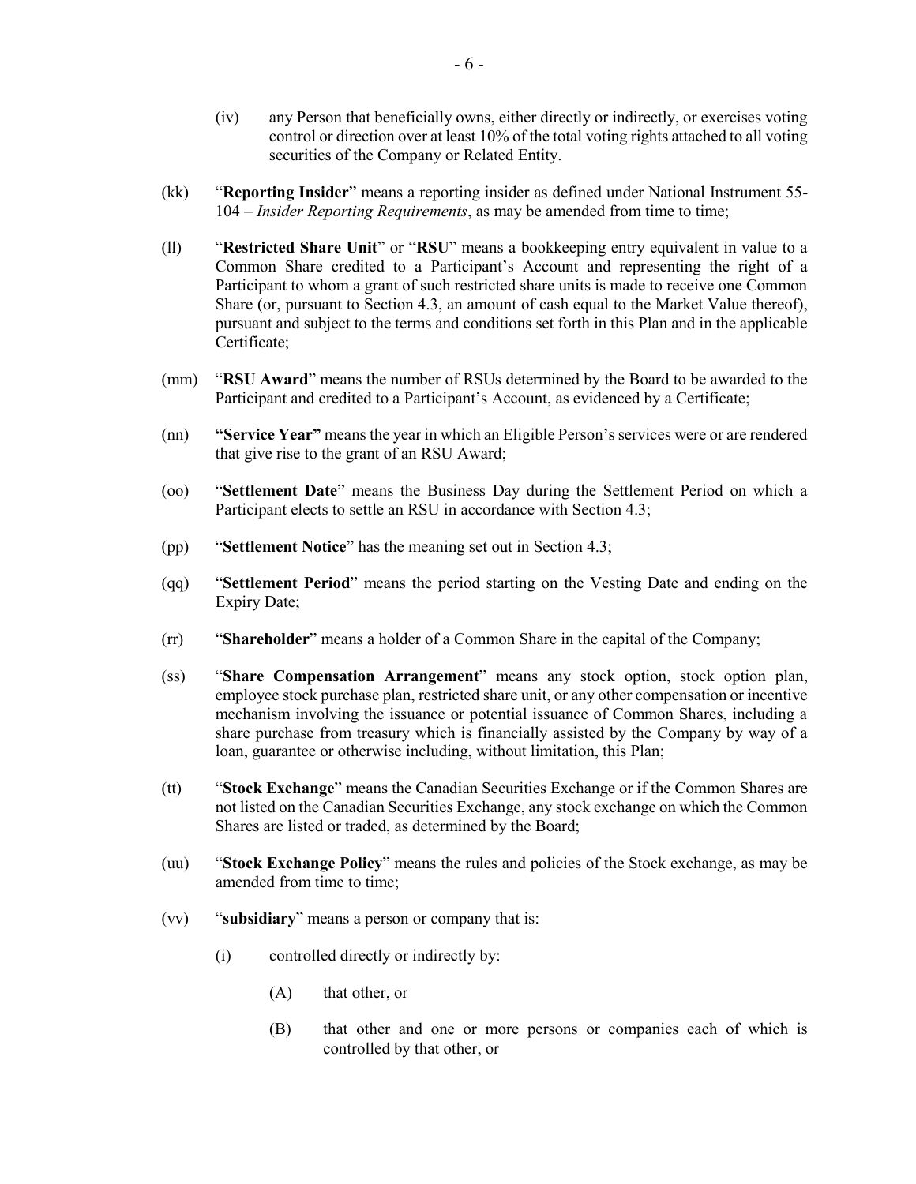(iv) any Person that beneficially owns, either directly or indirectly, or exercises voting control or direction over at least 10% of the total voting rights attached to all voting securities of the Company or Related Entity.

(kk) "**Reporting Insider**" means a reporting insider as defined under National Instrument 55-104 – *Insider Reporting Requirements*, as may be amended from time to time;

(ll) "**Restricted Share Unit**" or "**RSU**" means a bookkeeping entry equivalent in value to a Common Share credited to a Participant's Account and representing the right of a Participant to whom a grant of such restricted share units is made to receive one Common Share (or, pursuant to Section 4.3, an amount of cash equal to the Market Value thereof), pursuant and subject to the terms and conditions set forth in this Plan and in the applicable Certificate;

(mm) "**RSU Award**" means the number of RSUs determined by the Board to be awarded to the Participant and credited to a Participant's Account, as evidenced by a Certificate;

(nn) **"Service Year"** means the year in which an Eligible Person's services were or are rendered that give rise to the grant of an RSU Award;

(oo) "**Settlement Date**" means the Business Day during the Settlement Period on which a Participant elects to settle an RSU in accordance with Section 4.3;

(pp) "**Settlement Notice**" has the meaning set out in Section 4.3;

(qq) "**Settlement Period**" means the period starting on the Vesting Date and ending on the Expiry Date;

(rr) "**Shareholder**" means a holder of a Common Share in the capital of the Company;

(ss) "**Share Compensation Arrangement**" means any stock option, stock option plan, employee stock purchase plan, restricted share unit, or any other compensation or incentive mechanism involving the issuance or potential issuance of Common Shares, including a share purchase from treasury which is financially assisted by the Company by way of a loan, guarantee or otherwise including, without limitation, this Plan;

(tt) "**Stock Exchange**" means the Canadian Securities Exchange or if the Common Shares are not listed on the Canadian Securities Exchange, any stock exchange on which the Common Shares are listed or traded, as determined by the Board;

(uu) "**Stock Exchange Policy**" means the rules and policies of the Stock exchange, as may be amended from time to time;

(vv) "**subsidiary**" means a person or company that is:

(i) controlled directly or indirectly by:

(A) that other, or

(B) that other and one or more persons or companies each of which is controlled by that other, or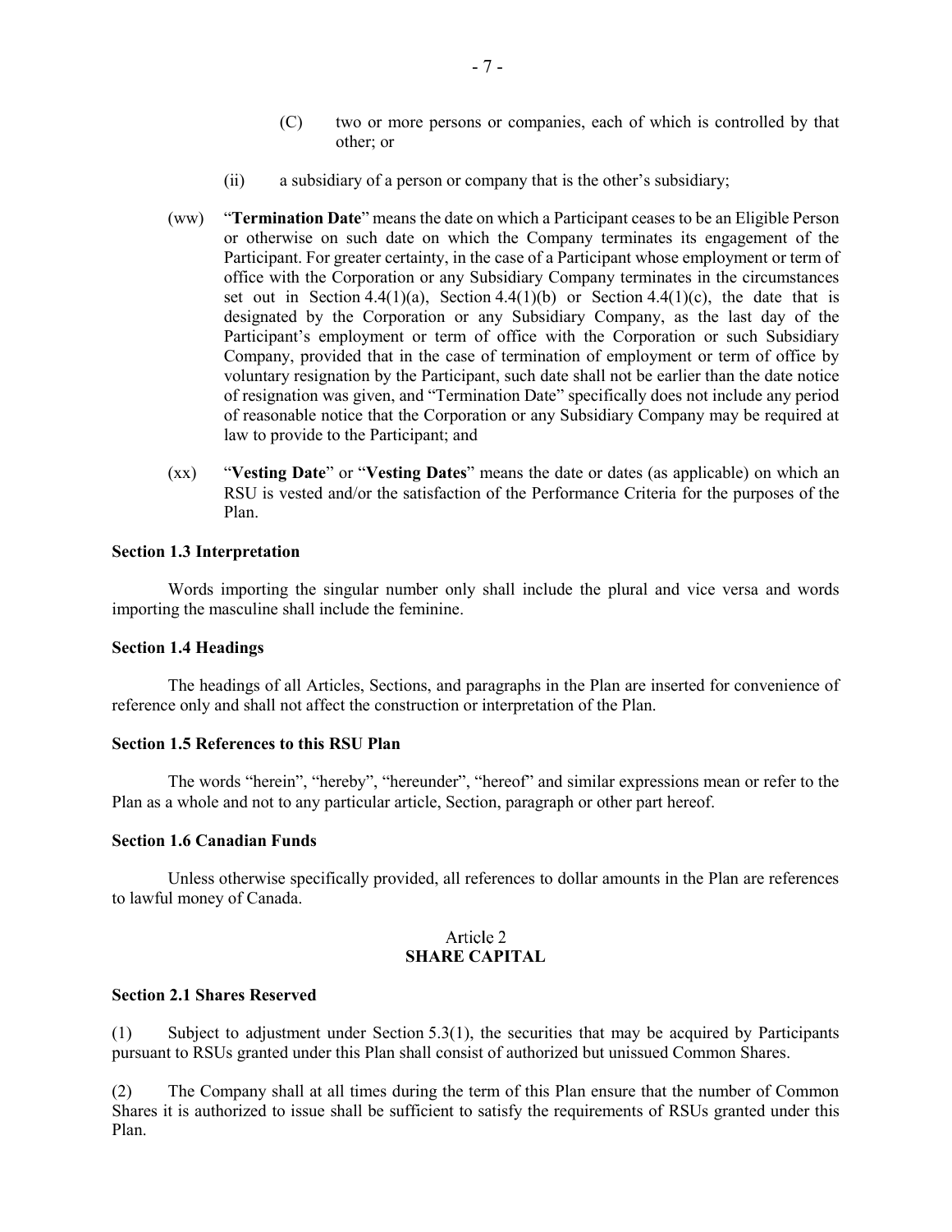(C) two or more persons or companies, each of which is controlled by that other; or

(ii) a subsidiary of a person or company that is the other's subsidiary;

(ww) "**Termination Date**" means the date on which a Participant ceases to be an Eligible Person or otherwise on such date on which the Company terminates its engagement of the Participant. For greater certainty, in the case of a Participant whose employment or term of office with the Corporation or any Subsidiary Company terminates in the circumstances set out in Section 4.4(1)(a), Section 4.4(1)(b) or Section 4.4(1)(c), the date that is designated by the Corporation or any Subsidiary Company, as the last day of the Participant's employment or term of office with the Corporation or such Subsidiary Company, provided that in the case of termination of employment or term of office by voluntary resignation by the Participant, such date shall not be earlier than the date notice of resignation was given, and "Termination Date" specifically does not include any period of reasonable notice that the Corporation or any Subsidiary Company may be required at law to provide to the Participant; and

(xx) "**Vesting Date**" or "**Vesting Dates**" means the date or dates (as applicable) on which an RSU is vested and/or the satisfaction of the Performance Criteria for the purposes of the Plan.

**Section 1.3 Interpretation**

Words importing the singular number only shall include the plural and vice versa and words importing the masculine shall include the feminine.

**Section 1.4 Headings**

The headings of all Articles, Sections, and paragraphs in the Plan are inserted for convenience of reference only and shall not affect the construction or interpretation of the Plan.

**Section 1.5 References to this RSU Plan**

The words "herein", "hereby", "hereunder", "hereof" and similar expressions mean or refer to the Plan as a whole and not to any particular article, Section, paragraph or other part hereof.

**Section 1.6 Canadian Funds**

Unless otherwise specifically provided, all references to dollar amounts in the Plan are references to lawful money of Canada.

## Article 2
## SHARE CAPITAL

**Section 2.1 Shares Reserved**

(1) Subject to adjustment under Section 5.3(1), the securities that may be acquired by Participants pursuant to RSUs granted under this Plan shall consist of authorized but unissued Common Shares.

(2) The Company shall at all times during the term of this Plan ensure that the number of Common Shares it is authorized to issue shall be sufficient to satisfy the requirements of RSUs granted under this Plan.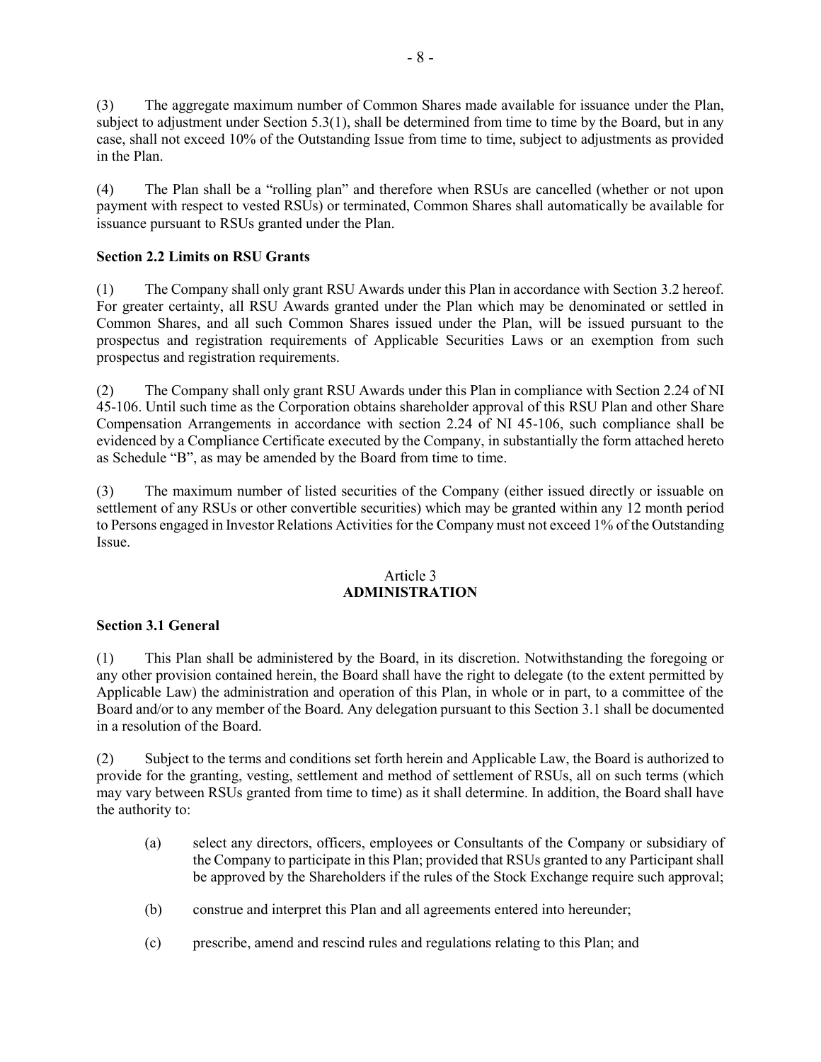(3) The aggregate maximum number of Common Shares made available for issuance under the Plan, subject to adjustment under Section 5.3(1), shall be determined from time to time by the Board, but in any case, shall not exceed 10% of the Outstanding Issue from time to time, subject to adjustments as provided in the Plan.

(4) The Plan shall be a "rolling plan" and therefore when RSUs are cancelled (whether or not upon payment with respect to vested RSUs) or terminated, Common Shares shall automatically be available for issuance pursuant to RSUs granted under the Plan.

**Section 2.2 Limits on RSU Grants**

(1) The Company shall only grant RSU Awards under this Plan in accordance with Section 3.2 hereof. For greater certainty, all RSU Awards granted under the Plan which may be denominated or settled in Common Shares, and all such Common Shares issued under the Plan, will be issued pursuant to the prospectus and registration requirements of Applicable Securities Laws or an exemption from such prospectus and registration requirements.

(2) The Company shall only grant RSU Awards under this Plan in compliance with Section 2.24 of NI 45-106. Until such time as the Corporation obtains shareholder approval of this RSU Plan and other Share Compensation Arrangements in accordance with section 2.24 of NI 45-106, such compliance shall be evidenced by a Compliance Certificate executed by the Company, in substantially the form attached hereto as Schedule "B", as may be amended by the Board from time to time.

(3) The maximum number of listed securities of the Company (either issued directly or issuable on settlement of any RSUs or other convertible securities) which may be granted within any 12 month period to Persons engaged in Investor Relations Activities for the Company must not exceed 1% of the Outstanding Issue.

## Article 3
## ADMINISTRATION

**Section 3.1 General**

(1) This Plan shall be administered by the Board, in its discretion. Notwithstanding the foregoing or any other provision contained herein, the Board shall have the right to delegate (to the extent permitted by Applicable Law) the administration and operation of this Plan, in whole or in part, to a committee of the Board and/or to any member of the Board. Any delegation pursuant to this Section 3.1 shall be documented in a resolution of the Board.

(2) Subject to the terms and conditions set forth herein and Applicable Law, the Board is authorized to provide for the granting, vesting, settlement and method of settlement of RSUs, all on such terms (which may vary between RSUs granted from time to time) as it shall determine. In addition, the Board shall have the authority to:

- (a) select any directors, officers, employees or Consultants of the Company or subsidiary of the Company to participate in this Plan; provided that RSUs granted to any Participant shall be approved by the Shareholders if the rules of the Stock Exchange require such approval;
- (b) construe and interpret this Plan and all agreements entered into hereunder;
- (c) prescribe, amend and rescind rules and regulations relating to this Plan; and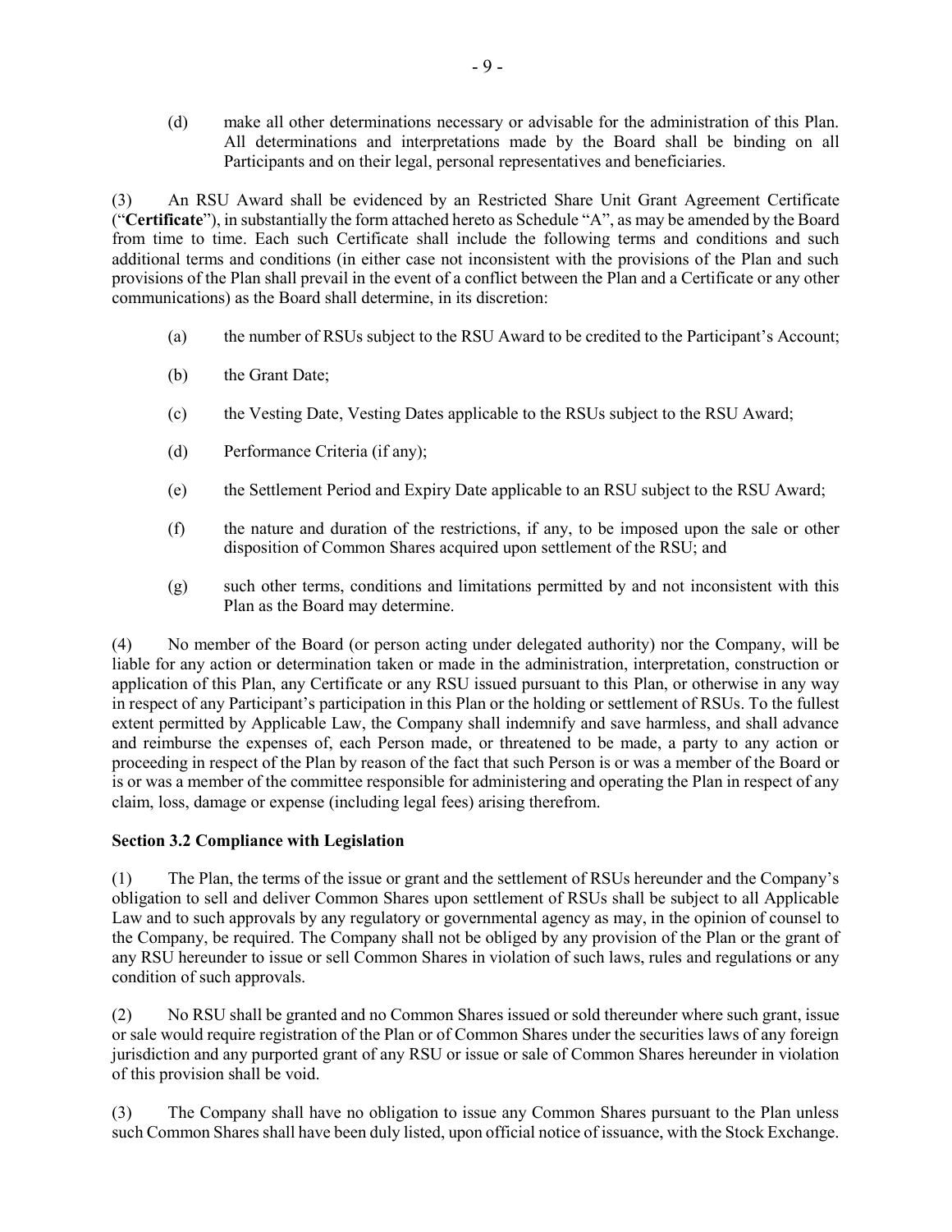(d) make all other determinations necessary or advisable for the administration of this Plan. All determinations and interpretations made by the Board shall be binding on all Participants and on their legal, personal representatives and beneficiaries.

(3) An RSU Award shall be evidenced by an Restricted Share Unit Grant Agreement Certificate ("**Certificate**"), in substantially the form attached hereto as Schedule "A", as may be amended by the Board from time to time. Each such Certificate shall include the following terms and conditions and such additional terms and conditions (in either case not inconsistent with the provisions of the Plan and such provisions of the Plan shall prevail in the event of a conflict between the Plan and a Certificate or any other communications) as the Board shall determine, in its discretion:

(a) the number of RSUs subject to the RSU Award to be credited to the Participant's Account;

(b) the Grant Date;

(c) the Vesting Date, Vesting Dates applicable to the RSUs subject to the RSU Award;

(d) Performance Criteria (if any);

(e) the Settlement Period and Expiry Date applicable to an RSU subject to the RSU Award;

(f) the nature and duration of the restrictions, if any, to be imposed upon the sale or other disposition of Common Shares acquired upon settlement of the RSU; and

(g) such other terms, conditions and limitations permitted by and not inconsistent with this Plan as the Board may determine.

(4) No member of the Board (or person acting under delegated authority) nor the Company, will be liable for any action or determination taken or made in the administration, interpretation, construction or application of this Plan, any Certificate or any RSU issued pursuant to this Plan, or otherwise in any way in respect of any Participant's participation in this Plan or the holding or settlement of RSUs. To the fullest extent permitted by Applicable Law, the Company shall indemnify and save harmless, and shall advance and reimburse the expenses of, each Person made, or threatened to be made, a party to any action or proceeding in respect of the Plan by reason of the fact that such Person is or was a member of the Board or is or was a member of the committee responsible for administering and operating the Plan in respect of any claim, loss, damage or expense (including legal fees) arising therefrom.

**Section 3.2 Compliance with Legislation**

(1) The Plan, the terms of the issue or grant and the settlement of RSUs hereunder and the Company's obligation to sell and deliver Common Shares upon settlement of RSUs shall be subject to all Applicable Law and to such approvals by any regulatory or governmental agency as may, in the opinion of counsel to the Company, be required. The Company shall not be obliged by any provision of the Plan or the grant of any RSU hereunder to issue or sell Common Shares in violation of such laws, rules and regulations or any condition of such approvals.

(2) No RSU shall be granted and no Common Shares issued or sold thereunder where such grant, issue or sale would require registration of the Plan or of Common Shares under the securities laws of any foreign jurisdiction and any purported grant of any RSU or issue or sale of Common Shares hereunder in violation of this provision shall be void.

(3) The Company shall have no obligation to issue any Common Shares pursuant to the Plan unless such Common Shares shall have been duly listed, upon official notice of issuance, with the Stock Exchange.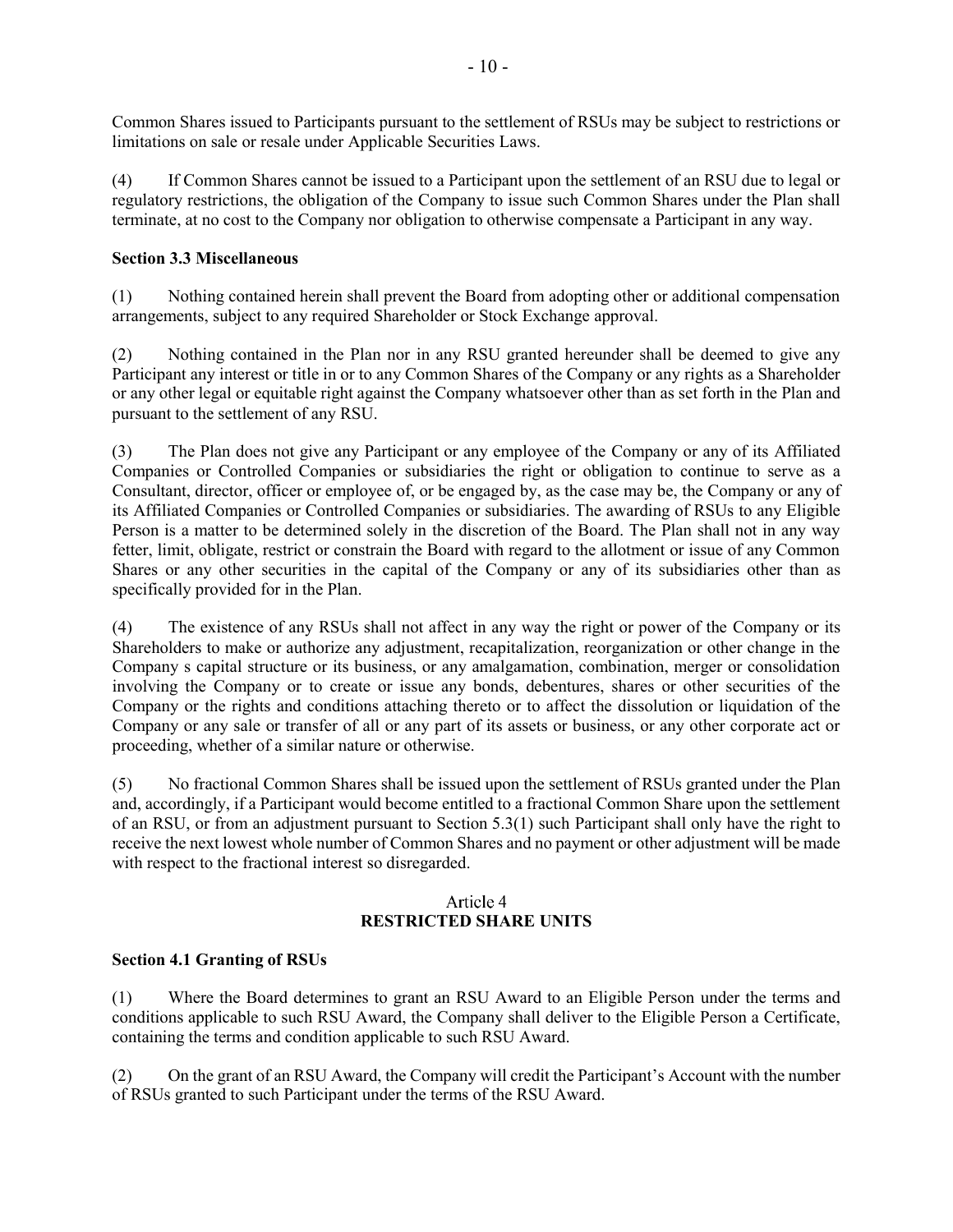Common Shares issued to Participants pursuant to the settlement of RSUs may be subject to restrictions or limitations on sale or resale under Applicable Securities Laws.

(4) If Common Shares cannot be issued to a Participant upon the settlement of an RSU due to legal or regulatory restrictions, the obligation of the Company to issue such Common Shares under the Plan shall terminate, at no cost to the Company nor obligation to otherwise compensate a Participant in any way.

**Section 3.3 Miscellaneous**

(1) Nothing contained herein shall prevent the Board from adopting other or additional compensation arrangements, subject to any required Shareholder or Stock Exchange approval.

(2) Nothing contained in the Plan nor in any RSU granted hereunder shall be deemed to give any Participant any interest or title in or to any Common Shares of the Company or any rights as a Shareholder or any other legal or equitable right against the Company whatsoever other than as set forth in the Plan and pursuant to the settlement of any RSU.

(3) The Plan does not give any Participant or any employee of the Company or any of its Affiliated Companies or Controlled Companies or subsidiaries the right or obligation to continue to serve as a Consultant, director, officer or employee of, or be engaged by, as the case may be, the Company or any of its Affiliated Companies or Controlled Companies or subsidiaries. The awarding of RSUs to any Eligible Person is a matter to be determined solely in the discretion of the Board. The Plan shall not in any way fetter, limit, obligate, restrict or constrain the Board with regard to the allotment or issue of any Common Shares or any other securities in the capital of the Company or any of its subsidiaries other than as specifically provided for in the Plan.

(4) The existence of any RSUs shall not affect in any way the right or power of the Company or its Shareholders to make or authorize any adjustment, recapitalization, reorganization or other change in the Company s capital structure or its business, or any amalgamation, combination, merger or consolidation involving the Company or to create or issue any bonds, debentures, shares or other securities of the Company or the rights and conditions attaching thereto or to affect the dissolution or liquidation of the Company or any sale or transfer of all or any part of its assets or business, or any other corporate act or proceeding, whether of a similar nature or otherwise.

(5) No fractional Common Shares shall be issued upon the settlement of RSUs granted under the Plan and, accordingly, if a Participant would become entitled to a fractional Common Share upon the settlement of an RSU, or from an adjustment pursuant to Section 5.3(1) such Participant shall only have the right to receive the next lowest whole number of Common Shares and no payment or other adjustment will be made with respect to the fractional interest so disregarded.

## Article 4
## RESTRICTED SHARE UNITS

**Section 4.1 Granting of RSUs**

(1) Where the Board determines to grant an RSU Award to an Eligible Person under the terms and conditions applicable to such RSU Award, the Company shall deliver to the Eligible Person a Certificate, containing the terms and condition applicable to such RSU Award.

(2) On the grant of an RSU Award, the Company will credit the Participant's Account with the number of RSUs granted to such Participant under the terms of the RSU Award.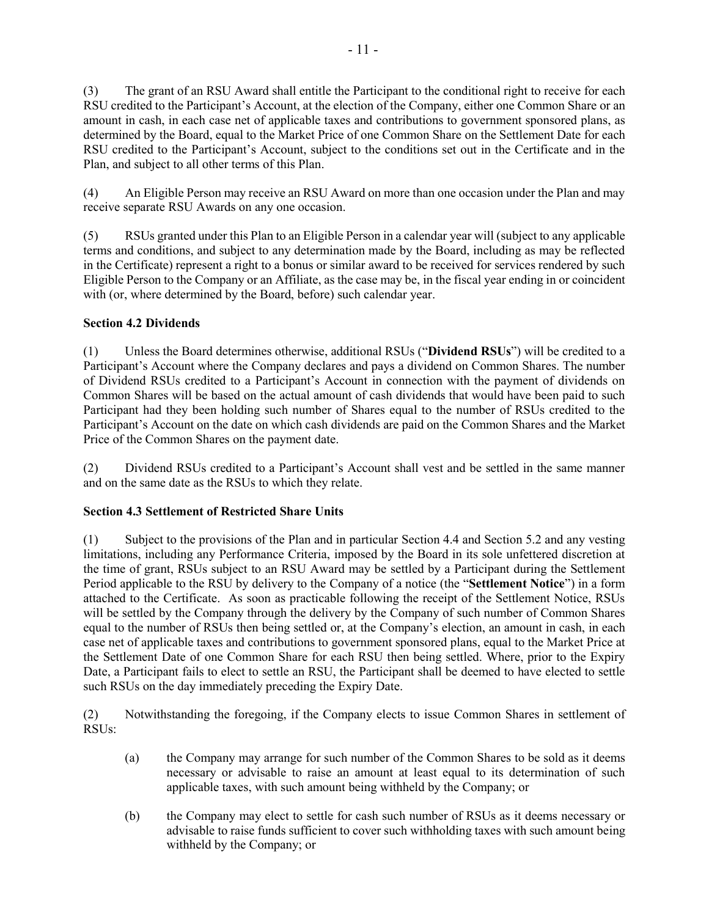(3) The grant of an RSU Award shall entitle the Participant to the conditional right to receive for each RSU credited to the Participant's Account, at the election of the Company, either one Common Share or an amount in cash, in each case net of applicable taxes and contributions to government sponsored plans, as determined by the Board, equal to the Market Price of one Common Share on the Settlement Date for each RSU credited to the Participant's Account, subject to the conditions set out in the Certificate and in the Plan, and subject to all other terms of this Plan.

(4) An Eligible Person may receive an RSU Award on more than one occasion under the Plan and may receive separate RSU Awards on any one occasion.

(5) RSUs granted under this Plan to an Eligible Person in a calendar year will (subject to any applicable terms and conditions, and subject to any determination made by the Board, including as may be reflected in the Certificate) represent a right to a bonus or similar award to be received for services rendered by such Eligible Person to the Company or an Affiliate, as the case may be, in the fiscal year ending in or coincident with (or, where determined by the Board, before) such calendar year.

**Section 4.2 Dividends**

(1) Unless the Board determines otherwise, additional RSUs ("**Dividend RSUs**") will be credited to a Participant's Account where the Company declares and pays a dividend on Common Shares. The number of Dividend RSUs credited to a Participant's Account in connection with the payment of dividends on Common Shares will be based on the actual amount of cash dividends that would have been paid to such Participant had they been holding such number of Shares equal to the number of RSUs credited to the Participant's Account on the date on which cash dividends are paid on the Common Shares and the Market Price of the Common Shares on the payment date.

(2) Dividend RSUs credited to a Participant's Account shall vest and be settled in the same manner and on the same date as the RSUs to which they relate.

**Section 4.3 Settlement of Restricted Share Units**

(1) Subject to the provisions of the Plan and in particular Section 4.4 and Section 5.2 and any vesting limitations, including any Performance Criteria, imposed by the Board in its sole unfettered discretion at the time of grant, RSUs subject to an RSU Award may be settled by a Participant during the Settlement Period applicable to the RSU by delivery to the Company of a notice (the "**Settlement Notice**") in a form attached to the Certificate. As soon as practicable following the receipt of the Settlement Notice, RSUs will be settled by the Company through the delivery by the Company of such number of Common Shares equal to the number of RSUs then being settled or, at the Company's election, an amount in cash, in each case net of applicable taxes and contributions to government sponsored plans, equal to the Market Price at the Settlement Date of one Common Share for each RSU then being settled. Where, prior to the Expiry Date, a Participant fails to elect to settle an RSU, the Participant shall be deemed to have elected to settle such RSUs on the day immediately preceding the Expiry Date.

(2) Notwithstanding the foregoing, if the Company elects to issue Common Shares in settlement of RSUs:

(a) the Company may arrange for such number of the Common Shares to be sold as it deems necessary or advisable to raise an amount at least equal to its determination of such applicable taxes, with such amount being withheld by the Company; or

(b) the Company may elect to settle for cash such number of RSUs as it deems necessary or advisable to raise funds sufficient to cover such withholding taxes with such amount being withheld by the Company; or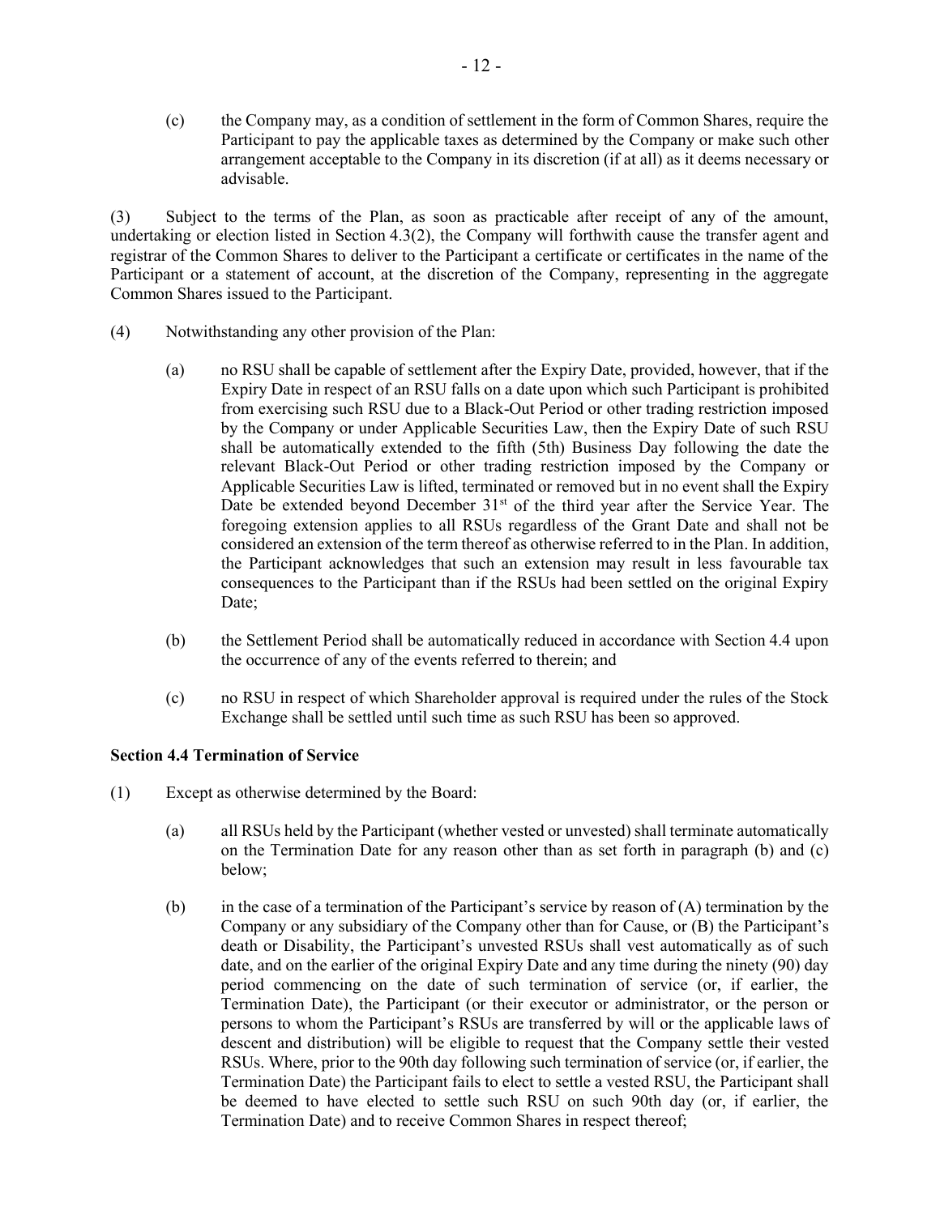(c) the Company may, as a condition of settlement in the form of Common Shares, require the Participant to pay the applicable taxes as determined by the Company or make such other arrangement acceptable to the Company in its discretion (if at all) as it deems necessary or advisable.

(3) Subject to the terms of the Plan, as soon as practicable after receipt of any of the amount, undertaking or election listed in Section 4.3(2), the Company will forthwith cause the transfer agent and registrar of the Common Shares to deliver to the Participant a certificate or certificates in the name of the Participant or a statement of account, at the discretion of the Company, representing in the aggregate Common Shares issued to the Participant.

(4) Notwithstanding any other provision of the Plan:

(a) no RSU shall be capable of settlement after the Expiry Date, provided, however, that if the Expiry Date in respect of an RSU falls on a date upon which such Participant is prohibited from exercising such RSU due to a Black-Out Period or other trading restriction imposed by the Company or under Applicable Securities Law, then the Expiry Date of such RSU shall be automatically extended to the fifth (5th) Business Day following the date the relevant Black-Out Period or other trading restriction imposed by the Company or Applicable Securities Law is lifted, terminated or removed but in no event shall the Expiry Date be extended beyond December 31st of the third year after the Service Year. The foregoing extension applies to all RSUs regardless of the Grant Date and shall not be considered an extension of the term thereof as otherwise referred to in the Plan. In addition, the Participant acknowledges that such an extension may result in less favourable tax consequences to the Participant than if the RSUs had been settled on the original Expiry Date;

(b) the Settlement Period shall be automatically reduced in accordance with Section 4.4 upon the occurrence of any of the events referred to therein; and

(c) no RSU in respect of which Shareholder approval is required under the rules of the Stock Exchange shall be settled until such time as such RSU has been so approved.

**Section 4.4 Termination of Service**

(1) Except as otherwise determined by the Board:

(a) all RSUs held by the Participant (whether vested or unvested) shall terminate automatically on the Termination Date for any reason other than as set forth in paragraph (b) and (c) below;

(b) in the case of a termination of the Participant's service by reason of (A) termination by the Company or any subsidiary of the Company other than for Cause, or (B) the Participant's death or Disability, the Participant's unvested RSUs shall vest automatically as of such date, and on the earlier of the original Expiry Date and any time during the ninety (90) day period commencing on the date of such termination of service (or, if earlier, the Termination Date), the Participant (or their executor or administrator, or the person or persons to whom the Participant's RSUs are transferred by will or the applicable laws of descent and distribution) will be eligible to request that the Company settle their vested RSUs. Where, prior to the 90th day following such termination of service (or, if earlier, the Termination Date) the Participant fails to elect to settle a vested RSU, the Participant shall be deemed to have elected to settle such RSU on such 90th day (or, if earlier, the Termination Date) and to receive Common Shares in respect thereof;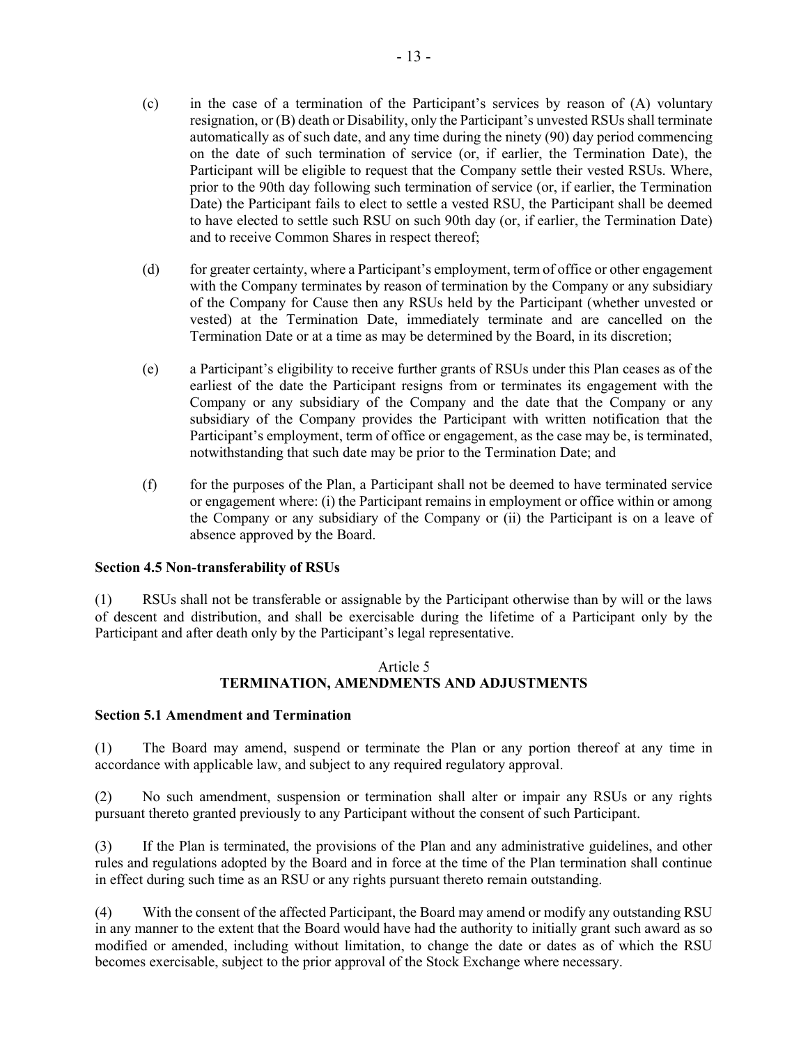(c) in the case of a termination of the Participant's services by reason of (A) voluntary resignation, or (B) death or Disability, only the Participant's unvested RSUs shall terminate automatically as of such date, and any time during the ninety (90) day period commencing on the date of such termination of service (or, if earlier, the Termination Date), the Participant will be eligible to request that the Company settle their vested RSUs. Where, prior to the 90th day following such termination of service (or, if earlier, the Termination Date) the Participant fails to elect to settle a vested RSU, the Participant shall be deemed to have elected to settle such RSU on such 90th day (or, if earlier, the Termination Date) and to receive Common Shares in respect thereof;

(d) for greater certainty, where a Participant's employment, term of office or other engagement with the Company terminates by reason of termination by the Company or any subsidiary of the Company for Cause then any RSUs held by the Participant (whether unvested or vested) at the Termination Date, immediately terminate and are cancelled on the Termination Date or at a time as may be determined by the Board, in its discretion;

(e) a Participant's eligibility to receive further grants of RSUs under this Plan ceases as of the earliest of the date the Participant resigns from or terminates its engagement with the Company or any subsidiary of the Company and the date that the Company or any subsidiary of the Company provides the Participant with written notification that the Participant's employment, term of office or engagement, as the case may be, is terminated, notwithstanding that such date may be prior to the Termination Date; and

(f) for the purposes of the Plan, a Participant shall not be deemed to have terminated service or engagement where: (i) the Participant remains in employment or office within or among the Company or any subsidiary of the Company or (ii) the Participant is on a leave of absence approved by the Board.

**Section 4.5 Non-transferability of RSUs**

(1) RSUs shall not be transferable or assignable by the Participant otherwise than by will or the laws of descent and distribution, and shall be exercisable during the lifetime of a Participant only by the Participant and after death only by the Participant's legal representative.

## Article 5
## TERMINATION, AMENDMENTS AND ADJUSTMENTS

**Section 5.1 Amendment and Termination**

(1) The Board may amend, suspend or terminate the Plan or any portion thereof at any time in accordance with applicable law, and subject to any required regulatory approval.

(2) No such amendment, suspension or termination shall alter or impair any RSUs or any rights pursuant thereto granted previously to any Participant without the consent of such Participant.

(3) If the Plan is terminated, the provisions of the Plan and any administrative guidelines, and other rules and regulations adopted by the Board and in force at the time of the Plan termination shall continue in effect during such time as an RSU or any rights pursuant thereto remain outstanding.

(4) With the consent of the affected Participant, the Board may amend or modify any outstanding RSU in any manner to the extent that the Board would have had the authority to initially grant such award as so modified or amended, including without limitation, to change the date or dates as of which the RSU becomes exercisable, subject to the prior approval of the Stock Exchange where necessary.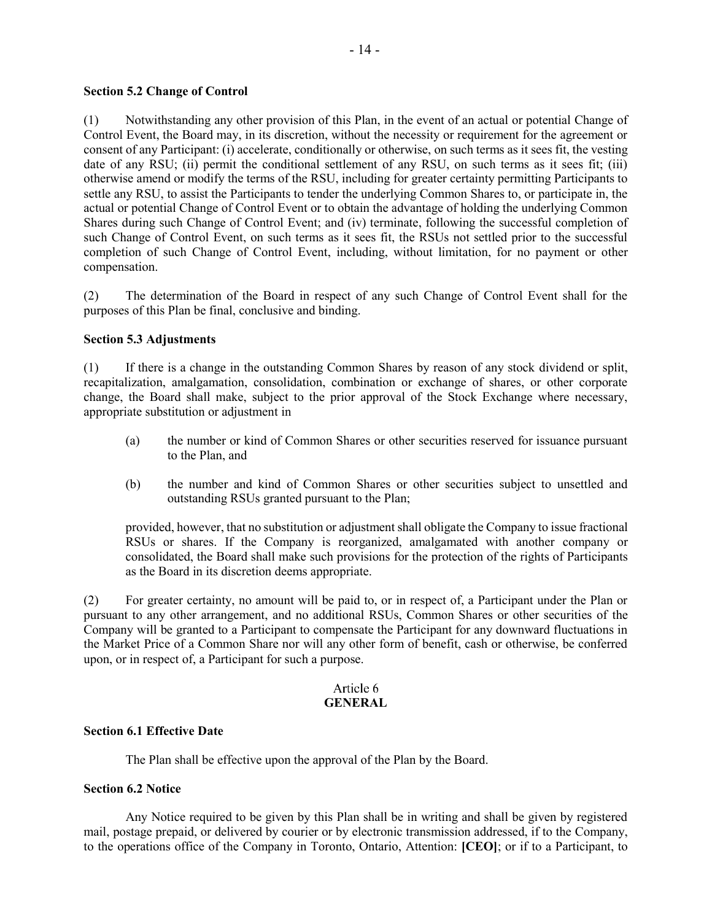**Section 5.2 Change of Control**

(1) Notwithstanding any other provision of this Plan, in the event of an actual or potential Change of Control Event, the Board may, in its discretion, without the necessity or requirement for the agreement or consent of any Participant: (i) accelerate, conditionally or otherwise, on such terms as it sees fit, the vesting date of any RSU; (ii) permit the conditional settlement of any RSU, on such terms as it sees fit; (iii) otherwise amend or modify the terms of the RSU, including for greater certainty permitting Participants to settle any RSU, to assist the Participants to tender the underlying Common Shares to, or participate in, the actual or potential Change of Control Event or to obtain the advantage of holding the underlying Common Shares during such Change of Control Event; and (iv) terminate, following the successful completion of such Change of Control Event, on such terms as it sees fit, the RSUs not settled prior to the successful completion of such Change of Control Event, including, without limitation, for no payment or other compensation.

(2) The determination of the Board in respect of any such Change of Control Event shall for the purposes of this Plan be final, conclusive and binding.

**Section 5.3 Adjustments**

(1) If there is a change in the outstanding Common Shares by reason of any stock dividend or split, recapitalization, amalgamation, consolidation, combination or exchange of shares, or other corporate change, the Board shall make, subject to the prior approval of the Stock Exchange where necessary, appropriate substitution or adjustment in

(a) the number or kind of Common Shares or other securities reserved for issuance pursuant to the Plan, and

(b) the number and kind of Common Shares or other securities subject to unsettled and outstanding RSUs granted pursuant to the Plan;

provided, however, that no substitution or adjustment shall obligate the Company to issue fractional RSUs or shares. If the Company is reorganized, amalgamated with another company or consolidated, the Board shall make such provisions for the protection of the rights of Participants as the Board in its discretion deems appropriate.

(2) For greater certainty, no amount will be paid to, or in respect of, a Participant under the Plan or pursuant to any other arrangement, and no additional RSUs, Common Shares or other securities of the Company will be granted to a Participant to compensate the Participant for any downward fluctuations in the Market Price of a Common Share nor will any other form of benefit, cash or otherwise, be conferred upon, or in respect of, a Participant for such a purpose.

## Article 6
## GENERAL

**Section 6.1 Effective Date**

The Plan shall be effective upon the approval of the Plan by the Board.

**Section 6.2 Notice**

Any Notice required to be given by this Plan shall be in writing and shall be given by registered mail, postage prepaid, or delivered by courier or by electronic transmission addressed, if to the Company, to the operations office of the Company in Toronto, Ontario, Attention: **[CEO]**; or if to a Participant, to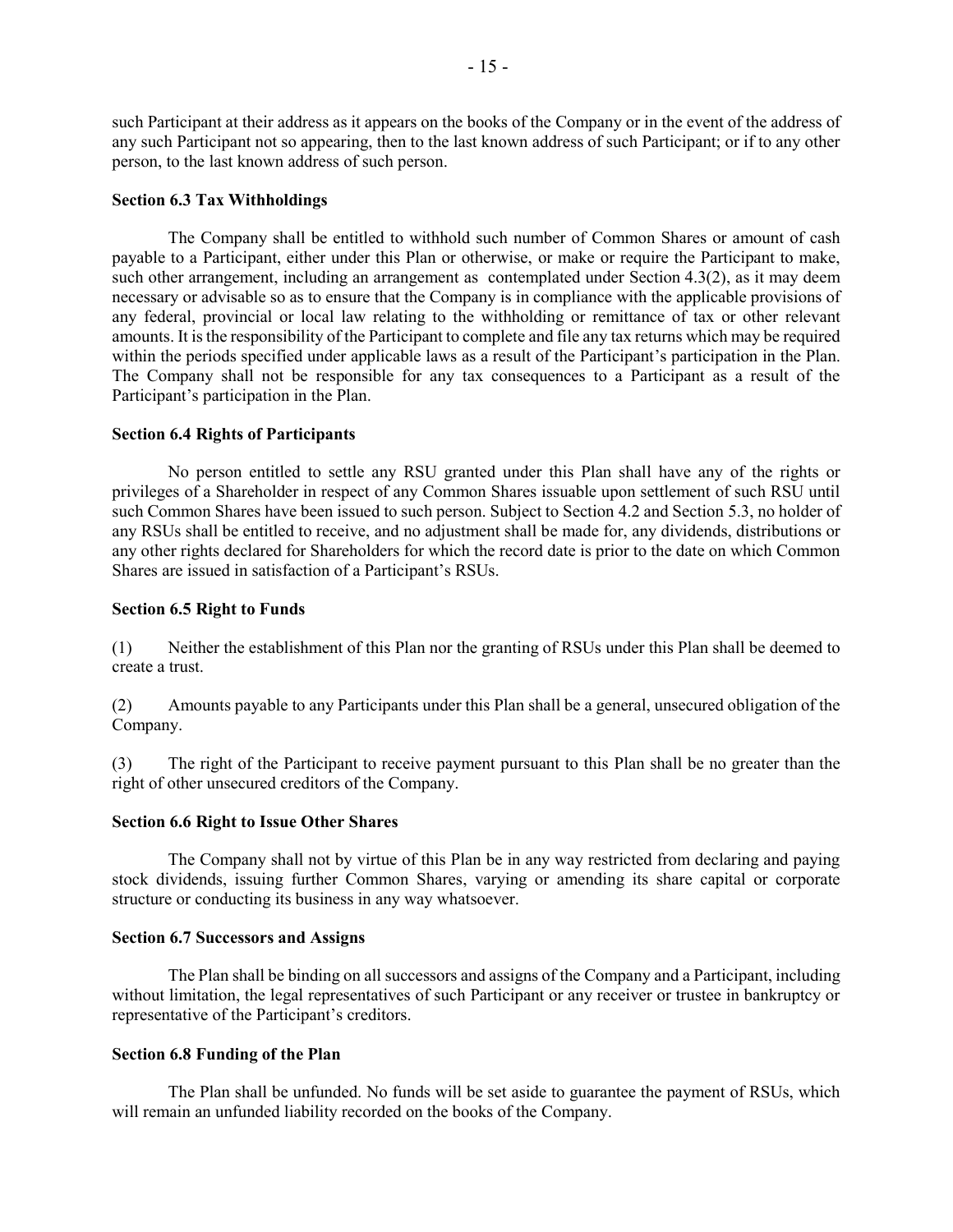such Participant at their address as it appears on the books of the Company or in the event of the address of any such Participant not so appearing, then to the last known address of such Participant; or if to any other person, to the last known address of such person.

**Section 6.3 Tax Withholdings**

The Company shall be entitled to withhold such number of Common Shares or amount of cash payable to a Participant, either under this Plan or otherwise, or make or require the Participant to make, such other arrangement, including an arrangement as contemplated under Section 4.3(2), as it may deem necessary or advisable so as to ensure that the Company is in compliance with the applicable provisions of any federal, provincial or local law relating to the withholding or remittance of tax or other relevant amounts. It is the responsibility of the Participant to complete and file any tax returns which may be required within the periods specified under applicable laws as a result of the Participant's participation in the Plan. The Company shall not be responsible for any tax consequences to a Participant as a result of the Participant's participation in the Plan.

**Section 6.4 Rights of Participants**

No person entitled to settle any RSU granted under this Plan shall have any of the rights or privileges of a Shareholder in respect of any Common Shares issuable upon settlement of such RSU until such Common Shares have been issued to such person. Subject to Section 4.2 and Section 5.3, no holder of any RSUs shall be entitled to receive, and no adjustment shall be made for, any dividends, distributions or any other rights declared for Shareholders for which the record date is prior to the date on which Common Shares are issued in satisfaction of a Participant's RSUs.

**Section 6.5 Right to Funds**

(1) Neither the establishment of this Plan nor the granting of RSUs under this Plan shall be deemed to create a trust.

(2) Amounts payable to any Participants under this Plan shall be a general, unsecured obligation of the Company.

(3) The right of the Participant to receive payment pursuant to this Plan shall be no greater than the right of other unsecured creditors of the Company.

**Section 6.6 Right to Issue Other Shares**

The Company shall not by virtue of this Plan be in any way restricted from declaring and paying stock dividends, issuing further Common Shares, varying or amending its share capital or corporate structure or conducting its business in any way whatsoever.

**Section 6.7 Successors and Assigns**

The Plan shall be binding on all successors and assigns of the Company and a Participant, including without limitation, the legal representatives of such Participant or any receiver or trustee in bankruptcy or representative of the Participant's creditors.

**Section 6.8 Funding of the Plan**

The Plan shall be unfunded. No funds will be set aside to guarantee the payment of RSUs, which will remain an unfunded liability recorded on the books of the Company.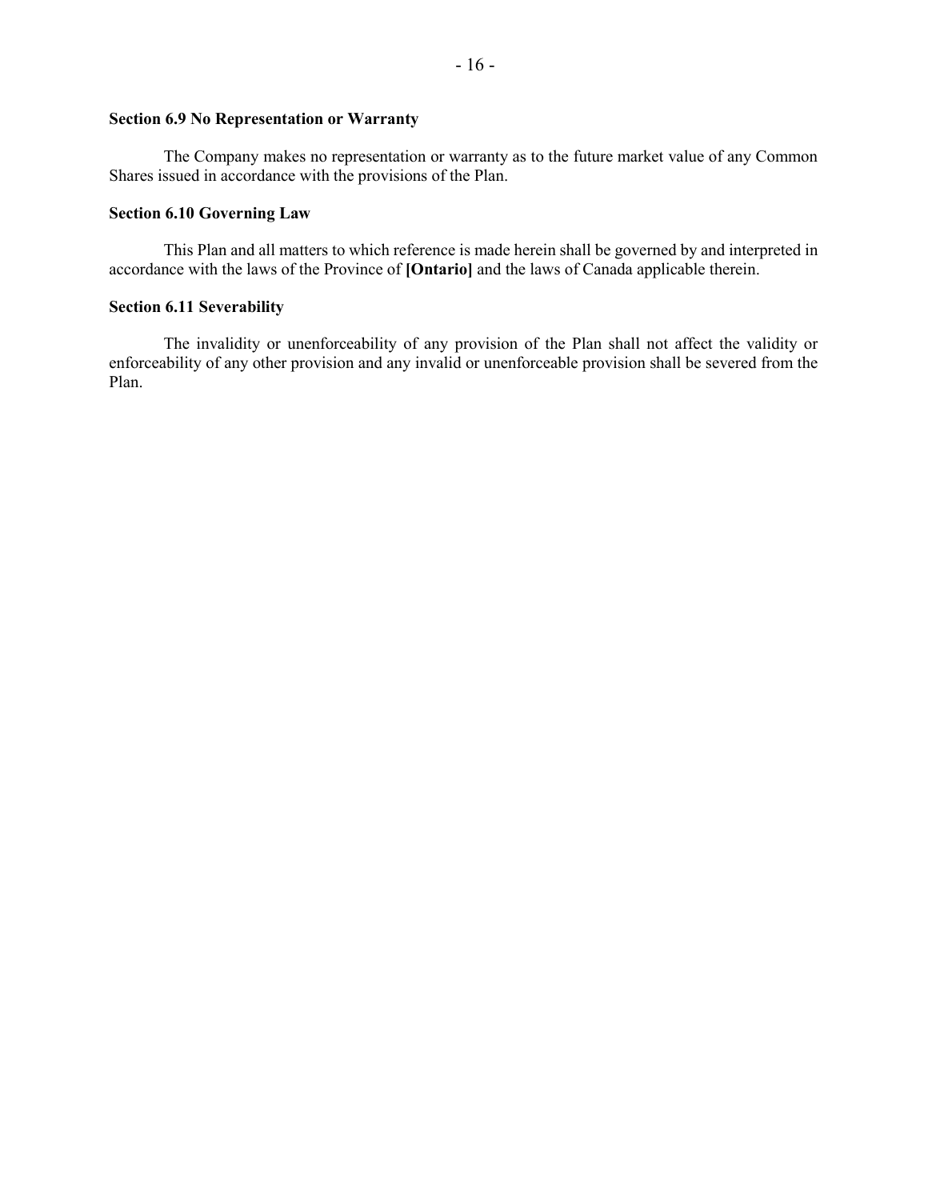**Section 6.9 No Representation or Warranty**

The Company makes no representation or warranty as to the future market value of any Common Shares issued in accordance with the provisions of the Plan.

**Section 6.10 Governing Law**

This Plan and all matters to which reference is made herein shall be governed by and interpreted in accordance with the laws of the Province of **[Ontario]** and the laws of Canada applicable therein.

**Section 6.11 Severability**

The invalidity or unenforceability of any provision of the Plan shall not affect the validity or enforceability of any other provision and any invalid or unenforceable provision shall be severed from the Plan.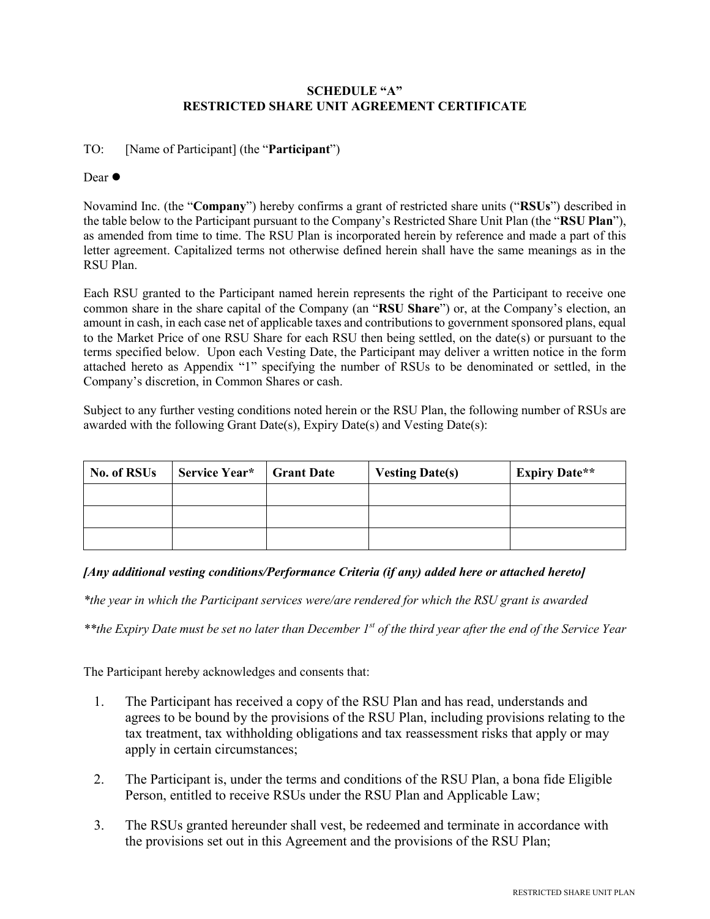**SCHEDULE "A"**
**RESTRICTED SHARE UNIT AGREEMENT CERTIFICATE**

TO: [Name of Participant] (the "**Participant**")

Dear ●

Novamind Inc. (the "**Company**") hereby confirms a grant of restricted share units ("**RSUs**") described in the table below to the Participant pursuant to the Company's Restricted Share Unit Plan (the "**RSU Plan**"), as amended from time to time. The RSU Plan is incorporated herein by reference and made a part of this letter agreement. Capitalized terms not otherwise defined herein shall have the same meanings as in the RSU Plan.

Each RSU granted to the Participant named herein represents the right of the Participant to receive one common share in the share capital of the Company (an "**RSU Share**") or, at the Company's election, an amount in cash, in each case net of applicable taxes and contributions to government sponsored plans, equal to the Market Price of one RSU Share for each RSU then being settled, on the date(s) or pursuant to the terms specified below. Upon each Vesting Date, the Participant may deliver a written notice in the form attached hereto as Appendix "1" specifying the number of RSUs to be denominated or settled, in the Company's discretion, in Common Shares or cash.

Subject to any further vesting conditions noted herein or the RSU Plan, the following number of RSUs are awarded with the following Grant Date(s), Expiry Date(s) and Vesting Date(s):

| No. of RSUs | Service Year* | Grant Date | Vesting Date(s) | Expiry Date** |
|---|---|---|---|---|
| | | | | |
| | | | | |
| | | | | |

***[Any additional vesting conditions/Performance Criteria (if any) added here or attached hereto]***

*\*the year in which the Participant services were/are rendered for which the RSU grant is awarded*

*\*\*the Expiry Date must be set no later than December 1st of the third year after the end of the Service Year*

The Participant hereby acknowledges and consents that:

1. The Participant has received a copy of the RSU Plan and has read, understands and agrees to be bound by the provisions of the RSU Plan, including provisions relating to the tax treatment, tax withholding obligations and tax reassessment risks that apply or may apply in certain circumstances;

2. The Participant is, under the terms and conditions of the RSU Plan, a bona fide Eligible Person, entitled to receive RSUs under the RSU Plan and Applicable Law;

3. The RSUs granted hereunder shall vest, be redeemed and terminate in accordance with the provisions set out in this Agreement and the provisions of the RSU Plan;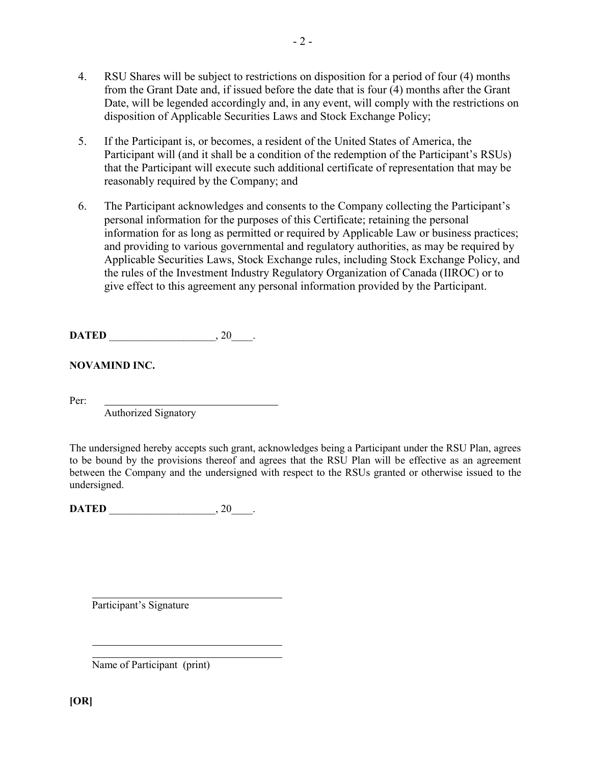4. RSU Shares will be subject to restrictions on disposition for a period of four (4) months from the Grant Date and, if issued before the date that is four (4) months after the Grant Date, will be legended accordingly and, in any event, will comply with the restrictions on disposition of Applicable Securities Laws and Stock Exchange Policy;

5. If the Participant is, or becomes, a resident of the United States of America, the Participant will (and it shall be a condition of the redemption of the Participant's RSUs) that the Participant will execute such additional certificate of representation that may be reasonably required by the Company; and

6. The Participant acknowledges and consents to the Company collecting the Participant's personal information for the purposes of this Certificate; retaining the personal information for as long as permitted or required by Applicable Law or business practices; and providing to various governmental and regulatory authorities, as may be required by Applicable Securities Laws, Stock Exchange rules, including Stock Exchange Policy, and the rules of the Investment Industry Regulatory Organization of Canada (IIROC) or to give effect to this agreement any personal information provided by the Participant.

**DATED** ____________________, 20____.

**NOVAMIND INC.**

Per: ________________________________
Authorized Signatory

The undersigned hereby accepts such grant, acknowledges being a Participant under the RSU Plan, agrees to be bound by the provisions thereof and agrees that the RSU Plan will be effective as an agreement between the Company and the undersigned with respect to the RSUs granted or otherwise issued to the undersigned.

**DATED** ____________________, 20____.

________________________________
Participant's Signature

________________________________
Name of Participant (print)

**[OR]**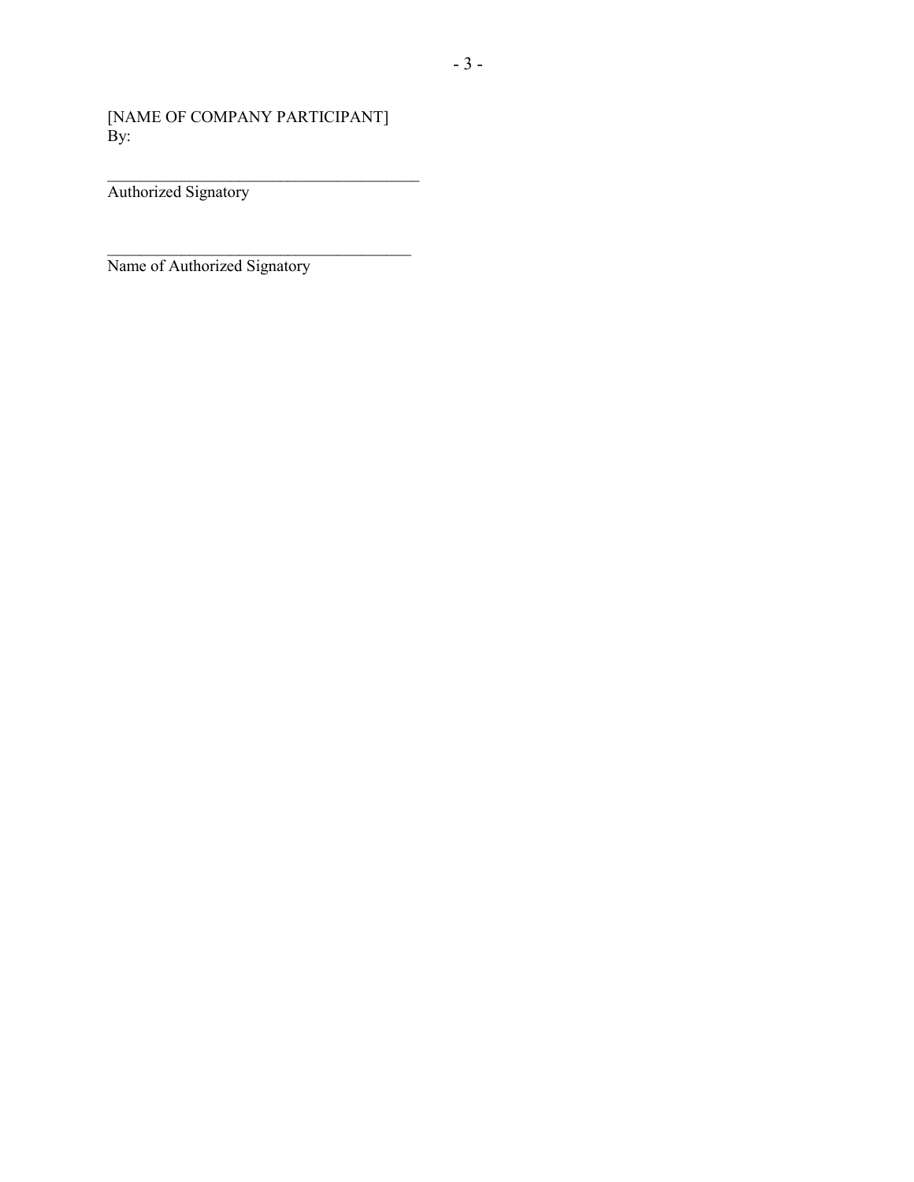[NAME OF COMPANY PARTICIPANT]
By:

\_\_\_\_\_\_\_\_\_\_\_\_\_\_\_\_\_\_\_\_\_\_\_\_\_\_\_\_\_\_\_\_\_\_\_\_\_\_
Authorized Signatory

\_\_\_\_\_\_\_\_\_\_\_\_\_\_\_\_\_\_\_\_\_\_\_\_\_\_\_\_\_\_\_\_\_\_\_\_\_
Name of Authorized Signatory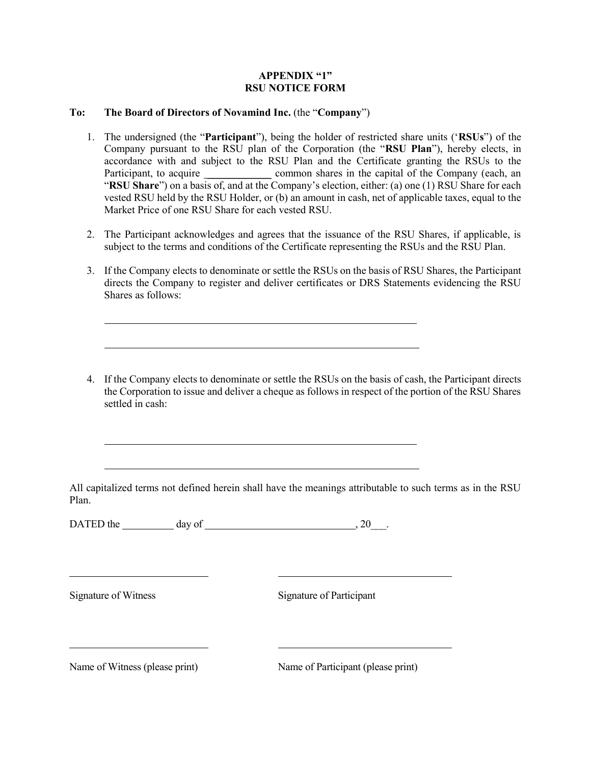# APPENDIX "1"
# RSU NOTICE FORM

**To: The Board of Directors of Novamind Inc.** (the "**Company**")

1. The undersigned (the "**Participant**"), being the holder of restricted share units ('**RSUs**") of the Company pursuant to the RSU plan of the Corporation (the "**RSU Plan**"), hereby elects, in accordance with and subject to the RSU Plan and the Certificate granting the RSUs to the Participant, to acquire \_\_\_\_\_\_\_\_\_\_\_\_\_ common shares in the capital of the Company (each, an "**RSU Share**") on a basis of, and at the Company's election, either: (a) one (1) RSU Share for each vested RSU held by the RSU Holder, or (b) an amount in cash, net of applicable taxes, equal to the Market Price of one RSU Share for each vested RSU.

2. The Participant acknowledges and agrees that the issuance of the RSU Shares, if applicable, is subject to the terms and conditions of the Certificate representing the RSUs and the RSU Plan.

3. If the Company elects to denominate or settle the RSUs on the basis of RSU Shares, the Participant directs the Company to register and deliver certificates or DRS Statements evidencing the RSU Shares as follows:

   \_\_\_\_\_\_\_\_\_\_\_\_\_\_\_\_\_\_\_\_\_\_\_\_\_\_\_\_\_\_\_\_\_\_\_\_\_\_\_\_\_\_\_\_\_\_\_\_\_\_\_\_\_\_\_\_

   \_\_\_\_\_\_\_\_\_\_\_\_\_\_\_\_\_\_\_\_\_\_\_\_\_\_\_\_\_\_\_\_\_\_\_\_\_\_\_\_\_\_\_\_\_\_\_\_\_\_\_\_\_\_\_\_

4. If the Company elects to denominate or settle the RSUs on the basis of cash, the Participant directs the Corporation to issue and deliver a cheque as follows in respect of the portion of the RSU Shares settled in cash:

   \_\_\_\_\_\_\_\_\_\_\_\_\_\_\_\_\_\_\_\_\_\_\_\_\_\_\_\_\_\_\_\_\_\_\_\_\_\_\_\_\_\_\_\_\_\_\_\_\_\_\_\_\_\_\_\_

   \_\_\_\_\_\_\_\_\_\_\_\_\_\_\_\_\_\_\_\_\_\_\_\_\_\_\_\_\_\_\_\_\_\_\_\_\_\_\_\_\_\_\_\_\_\_\_\_\_\_\_\_\_\_\_\_

All capitalized terms not defined herein shall have the meanings attributable to such terms as in the RSU Plan.

DATED the \_\_\_\_\_\_\_\_\_\_ day of \_\_\_\_\_\_\_\_\_\_\_\_\_\_\_\_\_\_\_\_\_\_\_\_\_\_\_\_\_, 20\_\_\_.

| \_\_\_\_\_\_\_\_\_\_\_\_\_\_\_\_\_\_\_\_\_\_\_\_\_\_ | \_\_\_\_\_\_\_\_\_\_\_\_\_\_\_\_\_\_\_\_\_\_\_\_\_\_\_\_\_\_\_\_\_\_ |
|---|---|
| Signature of Witness | Signature of Participant |
| \_\_\_\_\_\_\_\_\_\_\_\_\_\_\_\_\_\_\_\_\_\_\_\_\_\_ | \_\_\_\_\_\_\_\_\_\_\_\_\_\_\_\_\_\_\_\_\_\_\_\_\_\_\_\_\_\_\_\_\_\_ |
| Name of Witness (please print) | Name of Participant (please print) |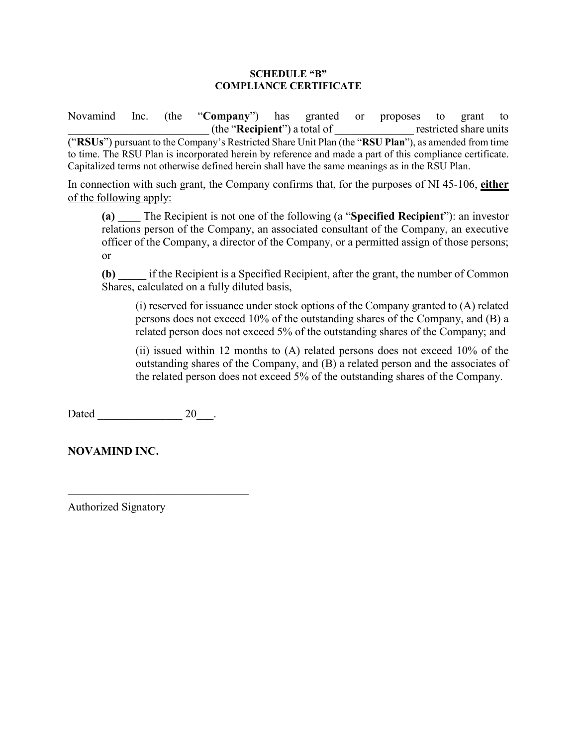**SCHEDULE "B"**
**COMPLIANCE CERTIFICATE**

Novamind Inc. (the "**Company**") has granted or proposes to grant to __________________________ (the "**Recipient**") a total of ______________ restricted share units ("**RSUs**") pursuant to the Company's Restricted Share Unit Plan (the "**RSU Plan**"), as amended from time to time. The RSU Plan is incorporated herein by reference and made a part of this compliance certificate. Capitalized terms not otherwise defined herein shall have the same meanings as in the RSU Plan.

In connection with such grant, the Company confirms that, for the purposes of NI 45-106, <u>**either** of the following apply:</u>

> **(a) ____** The Recipient is not one of the following (a "**Specified Recipient**"): an investor relations person of the Company, an associated consultant of the Company, an executive officer of the Company, a director of the Company, or a permitted assign of those persons; or
>
> **(b) _____** if the Recipient is a Specified Recipient, after the grant, the number of Common Shares, calculated on a fully diluted basis,
>
> > (i) reserved for issuance under stock options of the Company granted to (A) related persons does not exceed 10% of the outstanding shares of the Company, and (B) a related person does not exceed 5% of the outstanding shares of the Company; and
> >
> > (ii) issued within 12 months to (A) related persons does not exceed 10% of the outstanding shares of the Company, and (B) a related person and the associates of the related person does not exceed 5% of the outstanding shares of the Company.

Dated _______________ 20___.

**NOVAMIND INC.**

________________________________

Authorized Signatory